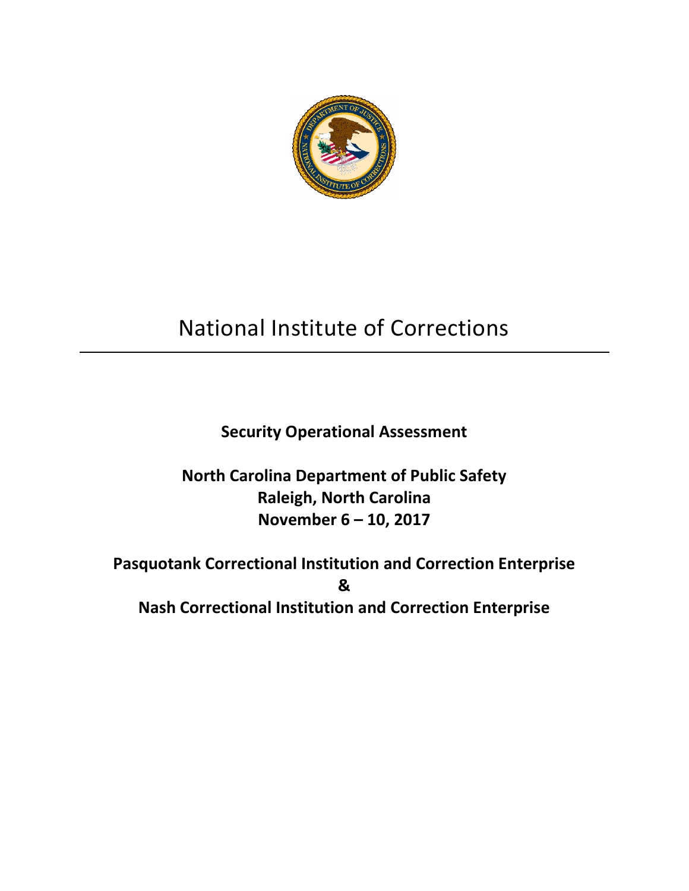# National Institute of Corrections

**Security Operational Assessment**

**North Carolina Department of Public Safety**
**Raleigh, North Carolina**
**November 6 – 10, 2017**

**Pasquotank Correctional Institution and Correction Enterprise**
**&**
**Nash Correctional Institution and Correction Enterprise**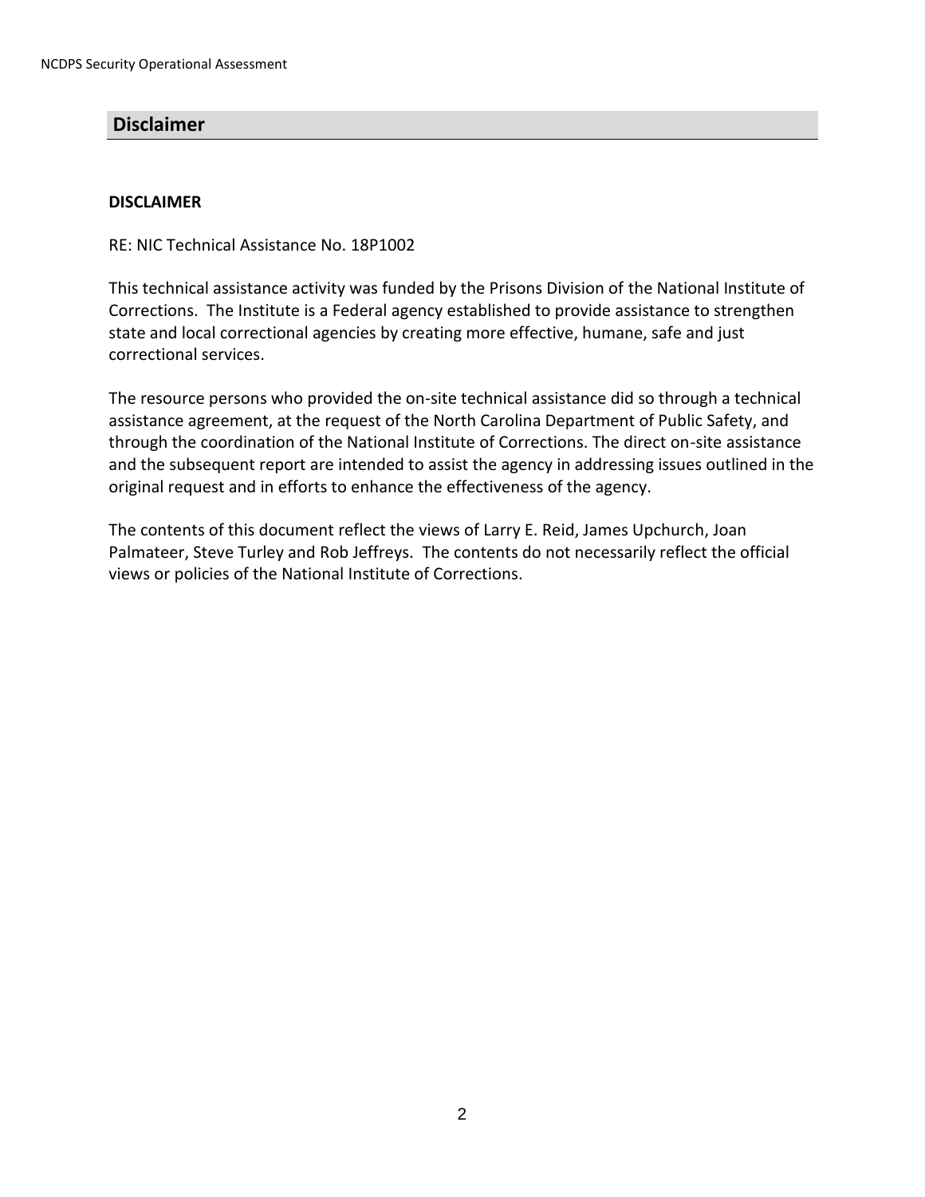## Disclaimer

**DISCLAIMER**

RE: NIC Technical Assistance No. 18P1002

This technical assistance activity was funded by the Prisons Division of the National Institute of Corrections. The Institute is a Federal agency established to provide assistance to strengthen state and local correctional agencies by creating more effective, humane, safe and just correctional services.

The resource persons who provided the on-site technical assistance did so through a technical assistance agreement, at the request of the North Carolina Department of Public Safety, and through the coordination of the National Institute of Corrections. The direct on-site assistance and the subsequent report are intended to assist the agency in addressing issues outlined in the original request and in efforts to enhance the effectiveness of the agency.

The contents of this document reflect the views of Larry E. Reid, James Upchurch, Joan Palmateer, Steve Turley and Rob Jeffreys. The contents do not necessarily reflect the official views or policies of the National Institute of Corrections.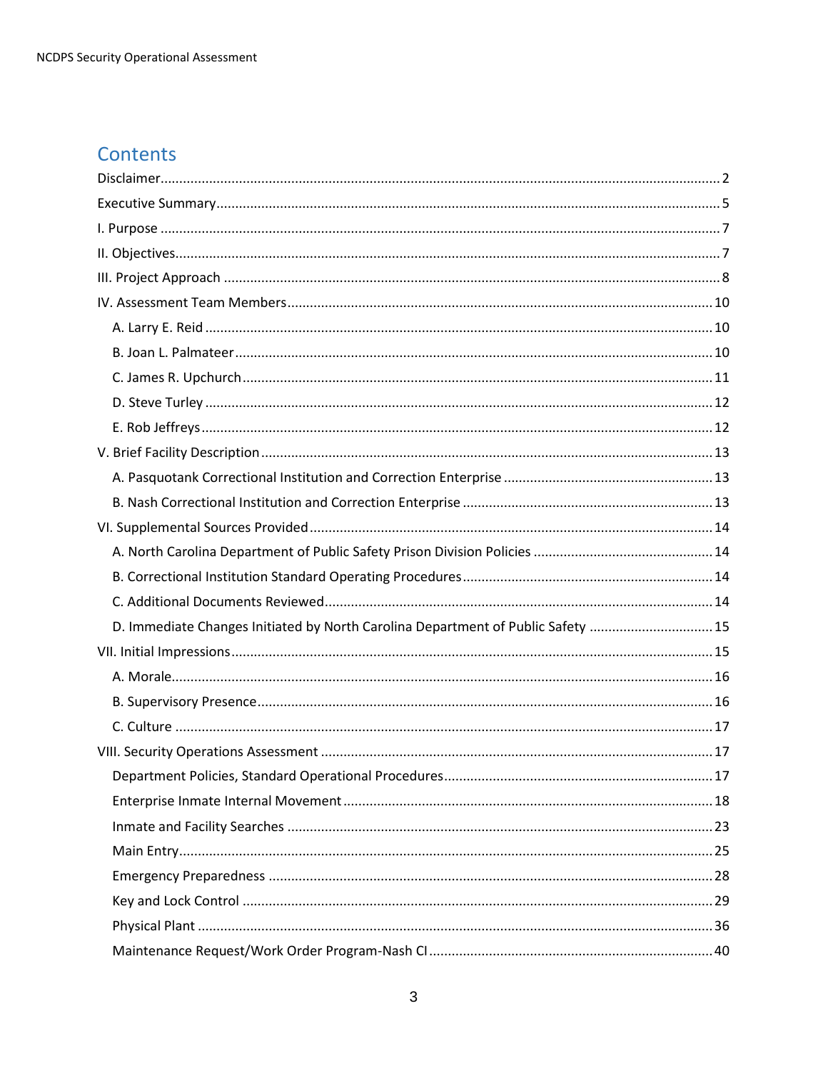# Contents

- Disclaimer ..... 2
- Executive Summary ..... 5
- I. Purpose ..... 7
- II. Objectives ..... 7
- III. Project Approach ..... 8
- IV. Assessment Team Members ..... 10
  - A. Larry E. Reid ..... 10
  - B. Joan L. Palmateer ..... 10
  - C. James R. Upchurch ..... 11
  - D. Steve Turley ..... 12
  - E. Rob Jeffreys ..... 12
- V. Brief Facility Description ..... 13
  - A. Pasquotank Correctional Institution and Correction Enterprise ..... 13
  - B. Nash Correctional Institution and Correction Enterprise ..... 13
- VI. Supplemental Sources Provided ..... 14
  - A. North Carolina Department of Public Safety Prison Division Policies ..... 14
  - B. Correctional Institution Standard Operating Procedures ..... 14
  - C. Additional Documents Reviewed ..... 14
  - D. Immediate Changes Initiated by North Carolina Department of Public Safety ..... 15
- VII. Initial Impressions ..... 15
  - A. Morale ..... 16
  - B. Supervisory Presence ..... 16
  - C. Culture ..... 17
- VIII. Security Operations Assessment ..... 17
  - Department Policies, Standard Operational Procedures ..... 17
  - Enterprise Inmate Internal Movement ..... 18
  - Inmate and Facility Searches ..... 23
  - Main Entry ..... 25
  - Emergency Preparedness ..... 28
  - Key and Lock Control ..... 29
  - Physical Plant ..... 36
  - Maintenance Request/Work Order Program-Nash CI ..... 40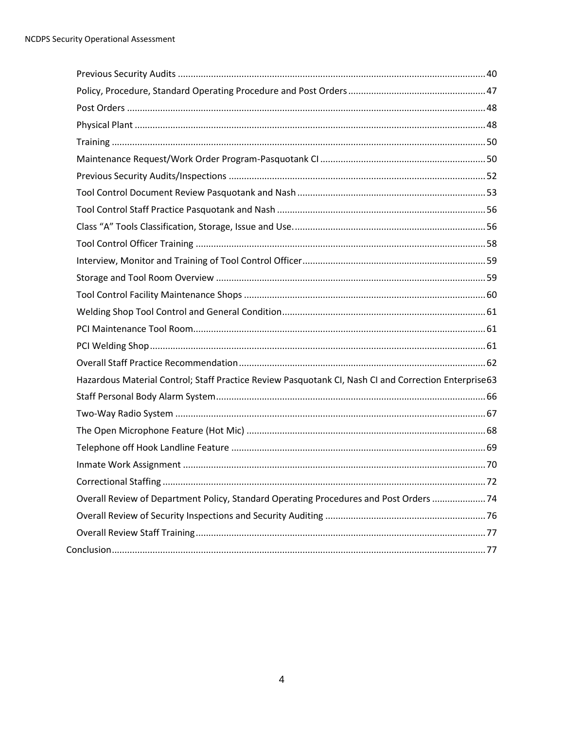Previous Security Audits ........ 40
Policy, Procedure, Standard Operating Procedure and Post Orders ........ 47
Post Orders ........ 48
Physical Plant ........ 48
Training ........ 50
Maintenance Request/Work Order Program-Pasquotank CI ........ 50
Previous Security Audits/Inspections ........ 52
Tool Control Document Review Pasquotank and Nash ........ 53
Tool Control Staff Practice Pasquotank and Nash ........ 56
Class "A" Tools Classification, Storage, Issue and Use. ........ 56
Tool Control Officer Training ........ 58
Interview, Monitor and Training of Tool Control Officer ........ 59
Storage and Tool Room Overview ........ 59
Tool Control Facility Maintenance Shops ........ 60
Welding Shop Tool Control and General Condition ........ 61
PCI Maintenance Tool Room ........ 61
PCI Welding Shop ........ 61
Overall Staff Practice Recommendation ........ 62
Hazardous Material Control; Staff Practice Review Pasquotank CI, Nash CI and Correction Enterprise ........ 63
Staff Personal Body Alarm System ........ 66
Two-Way Radio System ........ 67
The Open Microphone Feature (Hot Mic) ........ 68
Telephone off Hook Landline Feature ........ 69
Inmate Work Assignment ........ 70
Correctional Staffing ........ 72
Overall Review of Department Policy, Standard Operating Procedures and Post Orders ........ 74
Overall Review of Security Inspections and Security Auditing ........ 76
Overall Review Staff Training ........ 77

Conclusion ........ 77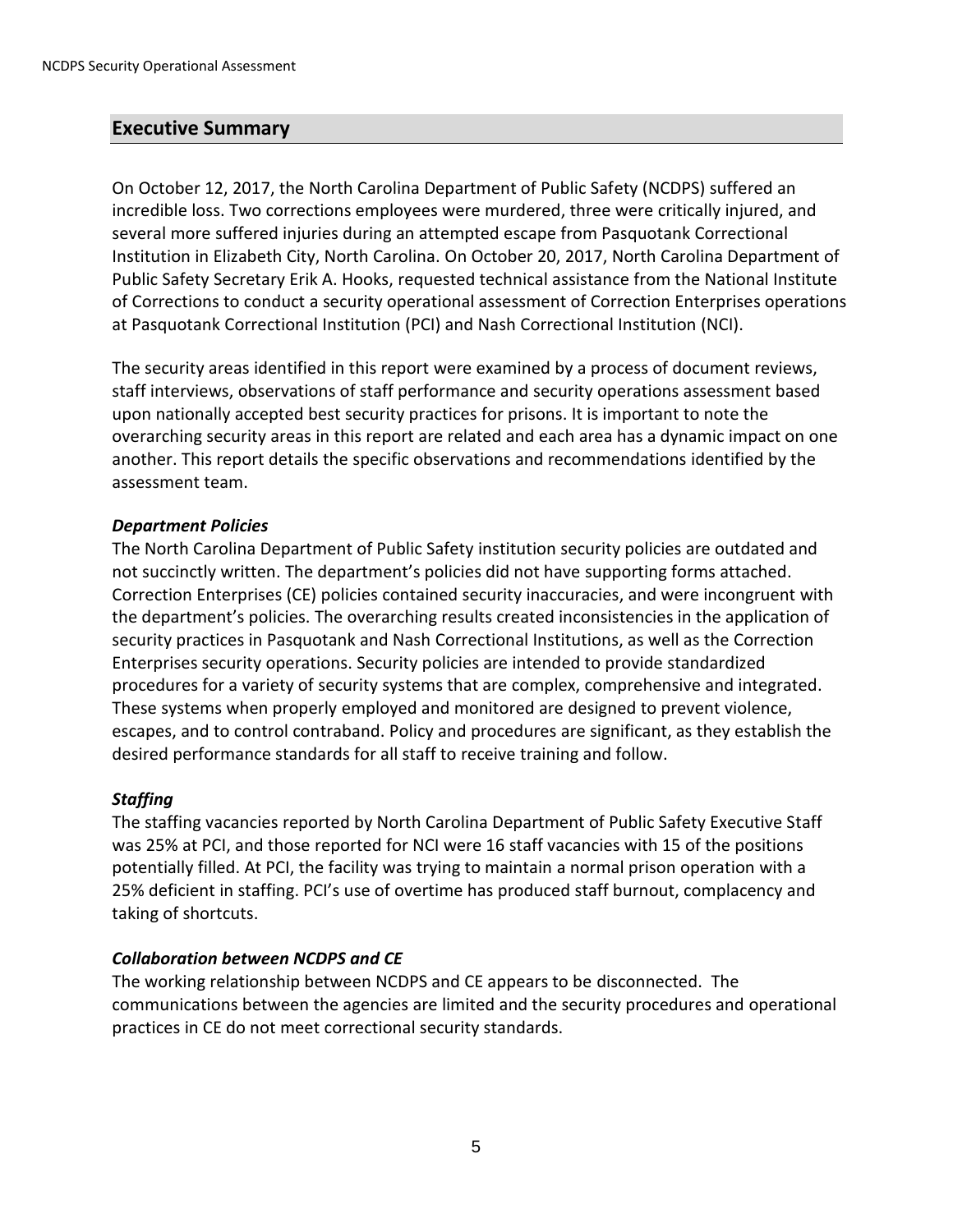## Executive Summary

On October 12, 2017, the North Carolina Department of Public Safety (NCDPS) suffered an incredible loss. Two corrections employees were murdered, three were critically injured, and several more suffered injuries during an attempted escape from Pasquotank Correctional Institution in Elizabeth City, North Carolina. On October 20, 2017, North Carolina Department of Public Safety Secretary Erik A. Hooks, requested technical assistance from the National Institute of Corrections to conduct a security operational assessment of Correction Enterprises operations at Pasquotank Correctional Institution (PCI) and Nash Correctional Institution (NCI).

The security areas identified in this report were examined by a process of document reviews, staff interviews, observations of staff performance and security operations assessment based upon nationally accepted best security practices for prisons. It is important to note the overarching security areas in this report are related and each area has a dynamic impact on one another. This report details the specific observations and recommendations identified by the assessment team.

***Department Policies***

The North Carolina Department of Public Safety institution security policies are outdated and not succinctly written. The department's policies did not have supporting forms attached. Correction Enterprises (CE) policies contained security inaccuracies, and were incongruent with the department's policies. The overarching results created inconsistencies in the application of security practices in Pasquotank and Nash Correctional Institutions, as well as the Correction Enterprises security operations. Security policies are intended to provide standardized procedures for a variety of security systems that are complex, comprehensive and integrated. These systems when properly employed and monitored are designed to prevent violence, escapes, and to control contraband. Policy and procedures are significant, as they establish the desired performance standards for all staff to receive training and follow.

***Staffing***

The staffing vacancies reported by North Carolina Department of Public Safety Executive Staff was 25% at PCI, and those reported for NCI were 16 staff vacancies with 15 of the positions potentially filled. At PCI, the facility was trying to maintain a normal prison operation with a 25% deficient in staffing. PCI's use of overtime has produced staff burnout, complacency and taking of shortcuts.

***Collaboration between NCDPS and CE***

The working relationship between NCDPS and CE appears to be disconnected. The communications between the agencies are limited and the security procedures and operational practices in CE do not meet correctional security standards.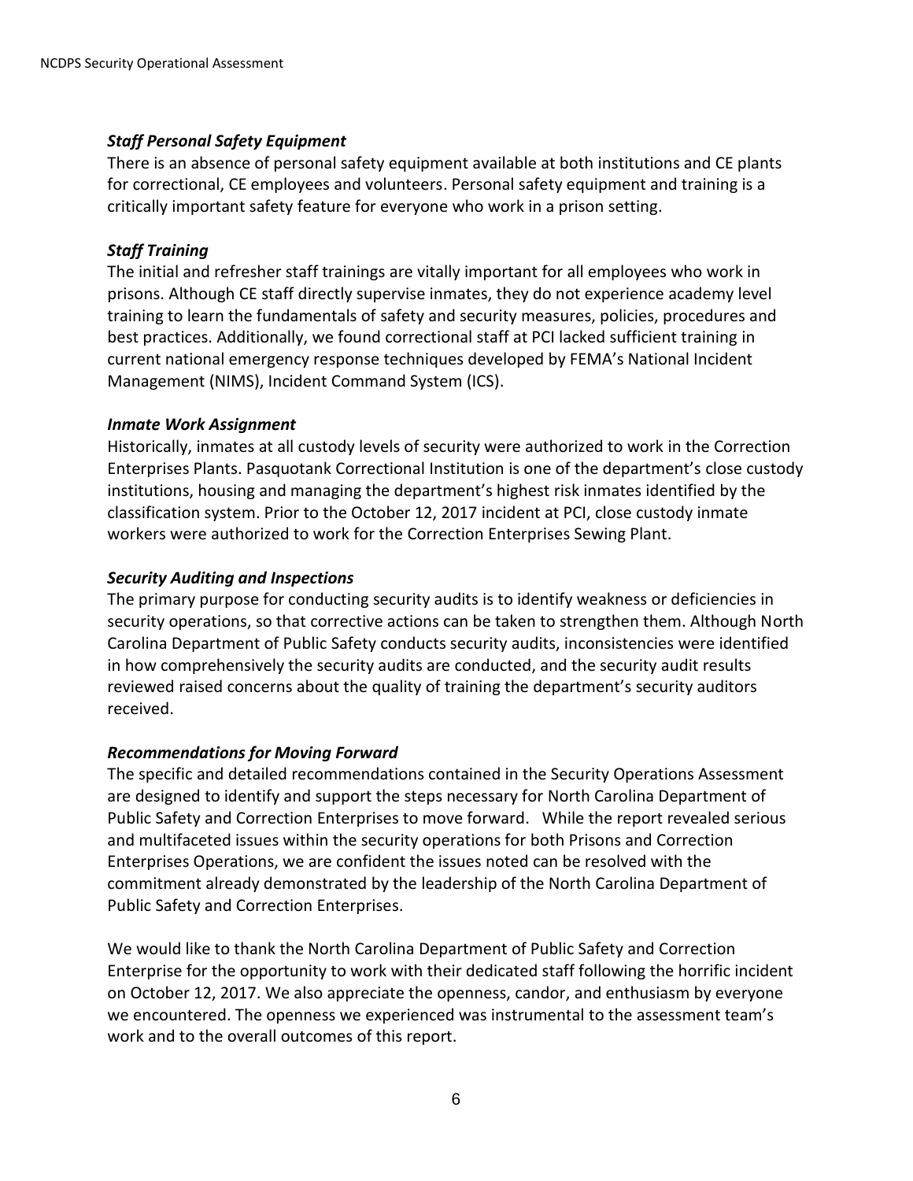### *Staff Personal Safety Equipment*

There is an absence of personal safety equipment available at both institutions and CE plants for correctional, CE employees and volunteers. Personal safety equipment and training is a critically important safety feature for everyone who work in a prison setting.

### *Staff Training*

The initial and refresher staff trainings are vitally important for all employees who work in prisons. Although CE staff directly supervise inmates, they do not experience academy level training to learn the fundamentals of safety and security measures, policies, procedures and best practices. Additionally, we found correctional staff at PCI lacked sufficient training in current national emergency response techniques developed by FEMA's National Incident Management (NIMS), Incident Command System (ICS).

### *Inmate Work Assignment*

Historically, inmates at all custody levels of security were authorized to work in the Correction Enterprises Plants. Pasquotank Correctional Institution is one of the department's close custody institutions, housing and managing the department's highest risk inmates identified by the classification system. Prior to the October 12, 2017 incident at PCI, close custody inmate workers were authorized to work for the Correction Enterprises Sewing Plant.

### *Security Auditing and Inspections*

The primary purpose for conducting security audits is to identify weakness or deficiencies in security operations, so that corrective actions can be taken to strengthen them. Although North Carolina Department of Public Safety conducts security audits, inconsistencies were identified in how comprehensively the security audits are conducted, and the security audit results reviewed raised concerns about the quality of training the department's security auditors received.

### *Recommendations for Moving Forward*

The specific and detailed recommendations contained in the Security Operations Assessment are designed to identify and support the steps necessary for North Carolina Department of Public Safety and Correction Enterprises to move forward. While the report revealed serious and multifaceted issues within the security operations for both Prisons and Correction Enterprises Operations, we are confident the issues noted can be resolved with the commitment already demonstrated by the leadership of the North Carolina Department of Public Safety and Correction Enterprises.

We would like to thank the North Carolina Department of Public Safety and Correction Enterprise for the opportunity to work with their dedicated staff following the horrific incident on October 12, 2017. We also appreciate the openness, candor, and enthusiasm by everyone we encountered. The openness we experienced was instrumental to the assessment team's work and to the overall outcomes of this report.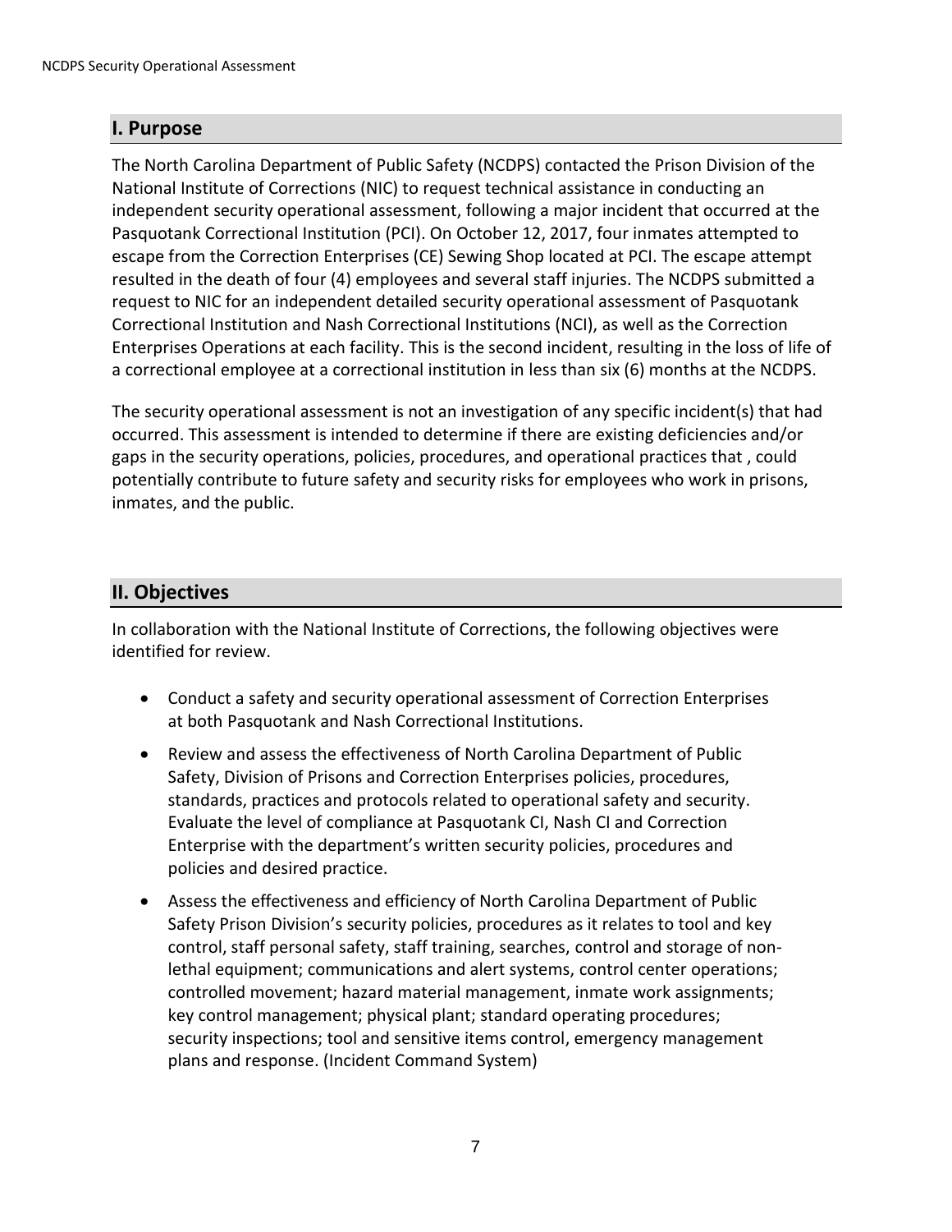## I. Purpose

The North Carolina Department of Public Safety (NCDPS) contacted the Prison Division of the National Institute of Corrections (NIC) to request technical assistance in conducting an independent security operational assessment, following a major incident that occurred at the Pasquotank Correctional Institution (PCI). On October 12, 2017, four inmates attempted to escape from the Correction Enterprises (CE) Sewing Shop located at PCI. The escape attempt resulted in the death of four (4) employees and several staff injuries. The NCDPS submitted a request to NIC for an independent detailed security operational assessment of Pasquotank Correctional Institution and Nash Correctional Institutions (NCI), as well as the Correction Enterprises Operations at each facility. This is the second incident, resulting in the loss of life of a correctional employee at a correctional institution in less than six (6) months at the NCDPS.

The security operational assessment is not an investigation of any specific incident(s) that had occurred. This assessment is intended to determine if there are existing deficiencies and/or gaps in the security operations, policies, procedures, and operational practices that , could potentially contribute to future safety and security risks for employees who work in prisons, inmates, and the public.

## II. Objectives

In collaboration with the National Institute of Corrections, the following objectives were identified for review.

- Conduct a safety and security operational assessment of Correction Enterprises at both Pasquotank and Nash Correctional Institutions.
- Review and assess the effectiveness of North Carolina Department of Public Safety, Division of Prisons and Correction Enterprises policies, procedures, standards, practices and protocols related to operational safety and security. Evaluate the level of compliance at Pasquotank CI, Nash CI and Correction Enterprise with the department's written security policies, procedures and policies and desired practice.
- Assess the effectiveness and efficiency of North Carolina Department of Public Safety Prison Division's security policies, procedures as it relates to tool and key control, staff personal safety, staff training, searches, control and storage of non-lethal equipment; communications and alert systems, control center operations; controlled movement; hazard material management, inmate work assignments; key control management; physical plant; standard operating procedures; security inspections; tool and sensitive items control, emergency management plans and response. (Incident Command System)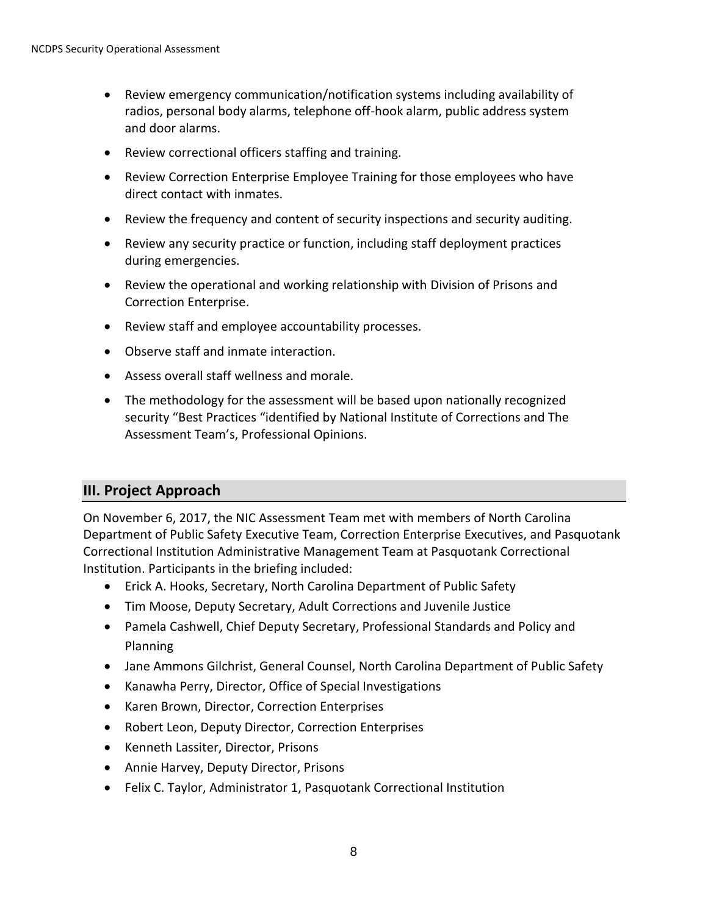- Review emergency communication/notification systems including availability of radios, personal body alarms, telephone off-hook alarm, public address system and door alarms.
- Review correctional officers staffing and training.
- Review Correction Enterprise Employee Training for those employees who have direct contact with inmates.
- Review the frequency and content of security inspections and security auditing.
- Review any security practice or function, including staff deployment practices during emergencies.
- Review the operational and working relationship with Division of Prisons and Correction Enterprise.
- Review staff and employee accountability processes.
- Observe staff and inmate interaction.
- Assess overall staff wellness and morale.
- The methodology for the assessment will be based upon nationally recognized security "Best Practices "identified by National Institute of Corrections and The Assessment Team's, Professional Opinions.

## III. Project Approach

On November 6, 2017, the NIC Assessment Team met with members of North Carolina Department of Public Safety Executive Team, Correction Enterprise Executives, and Pasquotank Correctional Institution Administrative Management Team at Pasquotank Correctional Institution. Participants in the briefing included:

- Erick A. Hooks, Secretary, North Carolina Department of Public Safety
- Tim Moose, Deputy Secretary, Adult Corrections and Juvenile Justice
- Pamela Cashwell, Chief Deputy Secretary, Professional Standards and Policy and Planning
- Jane Ammons Gilchrist, General Counsel, North Carolina Department of Public Safety
- Kanawha Perry, Director, Office of Special Investigations
- Karen Brown, Director, Correction Enterprises
- Robert Leon, Deputy Director, Correction Enterprises
- Kenneth Lassiter, Director, Prisons
- Annie Harvey, Deputy Director, Prisons
- Felix C. Taylor, Administrator 1, Pasquotank Correctional Institution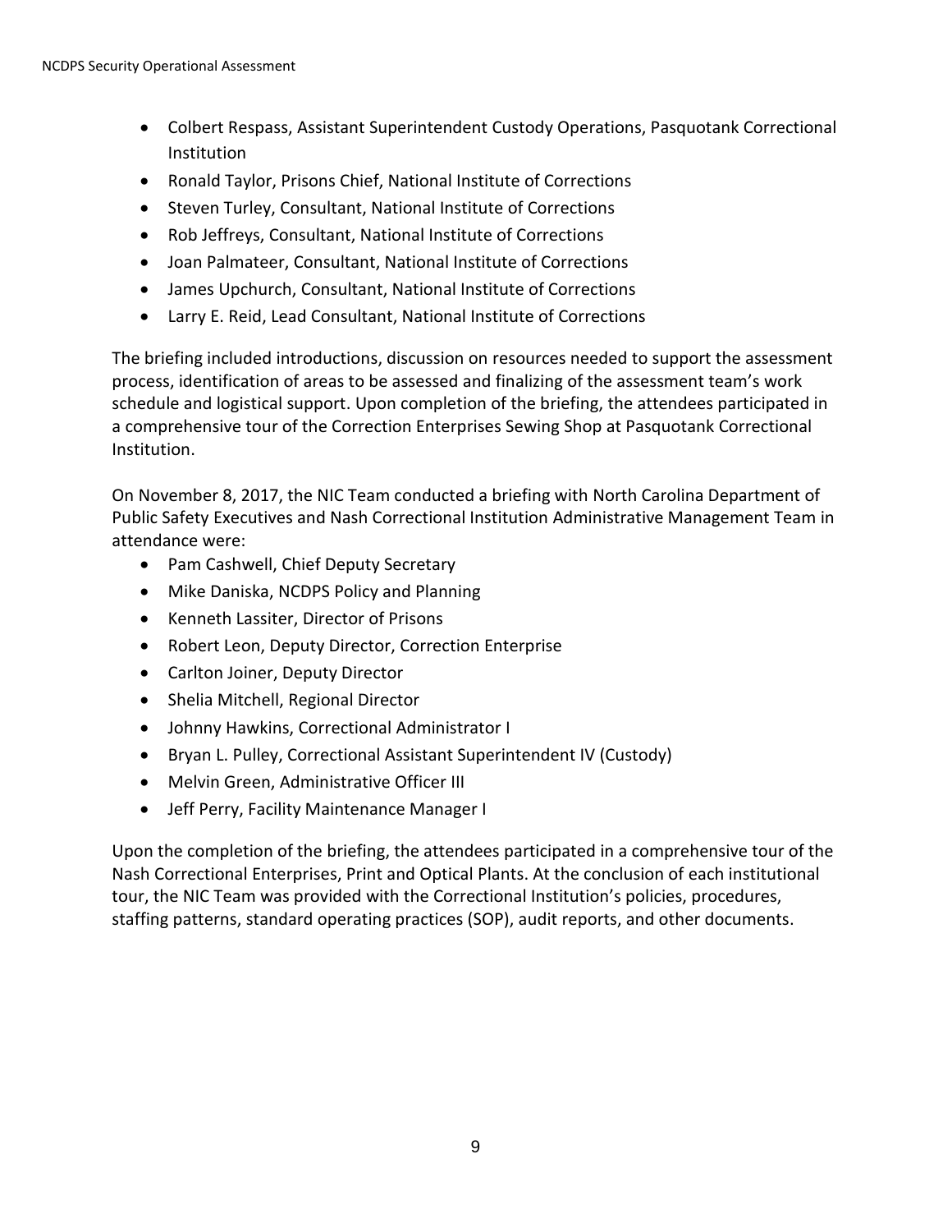- Colbert Respass, Assistant Superintendent Custody Operations, Pasquotank Correctional Institution
- Ronald Taylor, Prisons Chief, National Institute of Corrections
- Steven Turley, Consultant, National Institute of Corrections
- Rob Jeffreys, Consultant, National Institute of Corrections
- Joan Palmateer, Consultant, National Institute of Corrections
- James Upchurch, Consultant, National Institute of Corrections
- Larry E. Reid, Lead Consultant, National Institute of Corrections

The briefing included introductions, discussion on resources needed to support the assessment process, identification of areas to be assessed and finalizing of the assessment team's work schedule and logistical support. Upon completion of the briefing, the attendees participated in a comprehensive tour of the Correction Enterprises Sewing Shop at Pasquotank Correctional Institution.

On November 8, 2017, the NIC Team conducted a briefing with North Carolina Department of Public Safety Executives and Nash Correctional Institution Administrative Management Team in attendance were:

- Pam Cashwell, Chief Deputy Secretary
- Mike Daniska, NCDPS Policy and Planning
- Kenneth Lassiter, Director of Prisons
- Robert Leon, Deputy Director, Correction Enterprise
- Carlton Joiner, Deputy Director
- Shelia Mitchell, Regional Director
- Johnny Hawkins, Correctional Administrator I
- Bryan L. Pulley, Correctional Assistant Superintendent IV (Custody)
- Melvin Green, Administrative Officer III
- Jeff Perry, Facility Maintenance Manager I

Upon the completion of the briefing, the attendees participated in a comprehensive tour of the Nash Correctional Enterprises, Print and Optical Plants. At the conclusion of each institutional tour, the NIC Team was provided with the Correctional Institution's policies, procedures, staffing patterns, standard operating practices (SOP), audit reports, and other documents.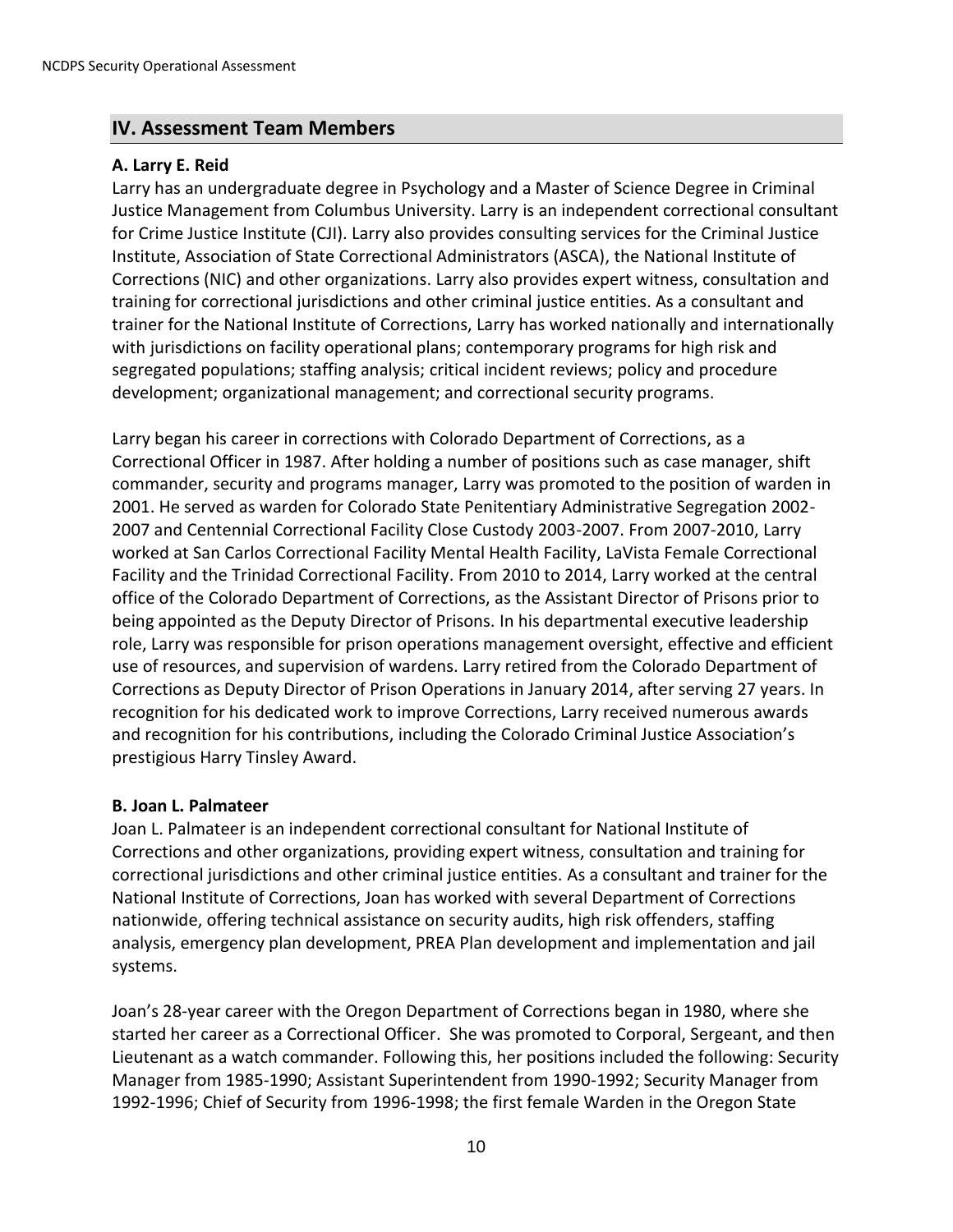## IV. Assessment Team Members

### A. Larry E. Reid

Larry has an undergraduate degree in Psychology and a Master of Science Degree in Criminal Justice Management from Columbus University. Larry is an independent correctional consultant for Crime Justice Institute (CJI). Larry also provides consulting services for the Criminal Justice Institute, Association of State Correctional Administrators (ASCA), the National Institute of Corrections (NIC) and other organizations. Larry also provides expert witness, consultation and training for correctional jurisdictions and other criminal justice entities. As a consultant and trainer for the National Institute of Corrections, Larry has worked nationally and internationally with jurisdictions on facility operational plans; contemporary programs for high risk and segregated populations; staffing analysis; critical incident reviews; policy and procedure development; organizational management; and correctional security programs.

Larry began his career in corrections with Colorado Department of Corrections, as a Correctional Officer in 1987. After holding a number of positions such as case manager, shift commander, security and programs manager, Larry was promoted to the position of warden in 2001. He served as warden for Colorado State Penitentiary Administrative Segregation 2002-2007 and Centennial Correctional Facility Close Custody 2003-2007. From 2007-2010, Larry worked at San Carlos Correctional Facility Mental Health Facility, LaVista Female Correctional Facility and the Trinidad Correctional Facility. From 2010 to 2014, Larry worked at the central office of the Colorado Department of Corrections, as the Assistant Director of Prisons prior to being appointed as the Deputy Director of Prisons. In his departmental executive leadership role, Larry was responsible for prison operations management oversight, effective and efficient use of resources, and supervision of wardens. Larry retired from the Colorado Department of Corrections as Deputy Director of Prison Operations in January 2014, after serving 27 years. In recognition for his dedicated work to improve Corrections, Larry received numerous awards and recognition for his contributions, including the Colorado Criminal Justice Association's prestigious Harry Tinsley Award.

### B. Joan L. Palmateer

Joan L. Palmateer is an independent correctional consultant for National Institute of Corrections and other organizations, providing expert witness, consultation and training for correctional jurisdictions and other criminal justice entities. As a consultant and trainer for the National Institute of Corrections, Joan has worked with several Department of Corrections nationwide, offering technical assistance on security audits, high risk offenders, staffing analysis, emergency plan development, PREA Plan development and implementation and jail systems.

Joan's 28-year career with the Oregon Department of Corrections began in 1980, where she started her career as a Correctional Officer. She was promoted to Corporal, Sergeant, and then Lieutenant as a watch commander. Following this, her positions included the following: Security Manager from 1985-1990; Assistant Superintendent from 1990-1992; Security Manager from 1992-1996; Chief of Security from 1996-1998; the first female Warden in the Oregon State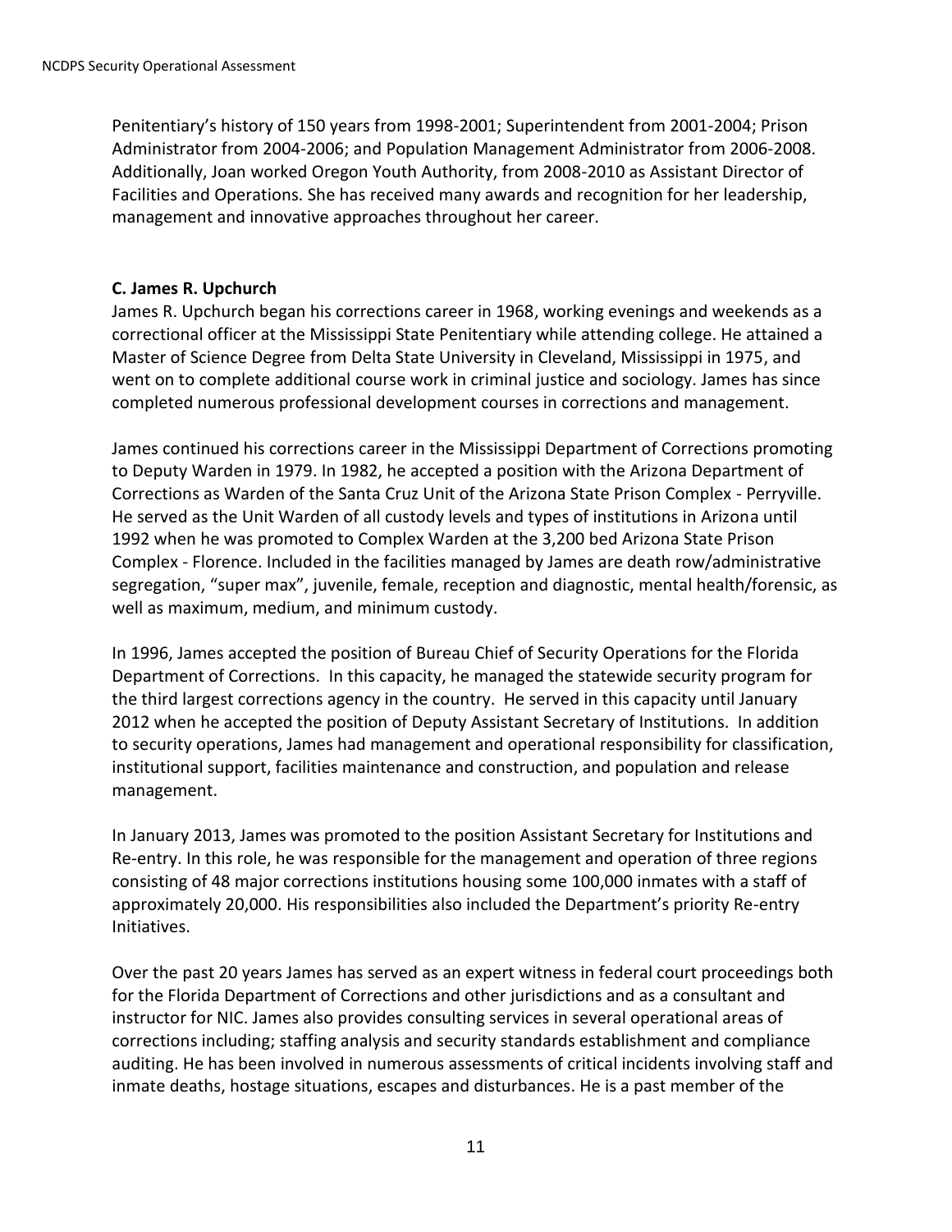Penitentiary's history of 150 years from 1998-2001; Superintendent from 2001-2004; Prison Administrator from 2004-2006; and Population Management Administrator from 2006-2008. Additionally, Joan worked Oregon Youth Authority, from 2008-2010 as Assistant Director of Facilities and Operations. She has received many awards and recognition for her leadership, management and innovative approaches throughout her career.

### C. James R. Upchurch

James R. Upchurch began his corrections career in 1968, working evenings and weekends as a correctional officer at the Mississippi State Penitentiary while attending college. He attained a Master of Science Degree from Delta State University in Cleveland, Mississippi in 1975, and went on to complete additional course work in criminal justice and sociology. James has since completed numerous professional development courses in corrections and management.

James continued his corrections career in the Mississippi Department of Corrections promoting to Deputy Warden in 1979. In 1982, he accepted a position with the Arizona Department of Corrections as Warden of the Santa Cruz Unit of the Arizona State Prison Complex - Perryville. He served as the Unit Warden of all custody levels and types of institutions in Arizona until 1992 when he was promoted to Complex Warden at the 3,200 bed Arizona State Prison Complex - Florence. Included in the facilities managed by James are death row/administrative segregation, "super max", juvenile, female, reception and diagnostic, mental health/forensic, as well as maximum, medium, and minimum custody.

In 1996, James accepted the position of Bureau Chief of Security Operations for the Florida Department of Corrections. In this capacity, he managed the statewide security program for the third largest corrections agency in the country. He served in this capacity until January 2012 when he accepted the position of Deputy Assistant Secretary of Institutions. In addition to security operations, James had management and operational responsibility for classification, institutional support, facilities maintenance and construction, and population and release management.

In January 2013, James was promoted to the position Assistant Secretary for Institutions and Re-entry. In this role, he was responsible for the management and operation of three regions consisting of 48 major corrections institutions housing some 100,000 inmates with a staff of approximately 20,000. His responsibilities also included the Department's priority Re-entry Initiatives.

Over the past 20 years James has served as an expert witness in federal court proceedings both for the Florida Department of Corrections and other jurisdictions and as a consultant and instructor for NIC. James also provides consulting services in several operational areas of corrections including; staffing analysis and security standards establishment and compliance auditing. He has been involved in numerous assessments of critical incidents involving staff and inmate deaths, hostage situations, escapes and disturbances. He is a past member of the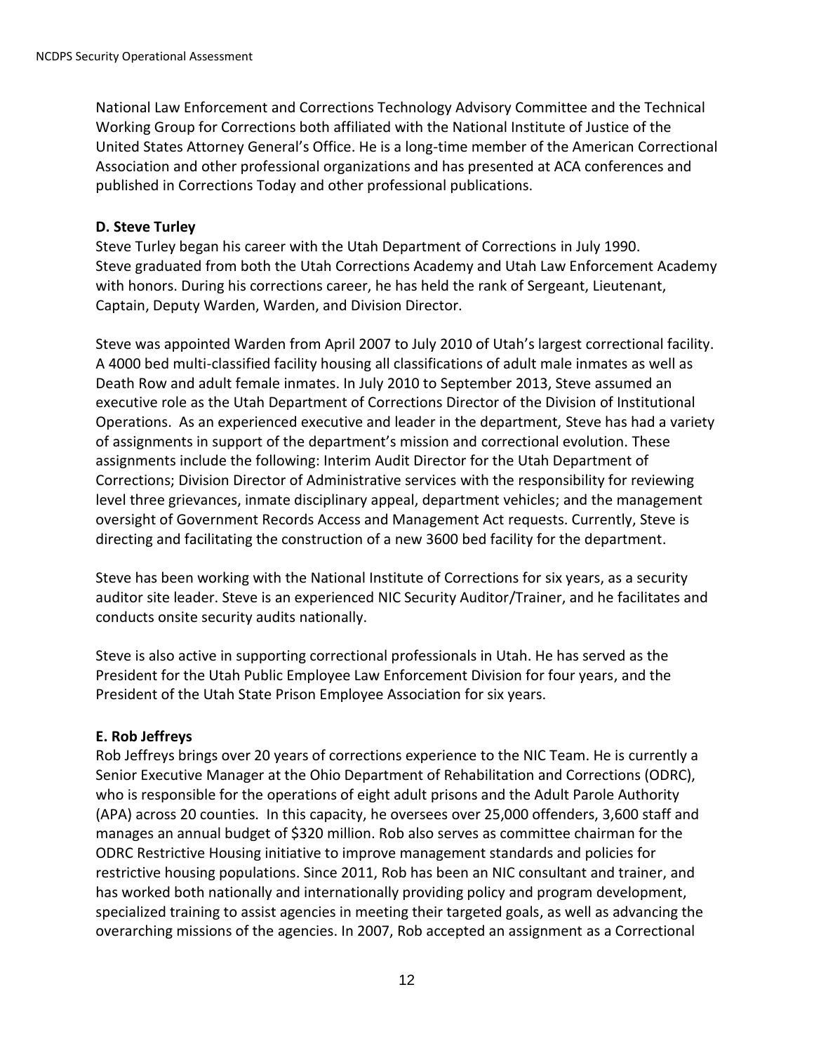National Law Enforcement and Corrections Technology Advisory Committee and the Technical Working Group for Corrections both affiliated with the National Institute of Justice of the United States Attorney General's Office. He is a long-time member of the American Correctional Association and other professional organizations and has presented at ACA conferences and published in Corrections Today and other professional publications.

**D. Steve Turley**

Steve Turley began his career with the Utah Department of Corrections in July 1990. Steve graduated from both the Utah Corrections Academy and Utah Law Enforcement Academy with honors. During his corrections career, he has held the rank of Sergeant, Lieutenant, Captain, Deputy Warden, Warden, and Division Director.

Steve was appointed Warden from April 2007 to July 2010 of Utah's largest correctional facility. A 4000 bed multi-classified facility housing all classifications of adult male inmates as well as Death Row and adult female inmates. In July 2010 to September 2013, Steve assumed an executive role as the Utah Department of Corrections Director of the Division of Institutional Operations. As an experienced executive and leader in the department, Steve has had a variety of assignments in support of the department's mission and correctional evolution. These assignments include the following: Interim Audit Director for the Utah Department of Corrections; Division Director of Administrative services with the responsibility for reviewing level three grievances, inmate disciplinary appeal, department vehicles; and the management oversight of Government Records Access and Management Act requests. Currently, Steve is directing and facilitating the construction of a new 3600 bed facility for the department.

Steve has been working with the National Institute of Corrections for six years, as a security auditor site leader. Steve is an experienced NIC Security Auditor/Trainer, and he facilitates and conducts onsite security audits nationally.

Steve is also active in supporting correctional professionals in Utah. He has served as the President for the Utah Public Employee Law Enforcement Division for four years, and the President of the Utah State Prison Employee Association for six years.

**E. Rob Jeffreys**

Rob Jeffreys brings over 20 years of corrections experience to the NIC Team. He is currently a Senior Executive Manager at the Ohio Department of Rehabilitation and Corrections (ODRC), who is responsible for the operations of eight adult prisons and the Adult Parole Authority (APA) across 20 counties. In this capacity, he oversees over 25,000 offenders, 3,600 staff and manages an annual budget of $320 million. Rob also serves as committee chairman for the ODRC Restrictive Housing initiative to improve management standards and policies for restrictive housing populations. Since 2011, Rob has been an NIC consultant and trainer, and has worked both nationally and internationally providing policy and program development, specialized training to assist agencies in meeting their targeted goals, as well as advancing the overarching missions of the agencies. In 2007, Rob accepted an assignment as a Correctional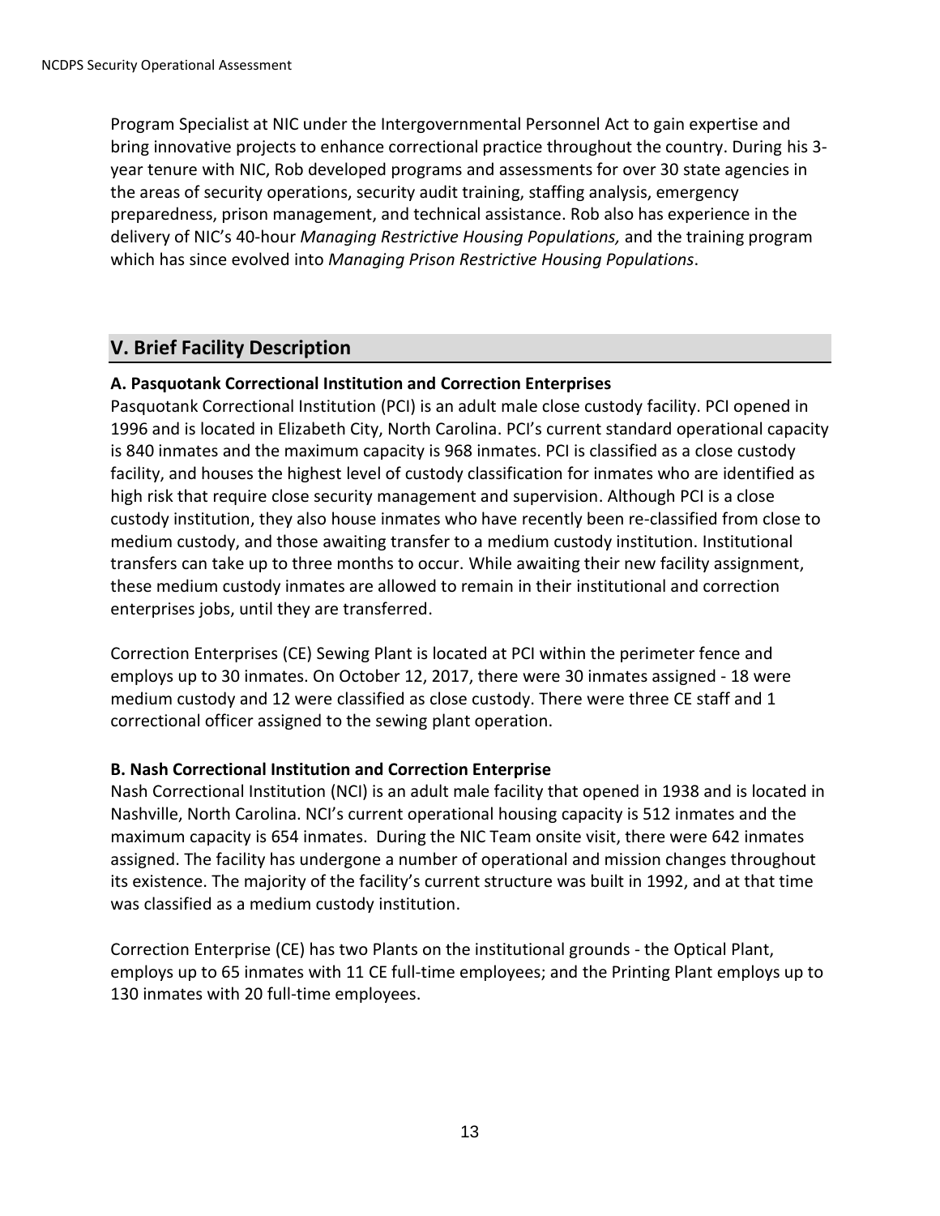Program Specialist at NIC under the Intergovernmental Personnel Act to gain expertise and bring innovative projects to enhance correctional practice throughout the country. During his 3-year tenure with NIC, Rob developed programs and assessments for over 30 state agencies in the areas of security operations, security audit training, staffing analysis, emergency preparedness, prison management, and technical assistance. Rob also has experience in the delivery of NIC's 40-hour *Managing Restrictive Housing Populations,* and the training program which has since evolved into *Managing Prison Restrictive Housing Populations*.

## V. Brief Facility Description

### A. Pasquotank Correctional Institution and Correction Enterprises

Pasquotank Correctional Institution (PCI) is an adult male close custody facility. PCI opened in 1996 and is located in Elizabeth City, North Carolina. PCI's current standard operational capacity is 840 inmates and the maximum capacity is 968 inmates. PCI is classified as a close custody facility, and houses the highest level of custody classification for inmates who are identified as high risk that require close security management and supervision. Although PCI is a close custody institution, they also house inmates who have recently been re-classified from close to medium custody, and those awaiting transfer to a medium custody institution. Institutional transfers can take up to three months to occur. While awaiting their new facility assignment, these medium custody inmates are allowed to remain in their institutional and correction enterprises jobs, until they are transferred.

Correction Enterprises (CE) Sewing Plant is located at PCI within the perimeter fence and employs up to 30 inmates. On October 12, 2017, there were 30 inmates assigned - 18 were medium custody and 12 were classified as close custody. There were three CE staff and 1 correctional officer assigned to the sewing plant operation.

### B. Nash Correctional Institution and Correction Enterprise

Nash Correctional Institution (NCI) is an adult male facility that opened in 1938 and is located in Nashville, North Carolina. NCI's current operational housing capacity is 512 inmates and the maximum capacity is 654 inmates. During the NIC Team onsite visit, there were 642 inmates assigned. The facility has undergone a number of operational and mission changes throughout its existence. The majority of the facility's current structure was built in 1992, and at that time was classified as a medium custody institution.

Correction Enterprise (CE) has two Plants on the institutional grounds - the Optical Plant, employs up to 65 inmates with 11 CE full-time employees; and the Printing Plant employs up to 130 inmates with 20 full-time employees.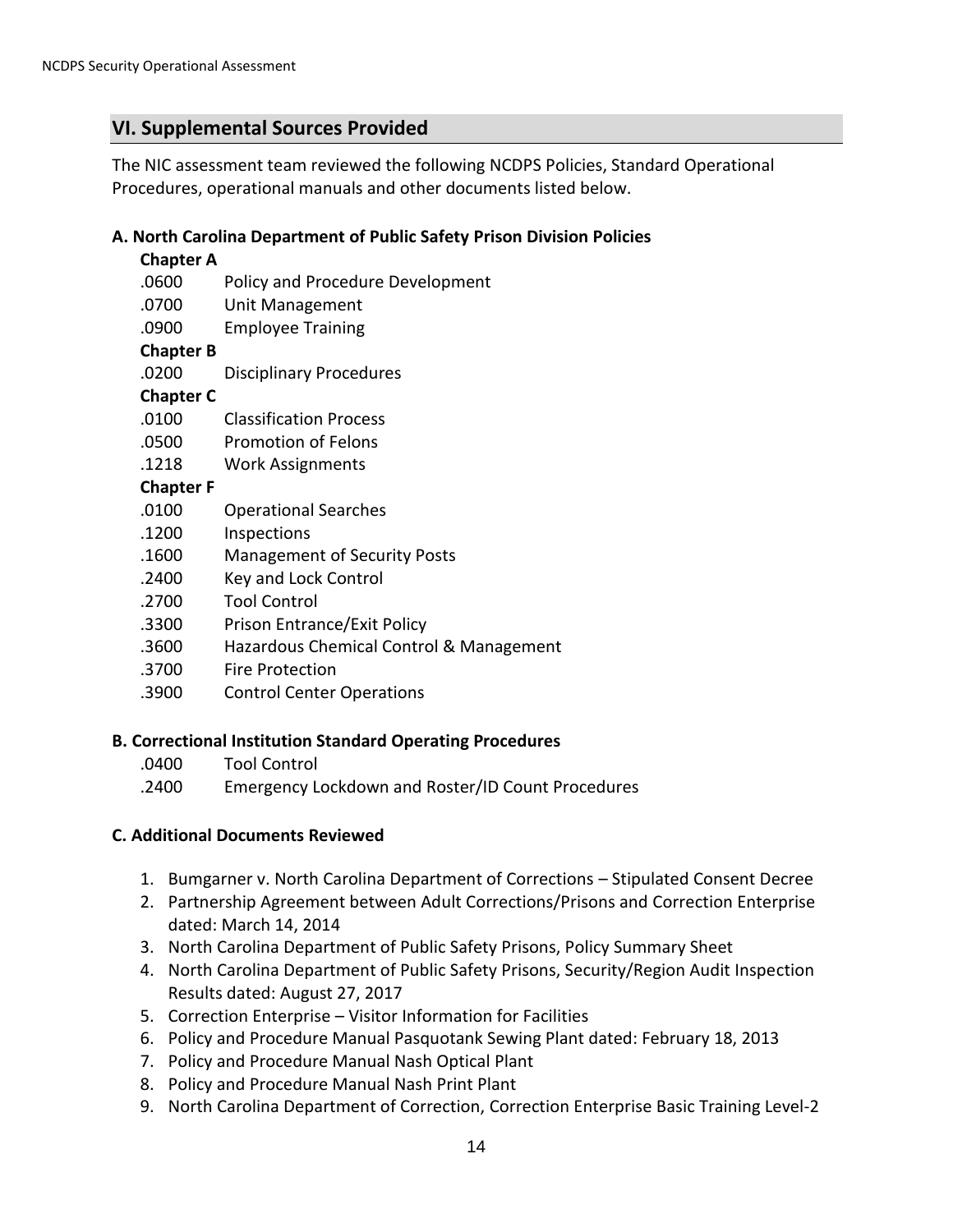## VI. Supplemental Sources Provided

The NIC assessment team reviewed the following NCDPS Policies, Standard Operational Procedures, operational manuals and other documents listed below.

### A. North Carolina Department of Public Safety Prison Division Policies

**Chapter A**

.0600 Policy and Procedure Development
.0700 Unit Management
.0900 Employee Training

**Chapter B**

.0200 Disciplinary Procedures

**Chapter C**

.0100 Classification Process
.0500 Promotion of Felons
.1218 Work Assignments

**Chapter F**

.0100 Operational Searches
.1200 Inspections
.1600 Management of Security Posts
.2400 Key and Lock Control
.2700 Tool Control
.3300 Prison Entrance/Exit Policy
.3600 Hazardous Chemical Control & Management
.3700 Fire Protection
.3900 Control Center Operations

### B. Correctional Institution Standard Operating Procedures

.0400 Tool Control
.2400 Emergency Lockdown and Roster/ID Count Procedures

### C. Additional Documents Reviewed

1. Bumgarner v. North Carolina Department of Corrections – Stipulated Consent Decree
2. Partnership Agreement between Adult Corrections/Prisons and Correction Enterprise dated: March 14, 2014
3. North Carolina Department of Public Safety Prisons, Policy Summary Sheet
4. North Carolina Department of Public Safety Prisons, Security/Region Audit Inspection Results dated: August 27, 2017
5. Correction Enterprise – Visitor Information for Facilities
6. Policy and Procedure Manual Pasquotank Sewing Plant dated: February 18, 2013
7. Policy and Procedure Manual Nash Optical Plant
8. Policy and Procedure Manual Nash Print Plant
9. North Carolina Department of Correction, Correction Enterprise Basic Training Level-2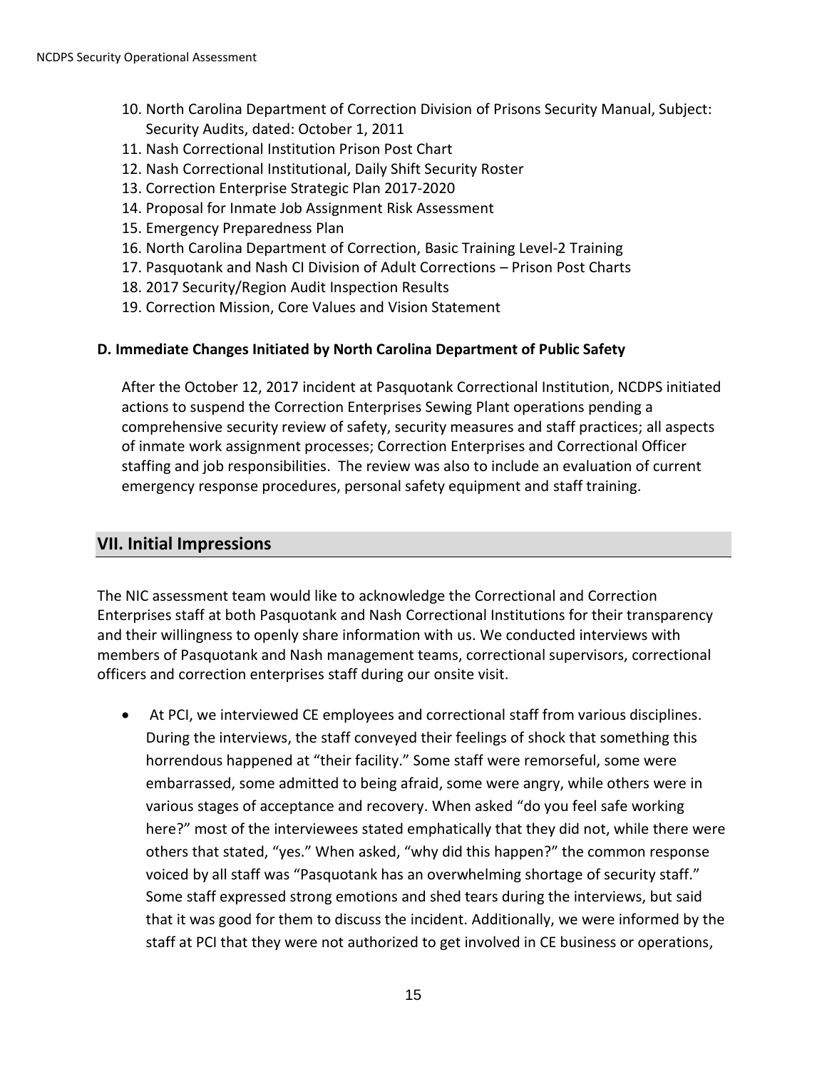10. North Carolina Department of Correction Division of Prisons Security Manual, Subject: Security Audits, dated: October 1, 2011
11. Nash Correctional Institution Prison Post Chart
12. Nash Correctional Institutional, Daily Shift Security Roster
13. Correction Enterprise Strategic Plan 2017-2020
14. Proposal for Inmate Job Assignment Risk Assessment
15. Emergency Preparedness Plan
16. North Carolina Department of Correction, Basic Training Level-2 Training
17. Pasquotank and Nash CI Division of Adult Corrections – Prison Post Charts
18. 2017 Security/Region Audit Inspection Results
19. Correction Mission, Core Values and Vision Statement

### D. Immediate Changes Initiated by North Carolina Department of Public Safety

After the October 12, 2017 incident at Pasquotank Correctional Institution, NCDPS initiated actions to suspend the Correction Enterprises Sewing Plant operations pending a comprehensive security review of safety, security measures and staff practices; all aspects of inmate work assignment processes; Correction Enterprises and Correctional Officer staffing and job responsibilities. The review was also to include an evaluation of current emergency response procedures, personal safety equipment and staff training.

## VII. Initial Impressions

The NIC assessment team would like to acknowledge the Correctional and Correction Enterprises staff at both Pasquotank and Nash Correctional Institutions for their transparency and their willingness to openly share information with us. We conducted interviews with members of Pasquotank and Nash management teams, correctional supervisors, correctional officers and correction enterprises staff during our onsite visit.

- At PCI, we interviewed CE employees and correctional staff from various disciplines. During the interviews, the staff conveyed their feelings of shock that something this horrendous happened at "their facility." Some staff were remorseful, some were embarrassed, some admitted to being afraid, some were angry, while others were in various stages of acceptance and recovery. When asked "do you feel safe working here?" most of the interviewees stated emphatically that they did not, while there were others that stated, "yes." When asked, "why did this happen?" the common response voiced by all staff was "Pasquotank has an overwhelming shortage of security staff." Some staff expressed strong emotions and shed tears during the interviews, but said that it was good for them to discuss the incident. Additionally, we were informed by the staff at PCI that they were not authorized to get involved in CE business or operations,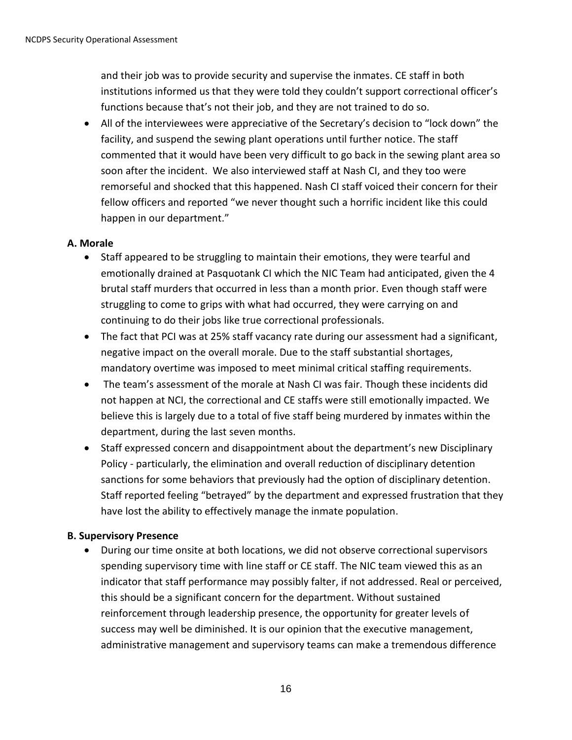and their job was to provide security and supervise the inmates. CE staff in both institutions informed us that they were told they couldn't support correctional officer's functions because that's not their job, and they are not trained to do so.

- All of the interviewees were appreciative of the Secretary's decision to "lock down" the facility, and suspend the sewing plant operations until further notice. The staff commented that it would have been very difficult to go back in the sewing plant area so soon after the incident. We also interviewed staff at Nash CI, and they too were remorseful and shocked that this happened. Nash CI staff voiced their concern for their fellow officers and reported "we never thought such a horrific incident like this could happen in our department."

**A. Morale**

- Staff appeared to be struggling to maintain their emotions, they were tearful and emotionally drained at Pasquotank CI which the NIC Team had anticipated, given the 4 brutal staff murders that occurred in less than a month prior. Even though staff were struggling to come to grips with what had occurred, they were carrying on and continuing to do their jobs like true correctional professionals.
- The fact that PCI was at 25% staff vacancy rate during our assessment had a significant, negative impact on the overall morale. Due to the staff substantial shortages, mandatory overtime was imposed to meet minimal critical staffing requirements.
- The team's assessment of the morale at Nash CI was fair. Though these incidents did not happen at NCI, the correctional and CE staffs were still emotionally impacted. We believe this is largely due to a total of five staff being murdered by inmates within the department, during the last seven months.
- Staff expressed concern and disappointment about the department's new Disciplinary Policy - particularly, the elimination and overall reduction of disciplinary detention sanctions for some behaviors that previously had the option of disciplinary detention. Staff reported feeling "betrayed" by the department and expressed frustration that they have lost the ability to effectively manage the inmate population.

**B. Supervisory Presence**

- During our time onsite at both locations, we did not observe correctional supervisors spending supervisory time with line staff or CE staff. The NIC team viewed this as an indicator that staff performance may possibly falter, if not addressed. Real or perceived, this should be a significant concern for the department. Without sustained reinforcement through leadership presence, the opportunity for greater levels of success may well be diminished. It is our opinion that the executive management, administrative management and supervisory teams can make a tremendous difference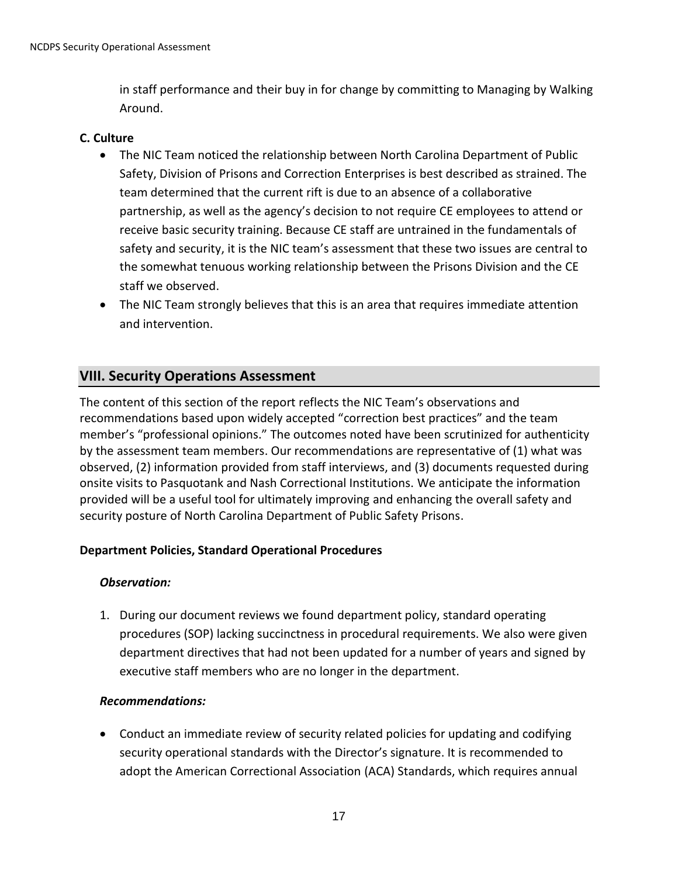in staff performance and their buy in for change by committing to Managing by Walking Around.

**C. Culture**

- The NIC Team noticed the relationship between North Carolina Department of Public Safety, Division of Prisons and Correction Enterprises is best described as strained. The team determined that the current rift is due to an absence of a collaborative partnership, as well as the agency's decision to not require CE employees to attend or receive basic security training. Because CE staff are untrained in the fundamentals of safety and security, it is the NIC team's assessment that these two issues are central to the somewhat tenuous working relationship between the Prisons Division and the CE staff we observed.
- The NIC Team strongly believes that this is an area that requires immediate attention and intervention.

## VIII. Security Operations Assessment

The content of this section of the report reflects the NIC Team's observations and recommendations based upon widely accepted "correction best practices" and the team member's "professional opinions." The outcomes noted have been scrutinized for authenticity by the assessment team members. Our recommendations are representative of (1) what was observed, (2) information provided from staff interviews, and (3) documents requested during onsite visits to Pasquotank and Nash Correctional Institutions. We anticipate the information provided will be a useful tool for ultimately improving and enhancing the overall safety and security posture of North Carolina Department of Public Safety Prisons.

**Department Policies, Standard Operational Procedures**

***Observation:***

1. During our document reviews we found department policy, standard operating procedures (SOP) lacking succinctness in procedural requirements. We also were given department directives that had not been updated for a number of years and signed by executive staff members who are no longer in the department.

***Recommendations:***

- Conduct an immediate review of security related policies for updating and codifying security operational standards with the Director's signature. It is recommended to adopt the American Correctional Association (ACA) Standards, which requires annual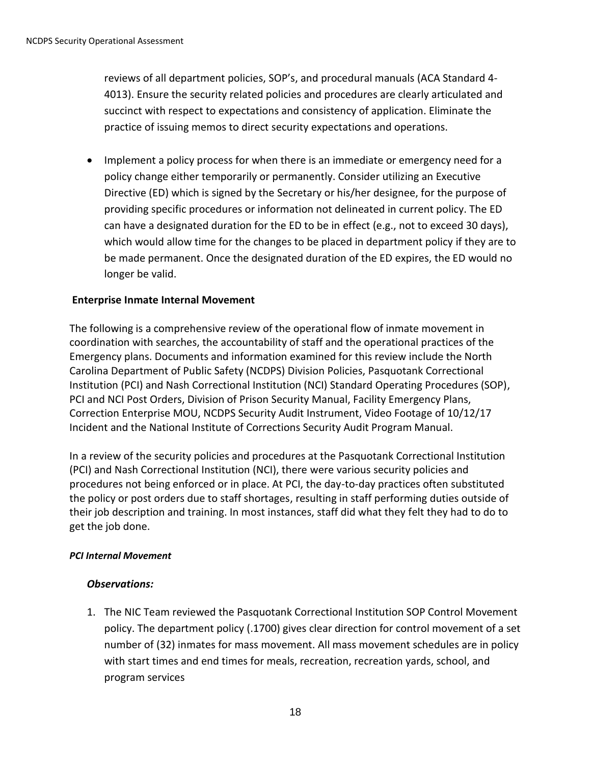reviews of all department policies, SOP's, and procedural manuals (ACA Standard 4-4013). Ensure the security related policies and procedures are clearly articulated and succinct with respect to expectations and consistency of application. Eliminate the practice of issuing memos to direct security expectations and operations.

- Implement a policy process for when there is an immediate or emergency need for a policy change either temporarily or permanently. Consider utilizing an Executive Directive (ED) which is signed by the Secretary or his/her designee, for the purpose of providing specific procedures or information not delineated in current policy. The ED can have a designated duration for the ED to be in effect (e.g., not to exceed 30 days), which would allow time for the changes to be placed in department policy if they are to be made permanent. Once the designated duration of the ED expires, the ED would no longer be valid.

**Enterprise Inmate Internal Movement**

The following is a comprehensive review of the operational flow of inmate movement in coordination with searches, the accountability of staff and the operational practices of the Emergency plans. Documents and information examined for this review include the North Carolina Department of Public Safety (NCDPS) Division Policies, Pasquotank Correctional Institution (PCI) and Nash Correctional Institution (NCI) Standard Operating Procedures (SOP), PCI and NCI Post Orders, Division of Prison Security Manual, Facility Emergency Plans, Correction Enterprise MOU, NCDPS Security Audit Instrument, Video Footage of 10/12/17 Incident and the National Institute of Corrections Security Audit Program Manual.

In a review of the security policies and procedures at the Pasquotank Correctional Institution (PCI) and Nash Correctional Institution (NCI), there were various security policies and procedures not being enforced or in place. At PCI, the day-to-day practices often substituted the policy or post orders due to staff shortages, resulting in staff performing duties outside of their job description and training. In most instances, staff did what they felt they had to do to get the job done.

***PCI Internal Movement***

***Observations:***

1. The NIC Team reviewed the Pasquotank Correctional Institution SOP Control Movement policy. The department policy (.1700) gives clear direction for control movement of a set number of (32) inmates for mass movement. All mass movement schedules are in policy with start times and end times for meals, recreation, recreation yards, school, and program services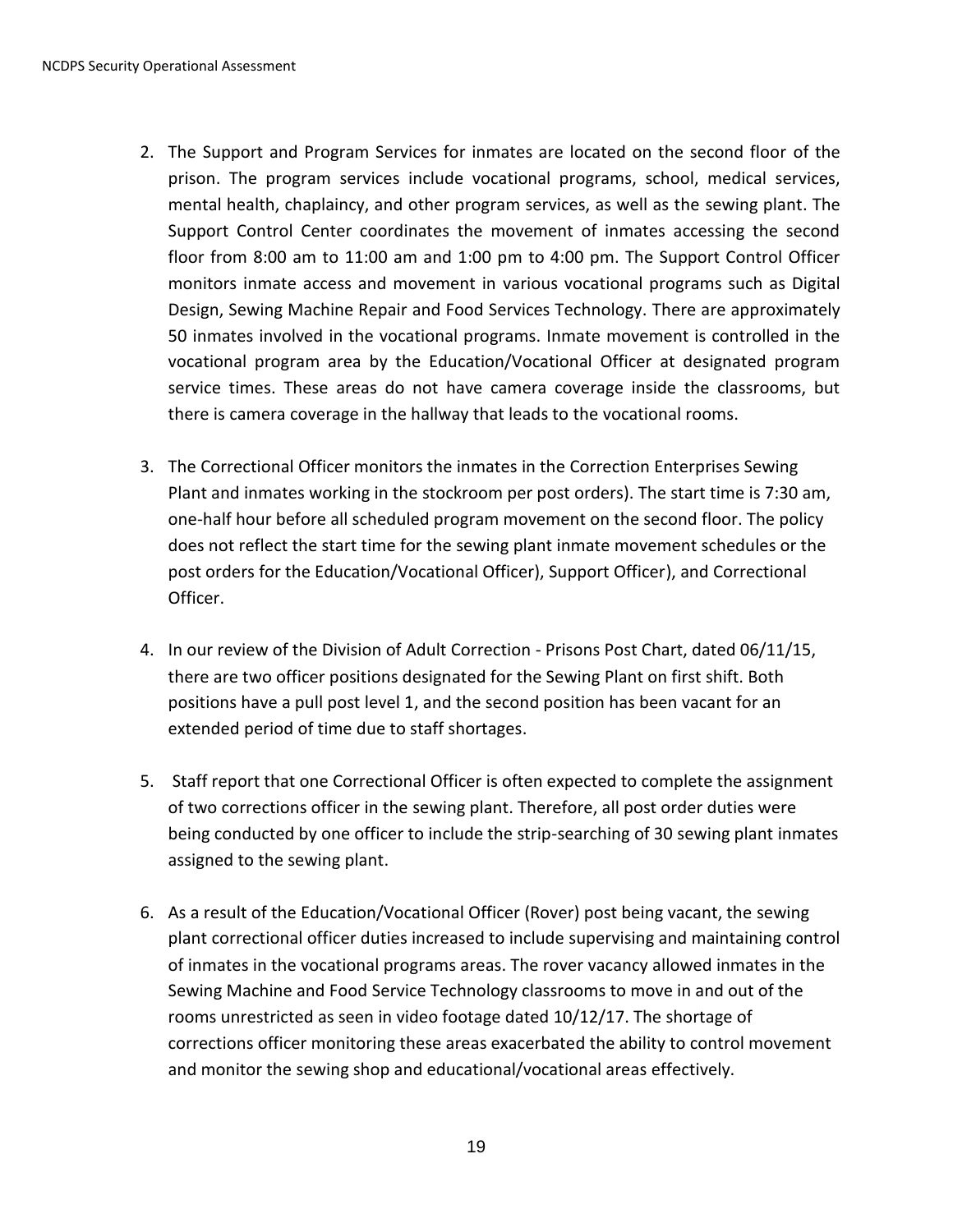2. The Support and Program Services for inmates are located on the second floor of the prison. The program services include vocational programs, school, medical services, mental health, chaplaincy, and other program services, as well as the sewing plant. The Support Control Center coordinates the movement of inmates accessing the second floor from 8:00 am to 11:00 am and 1:00 pm to 4:00 pm. The Support Control Officer monitors inmate access and movement in various vocational programs such as Digital Design, Sewing Machine Repair and Food Services Technology. There are approximately 50 inmates involved in the vocational programs. Inmate movement is controlled in the vocational program area by the Education/Vocational Officer at designated program service times. These areas do not have camera coverage inside the classrooms, but there is camera coverage in the hallway that leads to the vocational rooms.

3. The Correctional Officer monitors the inmates in the Correction Enterprises Sewing Plant and inmates working in the stockroom per post orders). The start time is 7:30 am, one-half hour before all scheduled program movement on the second floor. The policy does not reflect the start time for the sewing plant inmate movement schedules or the post orders for the Education/Vocational Officer), Support Officer), and Correctional Officer.

4. In our review of the Division of Adult Correction - Prisons Post Chart, dated 06/11/15, there are two officer positions designated for the Sewing Plant on first shift. Both positions have a pull post level 1, and the second position has been vacant for an extended period of time due to staff shortages.

5. Staff report that one Correctional Officer is often expected to complete the assignment of two corrections officer in the sewing plant. Therefore, all post order duties were being conducted by one officer to include the strip-searching of 30 sewing plant inmates assigned to the sewing plant.

6. As a result of the Education/Vocational Officer (Rover) post being vacant, the sewing plant correctional officer duties increased to include supervising and maintaining control of inmates in the vocational programs areas. The rover vacancy allowed inmates in the Sewing Machine and Food Service Technology classrooms to move in and out of the rooms unrestricted as seen in video footage dated 10/12/17. The shortage of corrections officer monitoring these areas exacerbated the ability to control movement and monitor the sewing shop and educational/vocational areas effectively.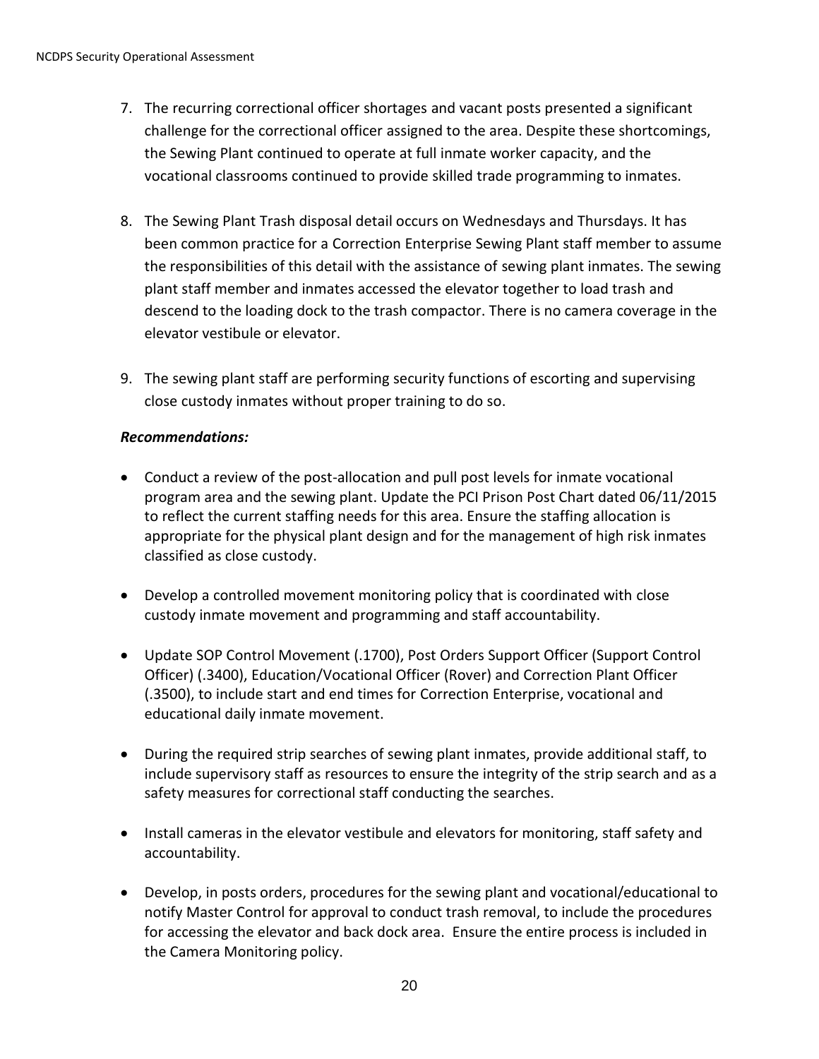7. The recurring correctional officer shortages and vacant posts presented a significant challenge for the correctional officer assigned to the area. Despite these shortcomings, the Sewing Plant continued to operate at full inmate worker capacity, and the vocational classrooms continued to provide skilled trade programming to inmates.

8. The Sewing Plant Trash disposal detail occurs on Wednesdays and Thursdays. It has been common practice for a Correction Enterprise Sewing Plant staff member to assume the responsibilities of this detail with the assistance of sewing plant inmates. The sewing plant staff member and inmates accessed the elevator together to load trash and descend to the loading dock to the trash compactor. There is no camera coverage in the elevator vestibule or elevator.

9. The sewing plant staff are performing security functions of escorting and supervising close custody inmates without proper training to do so.

***Recommendations:***

- Conduct a review of the post-allocation and pull post levels for inmate vocational program area and the sewing plant. Update the PCI Prison Post Chart dated 06/11/2015 to reflect the current staffing needs for this area. Ensure the staffing allocation is appropriate for the physical plant design and for the management of high risk inmates classified as close custody.

- Develop a controlled movement monitoring policy that is coordinated with close custody inmate movement and programming and staff accountability.

- Update SOP Control Movement (.1700), Post Orders Support Officer (Support Control Officer) (.3400), Education/Vocational Officer (Rover) and Correction Plant Officer (.3500), to include start and end times for Correction Enterprise, vocational and educational daily inmate movement.

- During the required strip searches of sewing plant inmates, provide additional staff, to include supervisory staff as resources to ensure the integrity of the strip search and as a safety measures for correctional staff conducting the searches.

- Install cameras in the elevator vestibule and elevators for monitoring, staff safety and accountability.

- Develop, in posts orders, procedures for the sewing plant and vocational/educational to notify Master Control for approval to conduct trash removal, to include the procedures for accessing the elevator and back dock area. Ensure the entire process is included in the Camera Monitoring policy.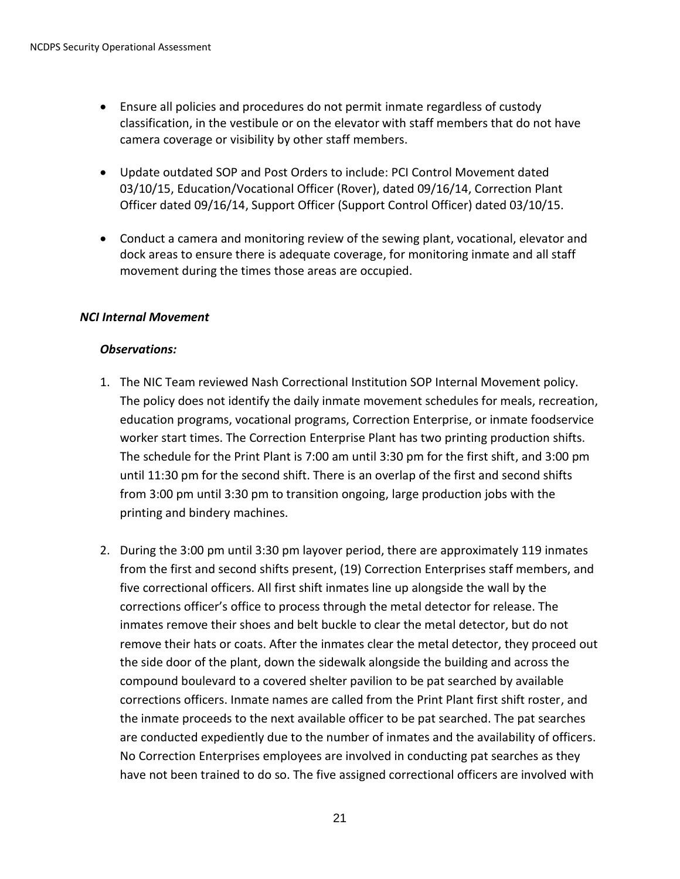- Ensure all policies and procedures do not permit inmate regardless of custody classification, in the vestibule or on the elevator with staff members that do not have camera coverage or visibility by other staff members.

- Update outdated SOP and Post Orders to include: PCI Control Movement dated 03/10/15, Education/Vocational Officer (Rover), dated 09/16/14, Correction Plant Officer dated 09/16/14, Support Officer (Support Control Officer) dated 03/10/15.

- Conduct a camera and monitoring review of the sewing plant, vocational, elevator and dock areas to ensure there is adequate coverage, for monitoring inmate and all staff movement during the times those areas are occupied.

***NCI Internal Movement***

***Observations:***

1. The NIC Team reviewed Nash Correctional Institution SOP Internal Movement policy. The policy does not identify the daily inmate movement schedules for meals, recreation, education programs, vocational programs, Correction Enterprise, or inmate foodservice worker start times. The Correction Enterprise Plant has two printing production shifts. The schedule for the Print Plant is 7:00 am until 3:30 pm for the first shift, and 3:00 pm until 11:30 pm for the second shift. There is an overlap of the first and second shifts from 3:00 pm until 3:30 pm to transition ongoing, large production jobs with the printing and bindery machines.

2. During the 3:00 pm until 3:30 pm layover period, there are approximately 119 inmates from the first and second shifts present, (19) Correction Enterprises staff members, and five correctional officers. All first shift inmates line up alongside the wall by the corrections officer's office to process through the metal detector for release. The inmates remove their shoes and belt buckle to clear the metal detector, but do not remove their hats or coats. After the inmates clear the metal detector, they proceed out the side door of the plant, down the sidewalk alongside the building and across the compound boulevard to a covered shelter pavilion to be pat searched by available corrections officers. Inmate names are called from the Print Plant first shift roster, and the inmate proceeds to the next available officer to be pat searched. The pat searches are conducted expediently due to the number of inmates and the availability of officers. No Correction Enterprises employees are involved in conducting pat searches as they have not been trained to do so. The five assigned correctional officers are involved with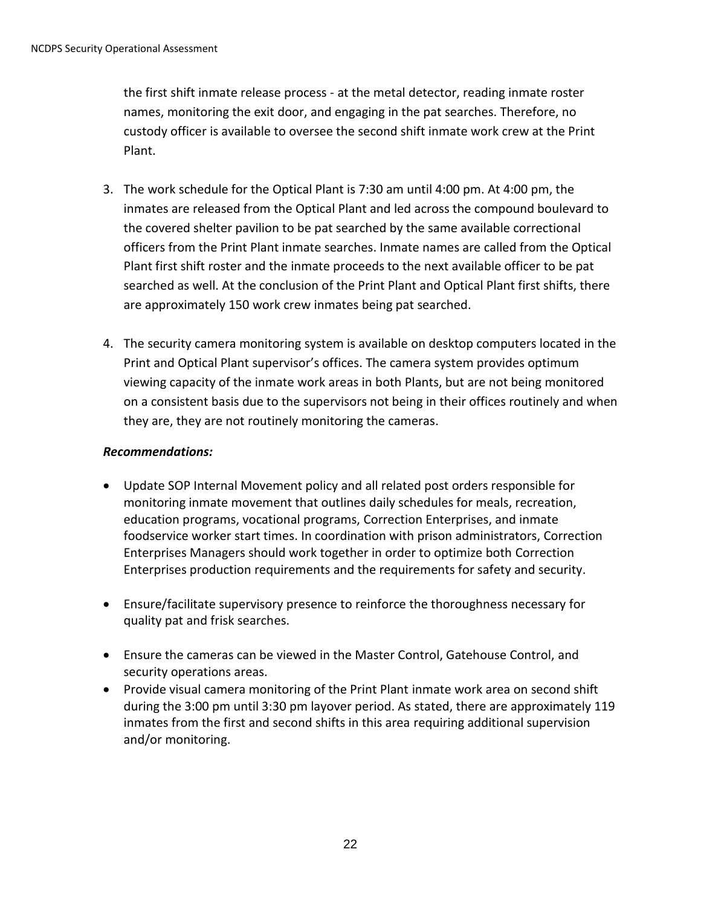the first shift inmate release process - at the metal detector, reading inmate roster names, monitoring the exit door, and engaging in the pat searches. Therefore, no custody officer is available to oversee the second shift inmate work crew at the Print Plant.

3. The work schedule for the Optical Plant is 7:30 am until 4:00 pm. At 4:00 pm, the inmates are released from the Optical Plant and led across the compound boulevard to the covered shelter pavilion to be pat searched by the same available correctional officers from the Print Plant inmate searches. Inmate names are called from the Optical Plant first shift roster and the inmate proceeds to the next available officer to be pat searched as well. At the conclusion of the Print Plant and Optical Plant first shifts, there are approximately 150 work crew inmates being pat searched.

4. The security camera monitoring system is available on desktop computers located in the Print and Optical Plant supervisor's offices. The camera system provides optimum viewing capacity of the inmate work areas in both Plants, but are not being monitored on a consistent basis due to the supervisors not being in their offices routinely and when they are, they are not routinely monitoring the cameras.

***Recommendations:***

- Update SOP Internal Movement policy and all related post orders responsible for monitoring inmate movement that outlines daily schedules for meals, recreation, education programs, vocational programs, Correction Enterprises, and inmate foodservice worker start times. In coordination with prison administrators, Correction Enterprises Managers should work together in order to optimize both Correction Enterprises production requirements and the requirements for safety and security.

- Ensure/facilitate supervisory presence to reinforce the thoroughness necessary for quality pat and frisk searches.

- Ensure the cameras can be viewed in the Master Control, Gatehouse Control, and security operations areas.
- Provide visual camera monitoring of the Print Plant inmate work area on second shift during the 3:00 pm until 3:30 pm layover period. As stated, there are approximately 119 inmates from the first and second shifts in this area requiring additional supervision and/or monitoring.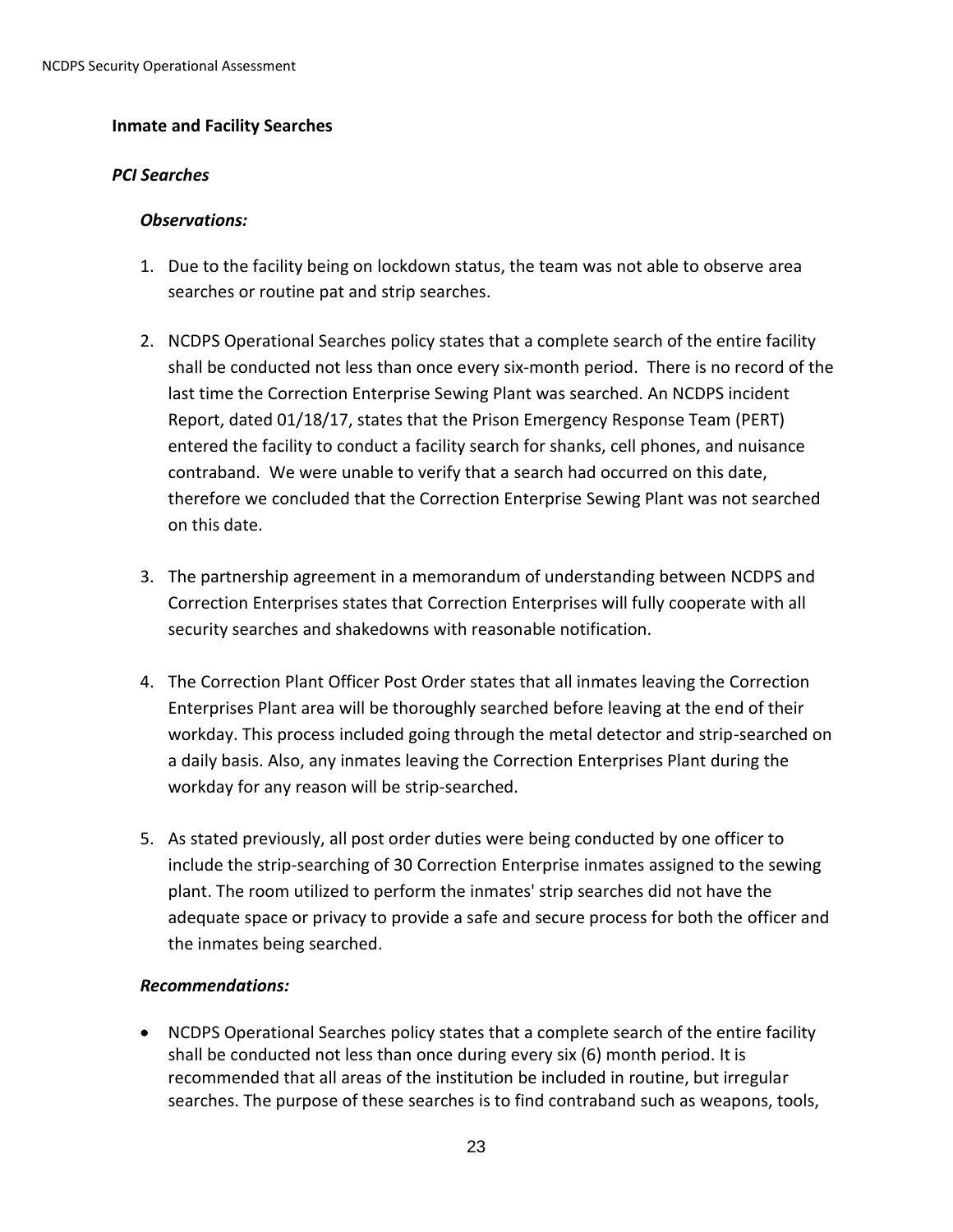### Inmate and Facility Searches

#### *PCI Searches*

***Observations:***

1. Due to the facility being on lockdown status, the team was not able to observe area searches or routine pat and strip searches.

2. NCDPS Operational Searches policy states that a complete search of the entire facility shall be conducted not less than once every six-month period. There is no record of the last time the Correction Enterprise Sewing Plant was searched. An NCDPS incident Report, dated 01/18/17, states that the Prison Emergency Response Team (PERT) entered the facility to conduct a facility search for shanks, cell phones, and nuisance contraband. We were unable to verify that a search had occurred on this date, therefore we concluded that the Correction Enterprise Sewing Plant was not searched on this date.

3. The partnership agreement in a memorandum of understanding between NCDPS and Correction Enterprises states that Correction Enterprises will fully cooperate with all security searches and shakedowns with reasonable notification.

4. The Correction Plant Officer Post Order states that all inmates leaving the Correction Enterprises Plant area will be thoroughly searched before leaving at the end of their workday. This process included going through the metal detector and strip-searched on a daily basis. Also, any inmates leaving the Correction Enterprises Plant during the workday for any reason will be strip-searched.

5. As stated previously, all post order duties were being conducted by one officer to include the strip-searching of 30 Correction Enterprise inmates assigned to the sewing plant. The room utilized to perform the inmates' strip searches did not have the adequate space or privacy to provide a safe and secure process for both the officer and the inmates being searched.

***Recommendations:***

- NCDPS Operational Searches policy states that a complete search of the entire facility shall be conducted not less than once during every six (6) month period. It is recommended that all areas of the institution be included in routine, but irregular searches. The purpose of these searches is to find contraband such as weapons, tools,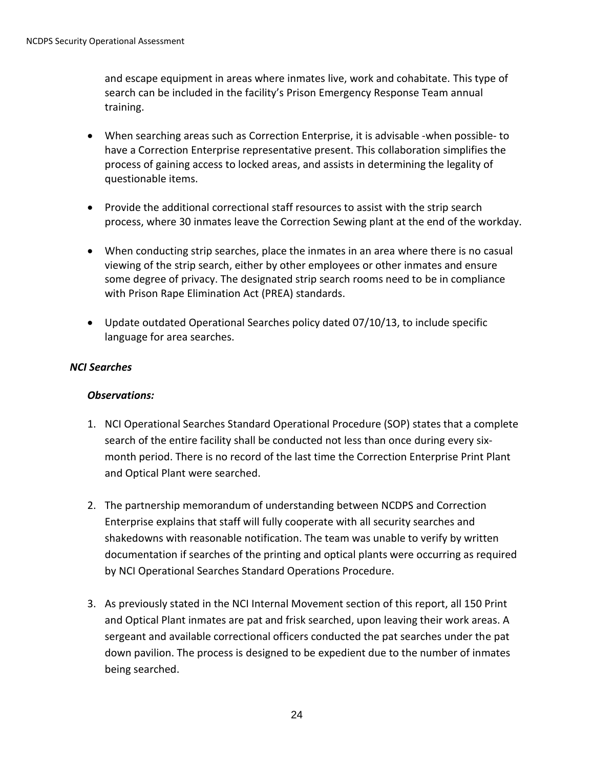and escape equipment in areas where inmates live, work and cohabitate. This type of search can be included in the facility's Prison Emergency Response Team annual training.

- When searching areas such as Correction Enterprise, it is advisable -when possible- to have a Correction Enterprise representative present. This collaboration simplifies the process of gaining access to locked areas, and assists in determining the legality of questionable items.
- Provide the additional correctional staff resources to assist with the strip search process, where 30 inmates leave the Correction Sewing plant at the end of the workday.
- When conducting strip searches, place the inmates in an area where there is no casual viewing of the strip search, either by other employees or other inmates and ensure some degree of privacy. The designated strip search rooms need to be in compliance with Prison Rape Elimination Act (PREA) standards.
- Update outdated Operational Searches policy dated 07/10/13, to include specific language for area searches.

***NCI Searches***

***Observations:***

1. NCI Operational Searches Standard Operational Procedure (SOP) states that a complete search of the entire facility shall be conducted not less than once during every six-month period. There is no record of the last time the Correction Enterprise Print Plant and Optical Plant were searched.
2. The partnership memorandum of understanding between NCDPS and Correction Enterprise explains that staff will fully cooperate with all security searches and shakedowns with reasonable notification. The team was unable to verify by written documentation if searches of the printing and optical plants were occurring as required by NCI Operational Searches Standard Operations Procedure.
3. As previously stated in the NCI Internal Movement section of this report, all 150 Print and Optical Plant inmates are pat and frisk searched, upon leaving their work areas. A sergeant and available correctional officers conducted the pat searches under the pat down pavilion. The process is designed to be expedient due to the number of inmates being searched.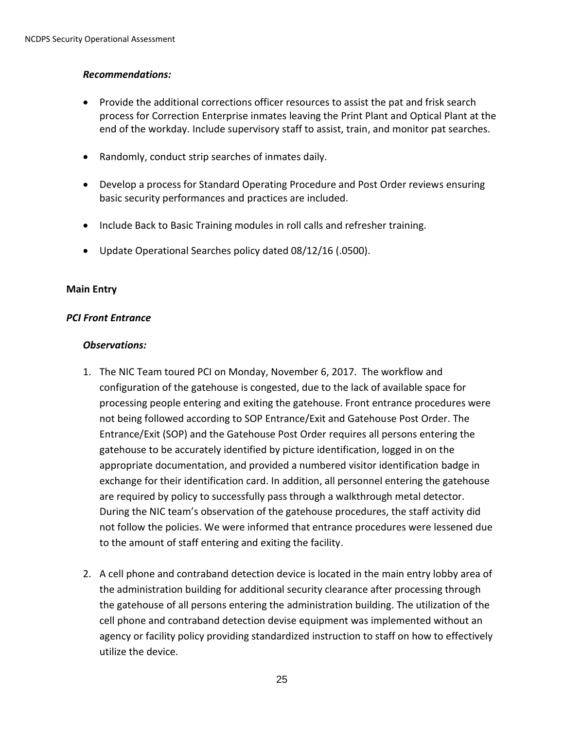***Recommendations:***

- Provide the additional corrections officer resources to assist the pat and frisk search process for Correction Enterprise inmates leaving the Print Plant and Optical Plant at the end of the workday. Include supervisory staff to assist, train, and monitor pat searches.
- Randomly, conduct strip searches of inmates daily.
- Develop a process for Standard Operating Procedure and Post Order reviews ensuring basic security performances and practices are included.
- Include Back to Basic Training modules in roll calls and refresher training.
- Update Operational Searches policy dated 08/12/16 (.0500).

**Main Entry**

***PCI Front Entrance***

***Observations:***

1. The NIC Team toured PCI on Monday, November 6, 2017. The workflow and configuration of the gatehouse is congested, due to the lack of available space for processing people entering and exiting the gatehouse. Front entrance procedures were not being followed according to SOP Entrance/Exit and Gatehouse Post Order. The Entrance/Exit (SOP) and the Gatehouse Post Order requires all persons entering the gatehouse to be accurately identified by picture identification, logged in on the appropriate documentation, and provided a numbered visitor identification badge in exchange for their identification card. In addition, all personnel entering the gatehouse are required by policy to successfully pass through a walkthrough metal detector. During the NIC team's observation of the gatehouse procedures, the staff activity did not follow the policies. We were informed that entrance procedures were lessened due to the amount of staff entering and exiting the facility.

2. A cell phone and contraband detection device is located in the main entry lobby area of the administration building for additional security clearance after processing through the gatehouse of all persons entering the administration building. The utilization of the cell phone and contraband detection devise equipment was implemented without an agency or facility policy providing standardized instruction to staff on how to effectively utilize the device.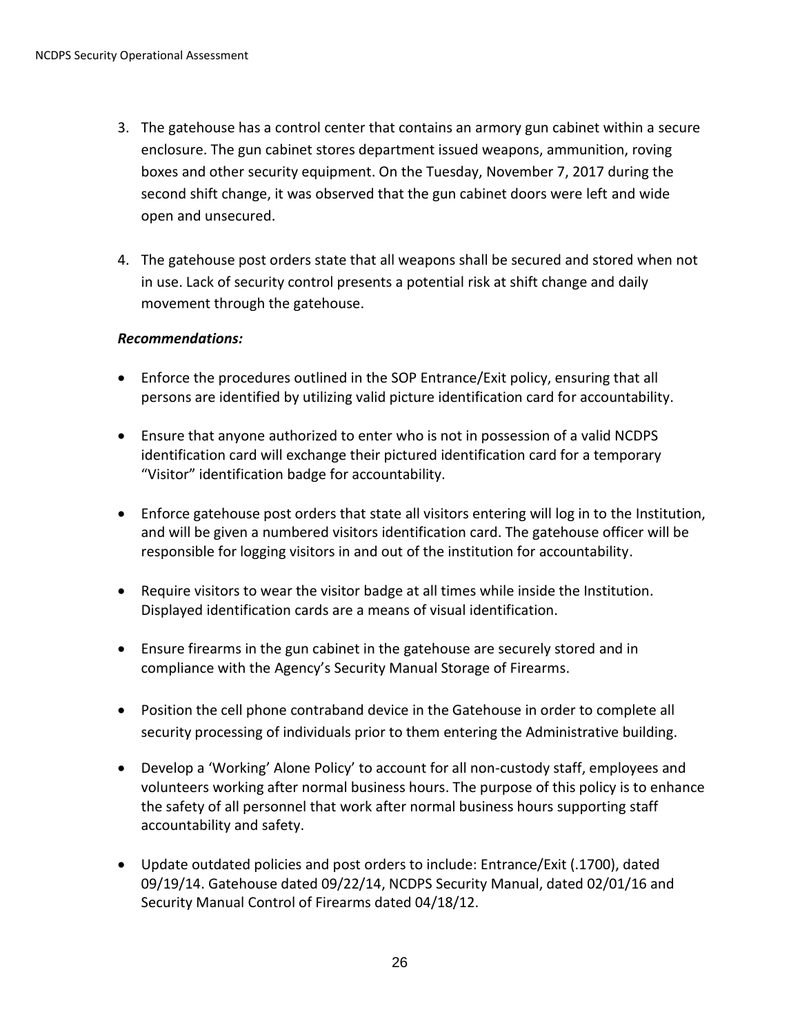3. The gatehouse has a control center that contains an armory gun cabinet within a secure enclosure. The gun cabinet stores department issued weapons, ammunition, roving boxes and other security equipment. On the Tuesday, November 7, 2017 during the second shift change, it was observed that the gun cabinet doors were left and wide open and unsecured.

4. The gatehouse post orders state that all weapons shall be secured and stored when not in use. Lack of security control presents a potential risk at shift change and daily movement through the gatehouse.

***Recommendations:***

- Enforce the procedures outlined in the SOP Entrance/Exit policy, ensuring that all persons are identified by utilizing valid picture identification card for accountability.

- Ensure that anyone authorized to enter who is not in possession of a valid NCDPS identification card will exchange their pictured identification card for a temporary "Visitor" identification badge for accountability.

- Enforce gatehouse post orders that state all visitors entering will log in to the Institution, and will be given a numbered visitors identification card. The gatehouse officer will be responsible for logging visitors in and out of the institution for accountability.

- Require visitors to wear the visitor badge at all times while inside the Institution. Displayed identification cards are a means of visual identification.

- Ensure firearms in the gun cabinet in the gatehouse are securely stored and in compliance with the Agency's Security Manual Storage of Firearms.

- Position the cell phone contraband device in the Gatehouse in order to complete all security processing of individuals prior to them entering the Administrative building.

- Develop a 'Working' Alone Policy' to account for all non-custody staff, employees and volunteers working after normal business hours. The purpose of this policy is to enhance the safety of all personnel that work after normal business hours supporting staff accountability and safety.

- Update outdated policies and post orders to include: Entrance/Exit (.1700), dated 09/19/14. Gatehouse dated 09/22/14, NCDPS Security Manual, dated 02/01/16 and Security Manual Control of Firearms dated 04/18/12.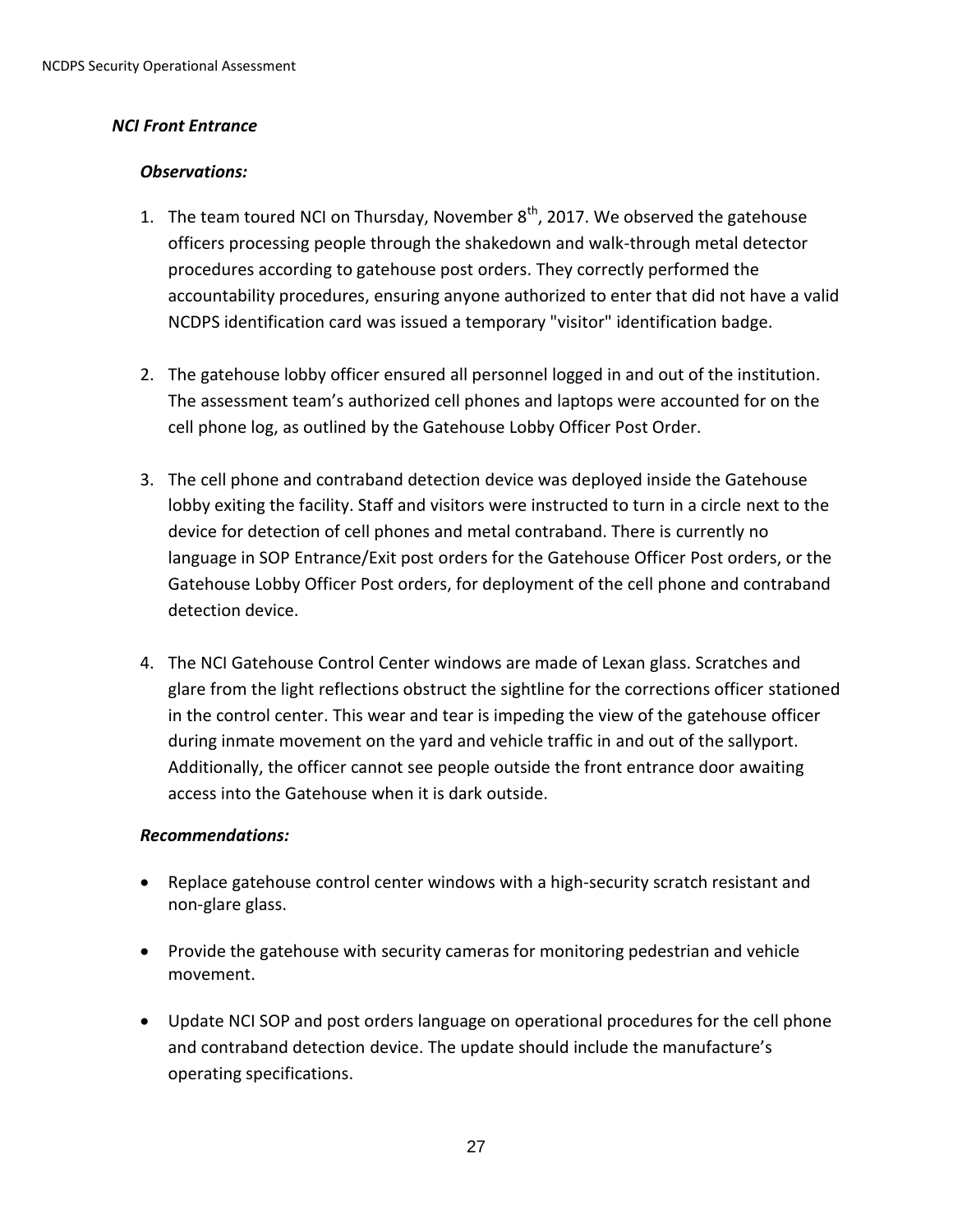### *NCI Front Entrance*

#### *Observations:*

1. The team toured NCI on Thursday, November 8th, 2017. We observed the gatehouse officers processing people through the shakedown and walk-through metal detector procedures according to gatehouse post orders. They correctly performed the accountability procedures, ensuring anyone authorized to enter that did not have a valid NCDPS identification card was issued a temporary "visitor" identification badge.

2. The gatehouse lobby officer ensured all personnel logged in and out of the institution. The assessment team's authorized cell phones and laptops were accounted for on the cell phone log, as outlined by the Gatehouse Lobby Officer Post Order.

3. The cell phone and contraband detection device was deployed inside the Gatehouse lobby exiting the facility. Staff and visitors were instructed to turn in a circle next to the device for detection of cell phones and metal contraband. There is currently no language in SOP Entrance/Exit post orders for the Gatehouse Officer Post orders, or the Gatehouse Lobby Officer Post orders, for deployment of the cell phone and contraband detection device.

4. The NCI Gatehouse Control Center windows are made of Lexan glass. Scratches and glare from the light reflections obstruct the sightline for the corrections officer stationed in the control center. This wear and tear is impeding the view of the gatehouse officer during inmate movement on the yard and vehicle traffic in and out of the sallyport. Additionally, the officer cannot see people outside the front entrance door awaiting access into the Gatehouse when it is dark outside.

#### *Recommendations:*

- Replace gatehouse control center windows with a high-security scratch resistant and non-glare glass.

- Provide the gatehouse with security cameras for monitoring pedestrian and vehicle movement.

- Update NCI SOP and post orders language on operational procedures for the cell phone and contraband detection device. The update should include the manufacture's operating specifications.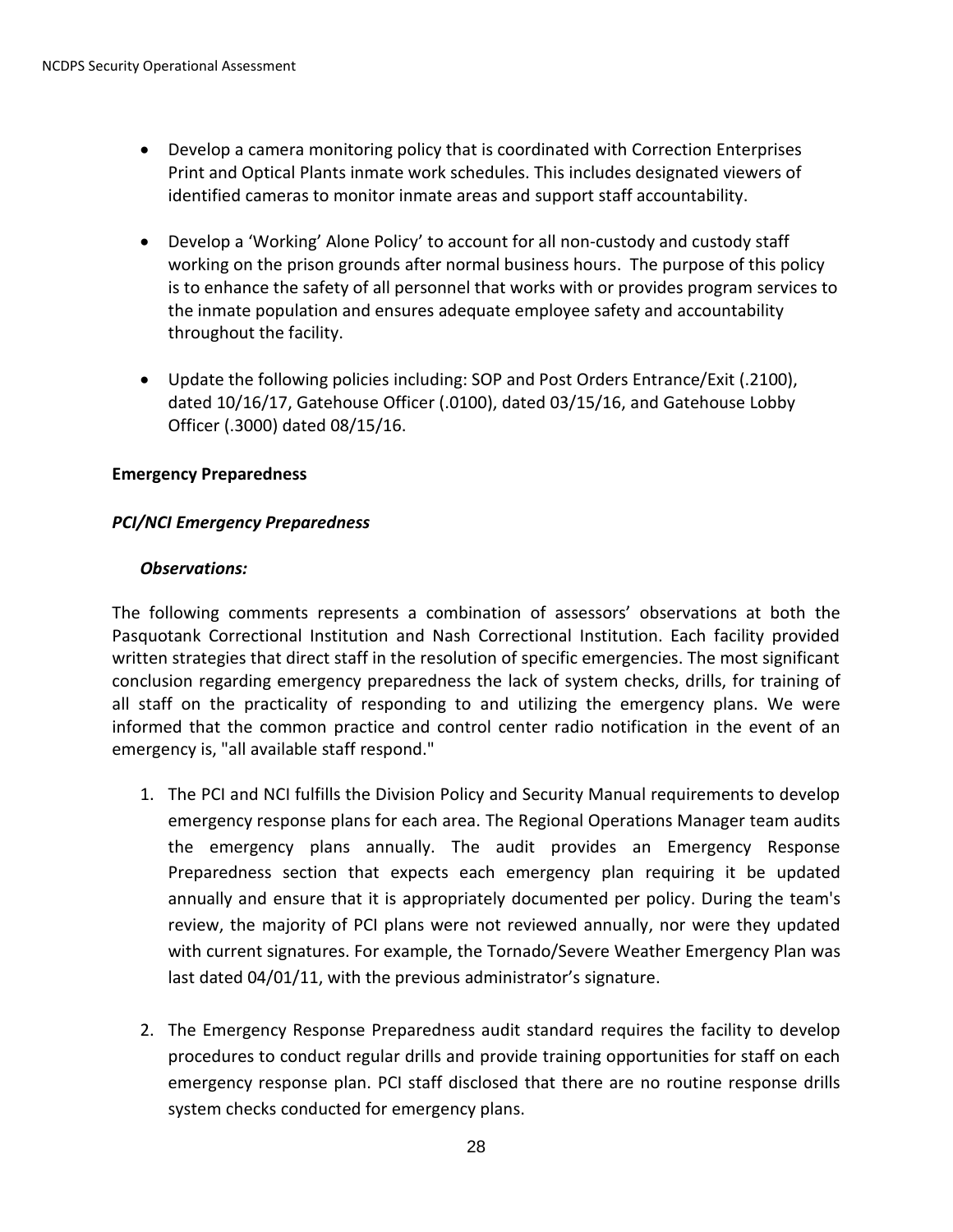- Develop a camera monitoring policy that is coordinated with Correction Enterprises Print and Optical Plants inmate work schedules. This includes designated viewers of identified cameras to monitor inmate areas and support staff accountability.

- Develop a 'Working' Alone Policy' to account for all non-custody and custody staff working on the prison grounds after normal business hours. The purpose of this policy is to enhance the safety of all personnel that works with or provides program services to the inmate population and ensures adequate employee safety and accountability throughout the facility.

- Update the following policies including: SOP and Post Orders Entrance/Exit (.2100), dated 10/16/17, Gatehouse Officer (.0100), dated 03/15/16, and Gatehouse Lobby Officer (.3000) dated 08/15/16.

**Emergency Preparedness**

***PCI/NCI Emergency Preparedness***

***Observations:***

The following comments represents a combination of assessors' observations at both the Pasquotank Correctional Institution and Nash Correctional Institution. Each facility provided written strategies that direct staff in the resolution of specific emergencies. The most significant conclusion regarding emergency preparedness the lack of system checks, drills, for training of all staff on the practicality of responding to and utilizing the emergency plans. We were informed that the common practice and control center radio notification in the event of an emergency is, "all available staff respond."

1. The PCI and NCI fulfills the Division Policy and Security Manual requirements to develop emergency response plans for each area. The Regional Operations Manager team audits the emergency plans annually. The audit provides an Emergency Response Preparedness section that expects each emergency plan requiring it be updated annually and ensure that it is appropriately documented per policy. During the team's review, the majority of PCI plans were not reviewed annually, nor were they updated with current signatures. For example, the Tornado/Severe Weather Emergency Plan was last dated 04/01/11, with the previous administrator's signature.

2. The Emergency Response Preparedness audit standard requires the facility to develop procedures to conduct regular drills and provide training opportunities for staff on each emergency response plan. PCI staff disclosed that there are no routine response drills system checks conducted for emergency plans.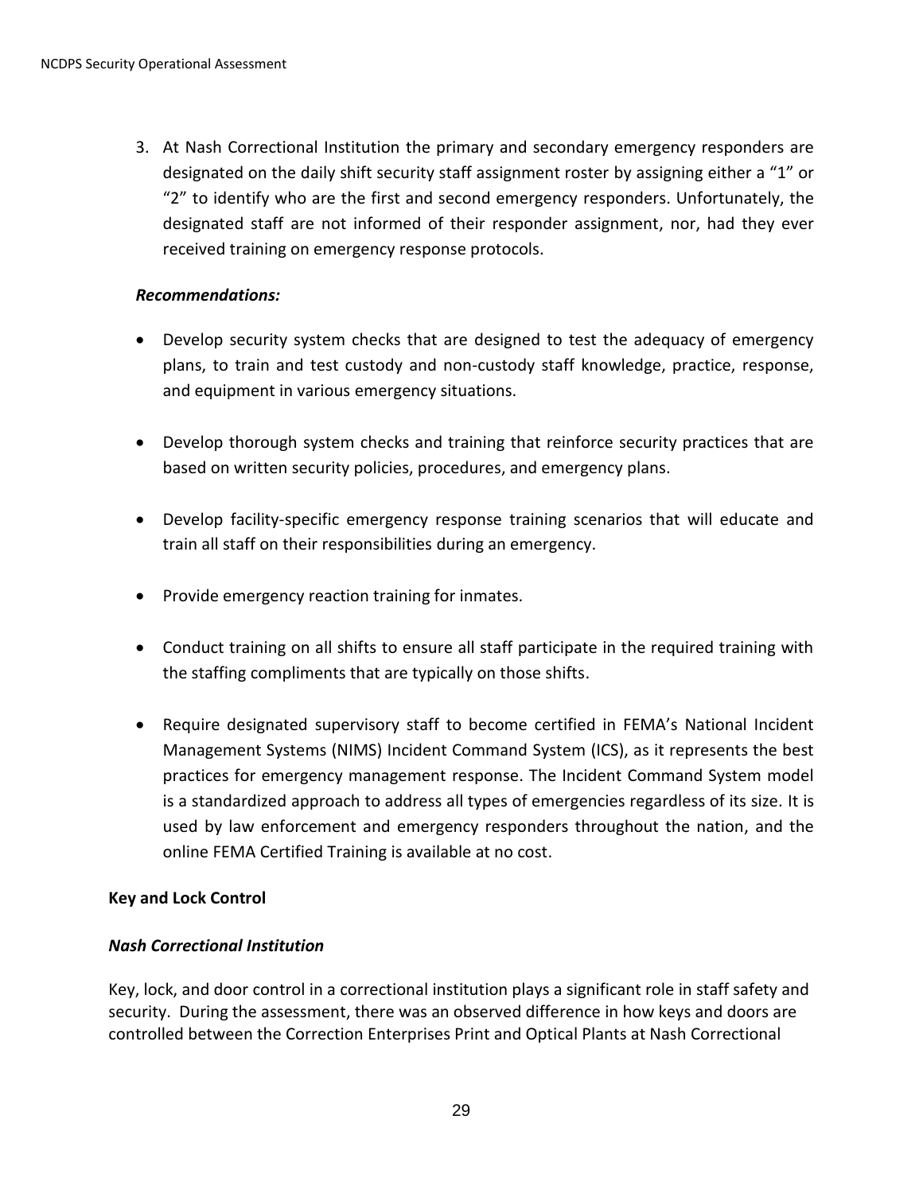3. At Nash Correctional Institution the primary and secondary emergency responders are designated on the daily shift security staff assignment roster by assigning either a "1" or "2" to identify who are the first and second emergency responders. Unfortunately, the designated staff are not informed of their responder assignment, nor, had they ever received training on emergency response protocols.

***Recommendations:***

- Develop security system checks that are designed to test the adequacy of emergency plans, to train and test custody and non-custody staff knowledge, practice, response, and equipment in various emergency situations.

- Develop thorough system checks and training that reinforce security practices that are based on written security policies, procedures, and emergency plans.

- Develop facility-specific emergency response training scenarios that will educate and train all staff on their responsibilities during an emergency.

- Provide emergency reaction training for inmates.

- Conduct training on all shifts to ensure all staff participate in the required training with the staffing compliments that are typically on those shifts.

- Require designated supervisory staff to become certified in FEMA's National Incident Management Systems (NIMS) Incident Command System (ICS), as it represents the best practices for emergency management response. The Incident Command System model is a standardized approach to address all types of emergencies regardless of its size. It is used by law enforcement and emergency responders throughout the nation, and the online FEMA Certified Training is available at no cost.

**Key and Lock Control**

***Nash Correctional Institution***

Key, lock, and door control in a correctional institution plays a significant role in staff safety and security. During the assessment, there was an observed difference in how keys and doors are controlled between the Correction Enterprises Print and Optical Plants at Nash Correctional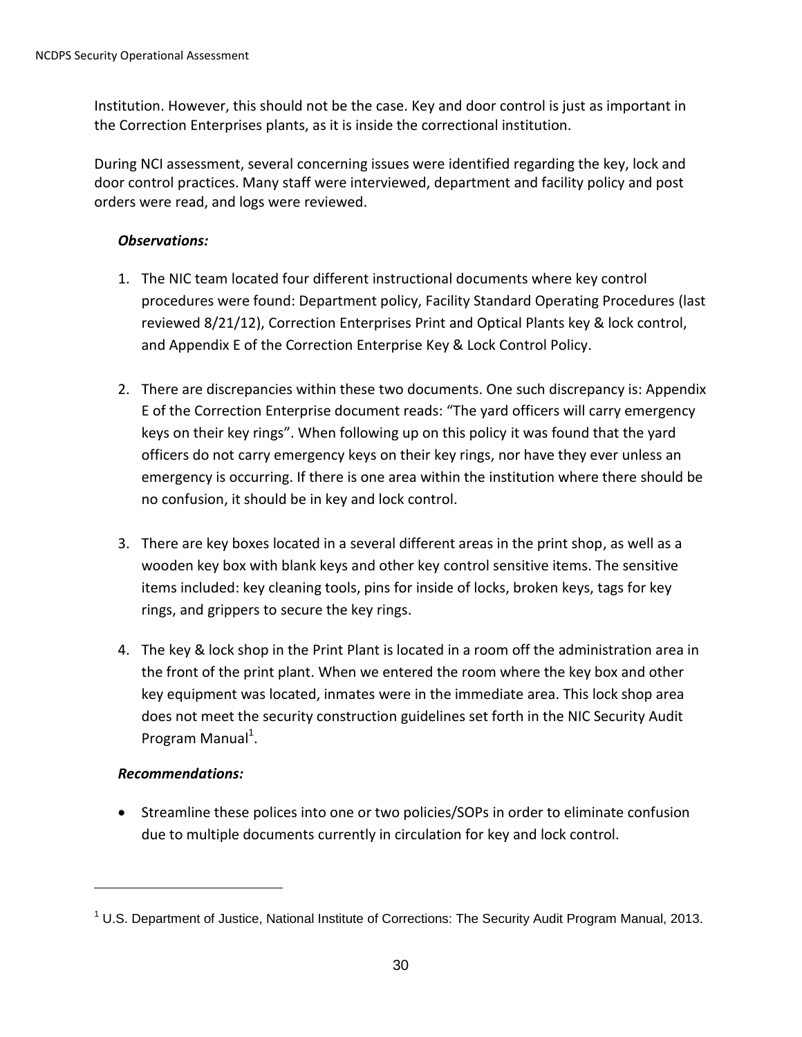Institution. However, this should not be the case. Key and door control is just as important in the Correction Enterprises plants, as it is inside the correctional institution.

During NCI assessment, several concerning issues were identified regarding the key, lock and door control practices. Many staff were interviewed, department and facility policy and post orders were read, and logs were reviewed.

***Observations:***

1. The NIC team located four different instructional documents where key control procedures were found: Department policy, Facility Standard Operating Procedures (last reviewed 8/21/12), Correction Enterprises Print and Optical Plants key & lock control, and Appendix E of the Correction Enterprise Key & Lock Control Policy.

2. There are discrepancies within these two documents. One such discrepancy is: Appendix E of the Correction Enterprise document reads: "The yard officers will carry emergency keys on their key rings". When following up on this policy it was found that the yard officers do not carry emergency keys on their key rings, nor have they ever unless an emergency is occurring. If there is one area within the institution where there should be no confusion, it should be in key and lock control.

3. There are key boxes located in a several different areas in the print shop, as well as a wooden key box with blank keys and other key control sensitive items. The sensitive items included: key cleaning tools, pins for inside of locks, broken keys, tags for key rings, and grippers to secure the key rings.

4. The key & lock shop in the Print Plant is located in a room off the administration area in the front of the print plant. When we entered the room where the key box and other key equipment was located, inmates were in the immediate area. This lock shop area does not meet the security construction guidelines set forth in the NIC Security Audit Program Manual[1].

***Recommendations:***

- Streamline these polices into one or two policies/SOPs in order to eliminate confusion due to multiple documents currently in circulation for key and lock control.

[1] U.S. Department of Justice, National Institute of Corrections: The Security Audit Program Manual, 2013.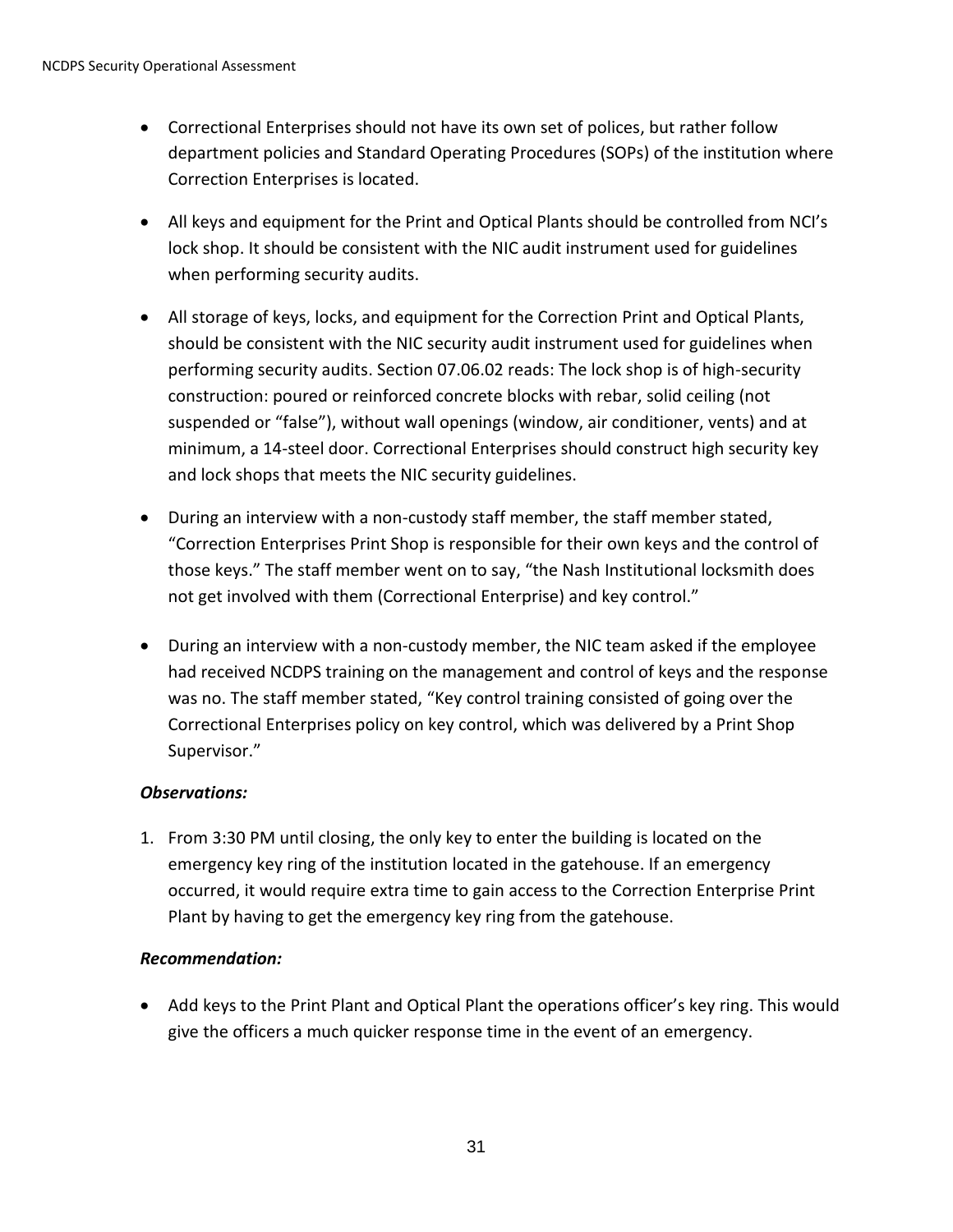- Correctional Enterprises should not have its own set of polices, but rather follow department policies and Standard Operating Procedures (SOPs) of the institution where Correction Enterprises is located.

- All keys and equipment for the Print and Optical Plants should be controlled from NCI's lock shop. It should be consistent with the NIC audit instrument used for guidelines when performing security audits.

- All storage of keys, locks, and equipment for the Correction Print and Optical Plants, should be consistent with the NIC security audit instrument used for guidelines when performing security audits. Section 07.06.02 reads: The lock shop is of high-security construction: poured or reinforced concrete blocks with rebar, solid ceiling (not suspended or "false"), without wall openings (window, air conditioner, vents) and at minimum, a 14-steel door. Correctional Enterprises should construct high security key and lock shops that meets the NIC security guidelines.

- During an interview with a non-custody staff member, the staff member stated, "Correction Enterprises Print Shop is responsible for their own keys and the control of those keys." The staff member went on to say, "the Nash Institutional locksmith does not get involved with them (Correctional Enterprise) and key control."

- During an interview with a non-custody member, the NIC team asked if the employee had received NCDPS training on the management and control of keys and the response was no. The staff member stated, "Key control training consisted of going over the Correctional Enterprises policy on key control, which was delivered by a Print Shop Supervisor."

***Observations:***

1. From 3:30 PM until closing, the only key to enter the building is located on the emergency key ring of the institution located in the gatehouse. If an emergency occurred, it would require extra time to gain access to the Correction Enterprise Print Plant by having to get the emergency key ring from the gatehouse.

***Recommendation:***

- Add keys to the Print Plant and Optical Plant the operations officer's key ring. This would give the officers a much quicker response time in the event of an emergency.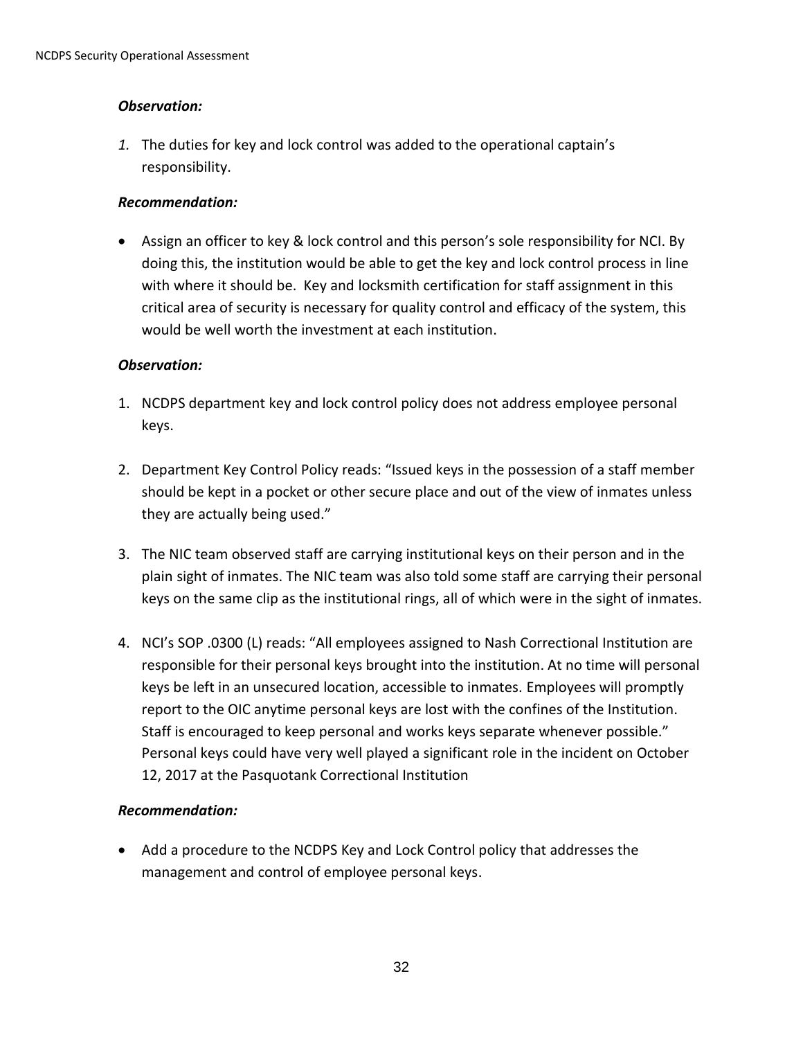***Observation:***

*1.* The duties for key and lock control was added to the operational captain's responsibility.

***Recommendation:***

- Assign an officer to key & lock control and this person's sole responsibility for NCI. By doing this, the institution would be able to get the key and lock control process in line with where it should be. Key and locksmith certification for staff assignment in this critical area of security is necessary for quality control and efficacy of the system, this would be well worth the investment at each institution.

***Observation:***

1. NCDPS department key and lock control policy does not address employee personal keys.

2. Department Key Control Policy reads: "Issued keys in the possession of a staff member should be kept in a pocket or other secure place and out of the view of inmates unless they are actually being used."

3. The NIC team observed staff are carrying institutional keys on their person and in the plain sight of inmates. The NIC team was also told some staff are carrying their personal keys on the same clip as the institutional rings, all of which were in the sight of inmates.

4. NCI's SOP .0300 (L) reads: "All employees assigned to Nash Correctional Institution are responsible for their personal keys brought into the institution. At no time will personal keys be left in an unsecured location, accessible to inmates. Employees will promptly report to the OIC anytime personal keys are lost with the confines of the Institution. Staff is encouraged to keep personal and works keys separate whenever possible." Personal keys could have very well played a significant role in the incident on October 12, 2017 at the Pasquotank Correctional Institution

***Recommendation:***

- Add a procedure to the NCDPS Key and Lock Control policy that addresses the management and control of employee personal keys.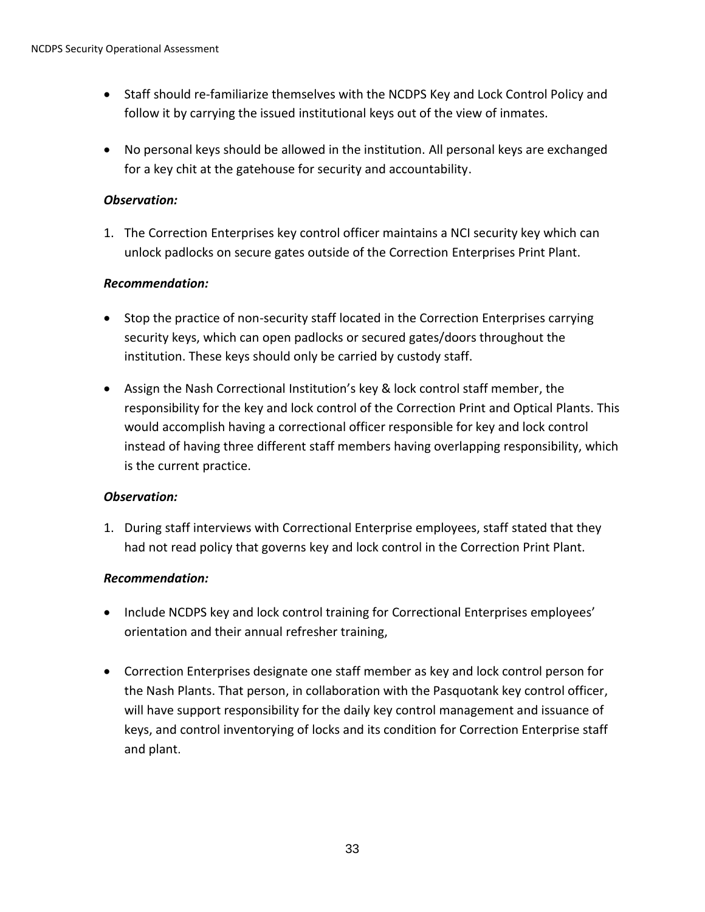- Staff should re-familiarize themselves with the NCDPS Key and Lock Control Policy and follow it by carrying the issued institutional keys out of the view of inmates.

- No personal keys should be allowed in the institution. All personal keys are exchanged for a key chit at the gatehouse for security and accountability.

***Observation:***

1. The Correction Enterprises key control officer maintains a NCI security key which can unlock padlocks on secure gates outside of the Correction Enterprises Print Plant.

***Recommendation:***

- Stop the practice of non-security staff located in the Correction Enterprises carrying security keys, which can open padlocks or secured gates/doors throughout the institution. These keys should only be carried by custody staff.

- Assign the Nash Correctional Institution's key & lock control staff member, the responsibility for the key and lock control of the Correction Print and Optical Plants. This would accomplish having a correctional officer responsible for key and lock control instead of having three different staff members having overlapping responsibility, which is the current practice.

***Observation:***

1. During staff interviews with Correctional Enterprise employees, staff stated that they had not read policy that governs key and lock control in the Correction Print Plant.

***Recommendation:***

- Include NCDPS key and lock control training for Correctional Enterprises employees' orientation and their annual refresher training,

- Correction Enterprises designate one staff member as key and lock control person for the Nash Plants. That person, in collaboration with the Pasquotank key control officer, will have support responsibility for the daily key control management and issuance of keys, and control inventorying of locks and its condition for Correction Enterprise staff and plant.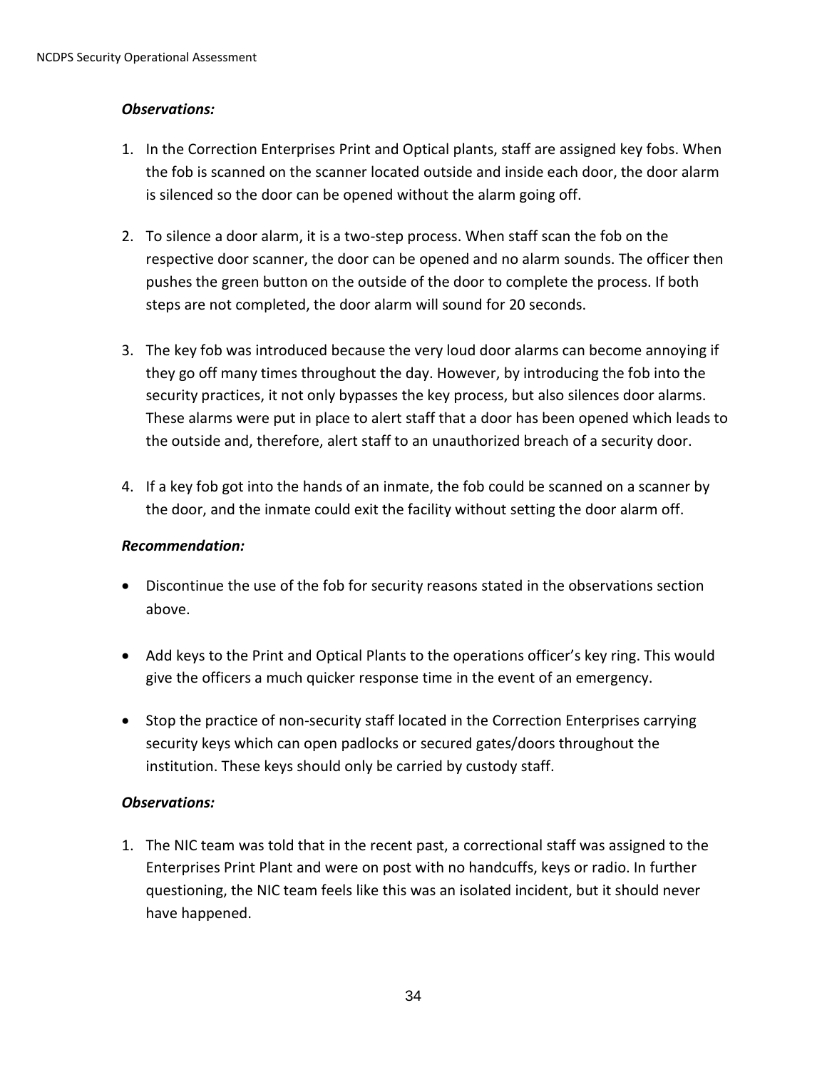***Observations:***

1. In the Correction Enterprises Print and Optical plants, staff are assigned key fobs. When the fob is scanned on the scanner located outside and inside each door, the door alarm is silenced so the door can be opened without the alarm going off.

2. To silence a door alarm, it is a two-step process. When staff scan the fob on the respective door scanner, the door can be opened and no alarm sounds. The officer then pushes the green button on the outside of the door to complete the process. If both steps are not completed, the door alarm will sound for 20 seconds.

3. The key fob was introduced because the very loud door alarms can become annoying if they go off many times throughout the day. However, by introducing the fob into the security practices, it not only bypasses the key process, but also silences door alarms. These alarms were put in place to alert staff that a door has been opened which leads to the outside and, therefore, alert staff to an unauthorized breach of a security door.

4. If a key fob got into the hands of an inmate, the fob could be scanned on a scanner by the door, and the inmate could exit the facility without setting the door alarm off.

***Recommendation:***

- Discontinue the use of the fob for security reasons stated in the observations section above.

- Add keys to the Print and Optical Plants to the operations officer's key ring. This would give the officers a much quicker response time in the event of an emergency.

- Stop the practice of non-security staff located in the Correction Enterprises carrying security keys which can open padlocks or secured gates/doors throughout the institution. These keys should only be carried by custody staff.

***Observations:***

1. The NIC team was told that in the recent past, a correctional staff was assigned to the Enterprises Print Plant and were on post with no handcuffs, keys or radio. In further questioning, the NIC team feels like this was an isolated incident, but it should never have happened.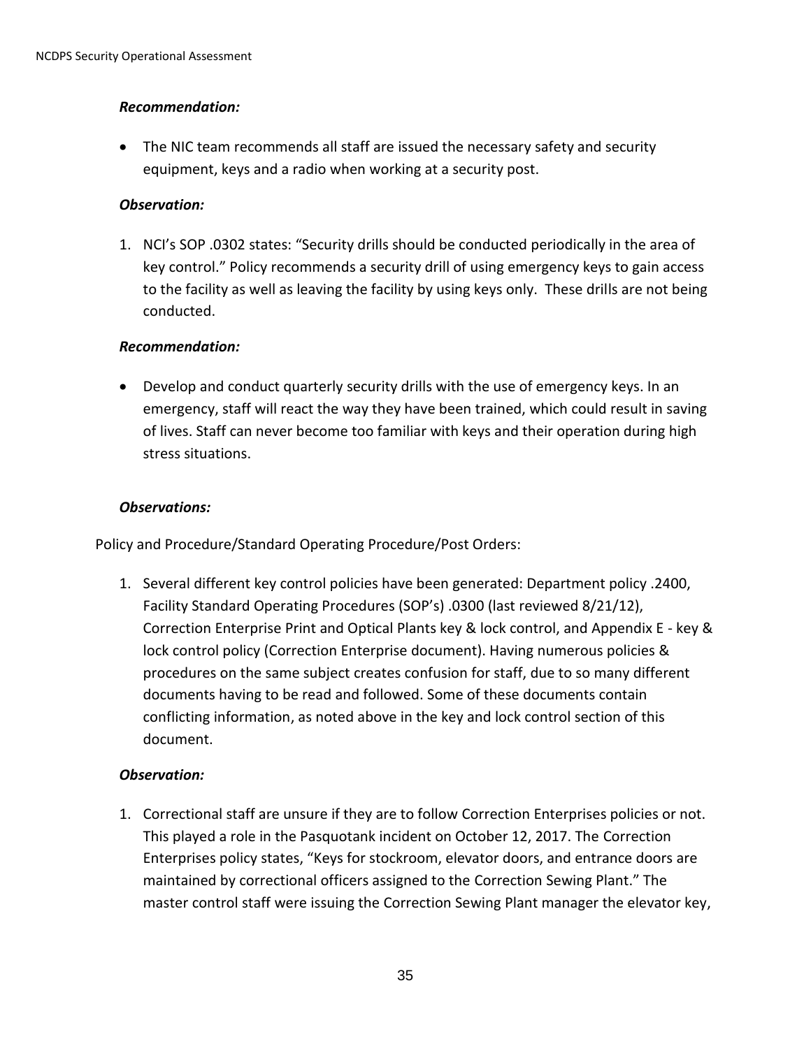***Recommendation:***

- The NIC team recommends all staff are issued the necessary safety and security equipment, keys and a radio when working at a security post.

***Observation:***

1. NCI's SOP .0302 states: "Security drills should be conducted periodically in the area of key control." Policy recommends a security drill of using emergency keys to gain access to the facility as well as leaving the facility by using keys only. These drills are not being conducted.

***Recommendation:***

- Develop and conduct quarterly security drills with the use of emergency keys. In an emergency, staff will react the way they have been trained, which could result in saving of lives. Staff can never become too familiar with keys and their operation during high stress situations.

***Observations:***

Policy and Procedure/Standard Operating Procedure/Post Orders:

1. Several different key control policies have been generated: Department policy .2400, Facility Standard Operating Procedures (SOP's) .0300 (last reviewed 8/21/12), Correction Enterprise Print and Optical Plants key & lock control, and Appendix E - key & lock control policy (Correction Enterprise document). Having numerous policies & procedures on the same subject creates confusion for staff, due to so many different documents having to be read and followed. Some of these documents contain conflicting information, as noted above in the key and lock control section of this document.

***Observation:***

1. Correctional staff are unsure if they are to follow Correction Enterprises policies or not. This played a role in the Pasquotank incident on October 12, 2017. The Correction Enterprises policy states, "Keys for stockroom, elevator doors, and entrance doors are maintained by correctional officers assigned to the Correction Sewing Plant." The master control staff were issuing the Correction Sewing Plant manager the elevator key,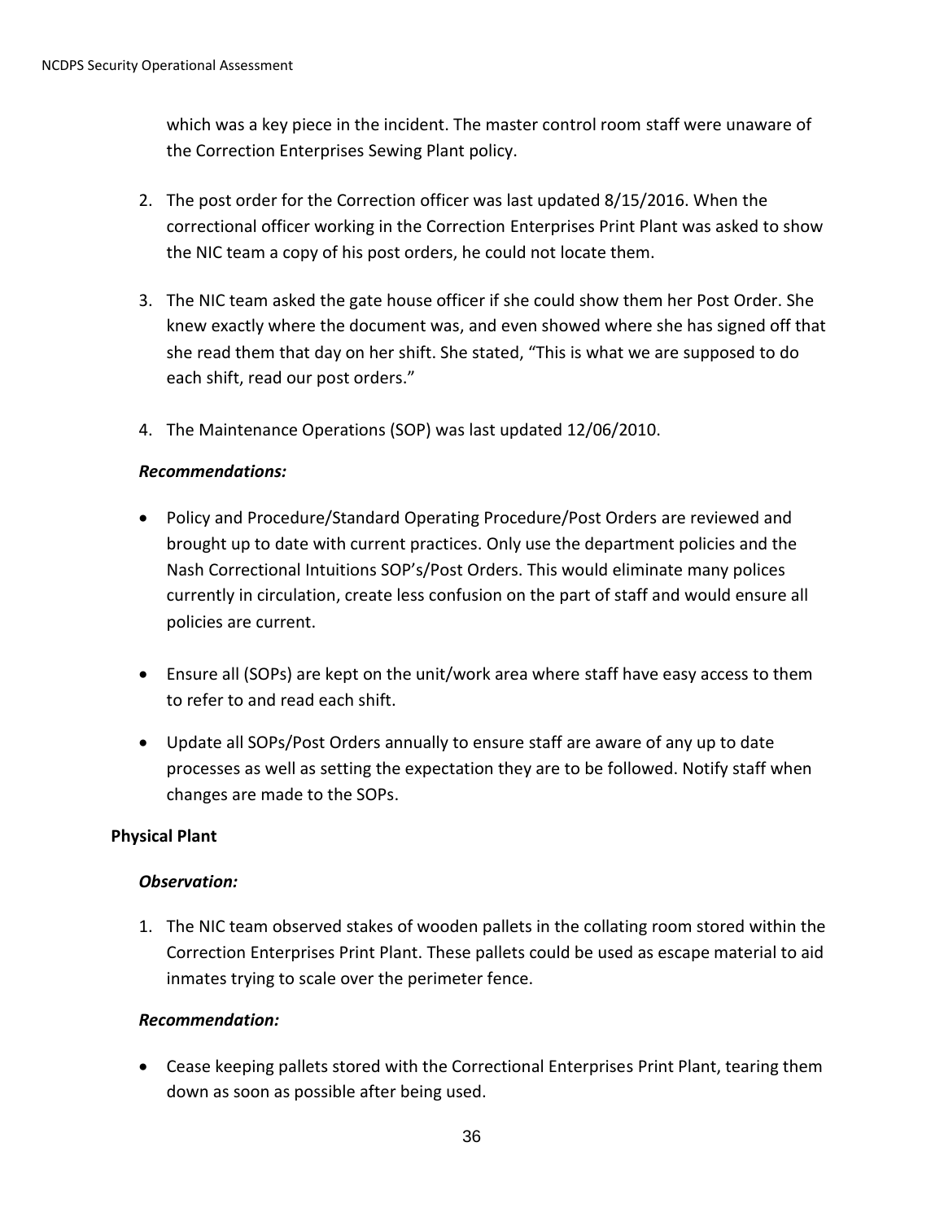which was a key piece in the incident. The master control room staff were unaware of the Correction Enterprises Sewing Plant policy.

2. The post order for the Correction officer was last updated 8/15/2016. When the correctional officer working in the Correction Enterprises Print Plant was asked to show the NIC team a copy of his post orders, he could not locate them.

3. The NIC team asked the gate house officer if she could show them her Post Order. She knew exactly where the document was, and even showed where she has signed off that she read them that day on her shift. She stated, “This is what we are supposed to do each shift, read our post orders.”

4. The Maintenance Operations (SOP) was last updated 12/06/2010.

***Recommendations:***

- Policy and Procedure/Standard Operating Procedure/Post Orders are reviewed and brought up to date with current practices. Only use the department policies and the Nash Correctional Intuitions SOP’s/Post Orders. This would eliminate many polices currently in circulation, create less confusion on the part of staff and would ensure all policies are current.

- Ensure all (SOPs) are kept on the unit/work area where staff have easy access to them to refer to and read each shift.

- Update all SOPs/Post Orders annually to ensure staff are aware of any up to date processes as well as setting the expectation they are to be followed. Notify staff when changes are made to the SOPs.

**Physical Plant**

***Observation:***

1. The NIC team observed stakes of wooden pallets in the collating room stored within the Correction Enterprises Print Plant. These pallets could be used as escape material to aid inmates trying to scale over the perimeter fence.

***Recommendation:***

- Cease keeping pallets stored with the Correctional Enterprises Print Plant, tearing them down as soon as possible after being used.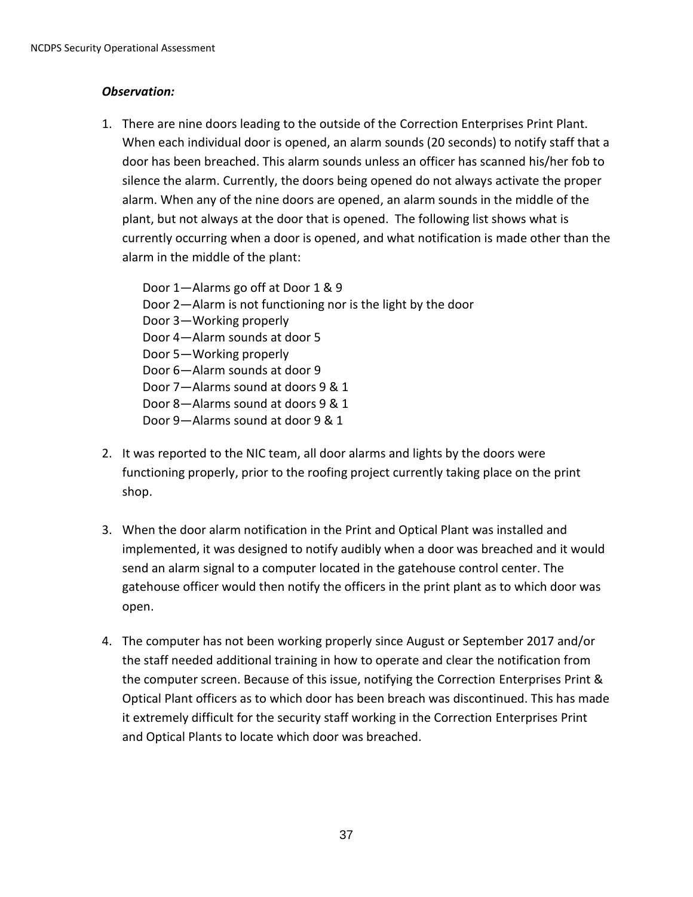***Observation:***

1. There are nine doors leading to the outside of the Correction Enterprises Print Plant. When each individual door is opened, an alarm sounds (20 seconds) to notify staff that a door has been breached. This alarm sounds unless an officer has scanned his/her fob to silence the alarm. Currently, the doors being opened do not always activate the proper alarm. When any of the nine doors are opened, an alarm sounds in the middle of the plant, but not always at the door that is opened. The following list shows what is currently occurring when a door is opened, and what notification is made other than the alarm in the middle of the plant:

   Door 1—Alarms go off at Door 1 & 9
   Door 2—Alarm is not functioning nor is the light by the door
   Door 3—Working properly
   Door 4—Alarm sounds at door 5
   Door 5—Working properly
   Door 6—Alarm sounds at door 9
   Door 7—Alarms sound at doors 9 & 1
   Door 8—Alarms sound at doors 9 & 1
   Door 9—Alarms sound at door 9 & 1

2. It was reported to the NIC team, all door alarms and lights by the doors were functioning properly, prior to the roofing project currently taking place on the print shop.

3. When the door alarm notification in the Print and Optical Plant was installed and implemented, it was designed to notify audibly when a door was breached and it would send an alarm signal to a computer located in the gatehouse control center. The gatehouse officer would then notify the officers in the print plant as to which door was open.

4. The computer has not been working properly since August or September 2017 and/or the staff needed additional training in how to operate and clear the notification from the computer screen. Because of this issue, notifying the Correction Enterprises Print & Optical Plant officers as to which door has been breach was discontinued. This has made it extremely difficult for the security staff working in the Correction Enterprises Print and Optical Plants to locate which door was breached.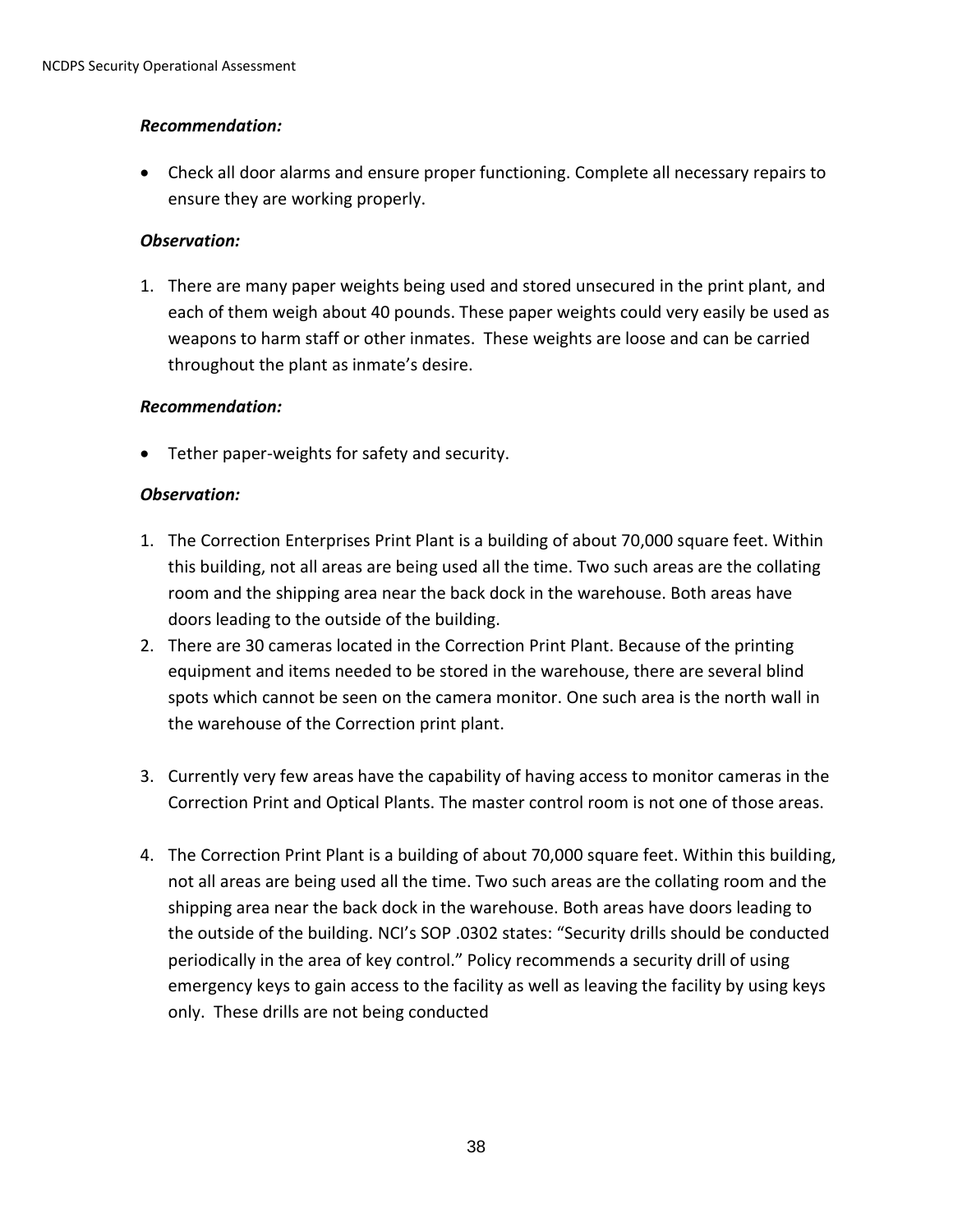*Recommendation:*

- Check all door alarms and ensure proper functioning. Complete all necessary repairs to ensure they are working properly.

*Observation:*

1. There are many paper weights being used and stored unsecured in the print plant, and each of them weigh about 40 pounds. These paper weights could very easily be used as weapons to harm staff or other inmates. These weights are loose and can be carried throughout the plant as inmate's desire.

*Recommendation:*

- Tether paper-weights for safety and security.

*Observation:*

1. The Correction Enterprises Print Plant is a building of about 70,000 square feet. Within this building, not all areas are being used all the time. Two such areas are the collating room and the shipping area near the back dock in the warehouse. Both areas have doors leading to the outside of the building.
2. There are 30 cameras located in the Correction Print Plant. Because of the printing equipment and items needed to be stored in the warehouse, there are several blind spots which cannot be seen on the camera monitor. One such area is the north wall in the warehouse of the Correction print plant.
3. Currently very few areas have the capability of having access to monitor cameras in the Correction Print and Optical Plants. The master control room is not one of those areas.
4. The Correction Print Plant is a building of about 70,000 square feet. Within this building, not all areas are being used all the time. Two such areas are the collating room and the shipping area near the back dock in the warehouse. Both areas have doors leading to the outside of the building. NCI's SOP .0302 states: "Security drills should be conducted periodically in the area of key control." Policy recommends a security drill of using emergency keys to gain access to the facility as well as leaving the facility by using keys only. These drills are not being conducted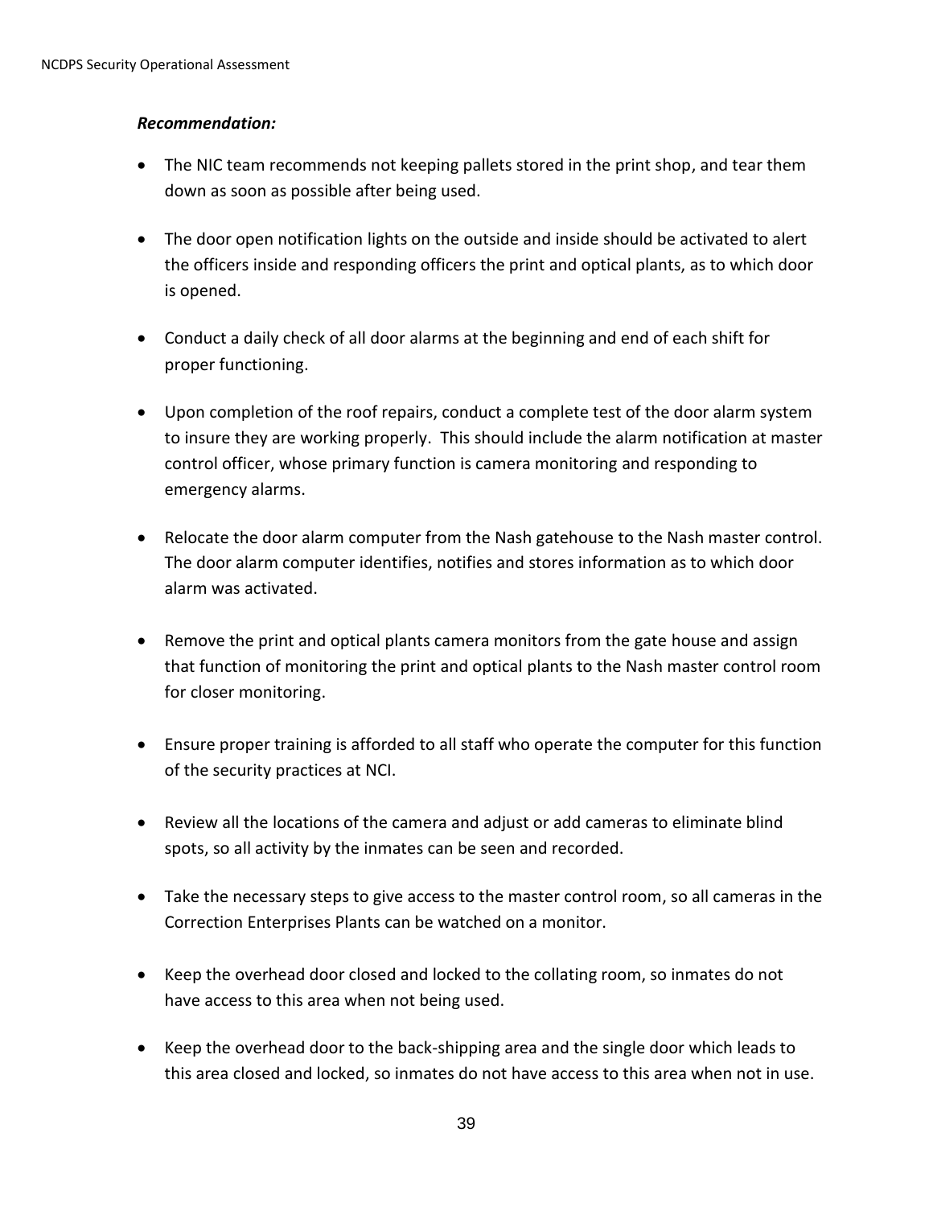***Recommendation:***

- The NIC team recommends not keeping pallets stored in the print shop, and tear them down as soon as possible after being used.

- The door open notification lights on the outside and inside should be activated to alert the officers inside and responding officers the print and optical plants, as to which door is opened.

- Conduct a daily check of all door alarms at the beginning and end of each shift for proper functioning.

- Upon completion of the roof repairs, conduct a complete test of the door alarm system to insure they are working properly. This should include the alarm notification at master control officer, whose primary function is camera monitoring and responding to emergency alarms.

- Relocate the door alarm computer from the Nash gatehouse to the Nash master control. The door alarm computer identifies, notifies and stores information as to which door alarm was activated.

- Remove the print and optical plants camera monitors from the gate house and assign that function of monitoring the print and optical plants to the Nash master control room for closer monitoring.

- Ensure proper training is afforded to all staff who operate the computer for this function of the security practices at NCI.

- Review all the locations of the camera and adjust or add cameras to eliminate blind spots, so all activity by the inmates can be seen and recorded.

- Take the necessary steps to give access to the master control room, so all cameras in the Correction Enterprises Plants can be watched on a monitor.

- Keep the overhead door closed and locked to the collating room, so inmates do not have access to this area when not being used.

- Keep the overhead door to the back-shipping area and the single door which leads to this area closed and locked, so inmates do not have access to this area when not in use.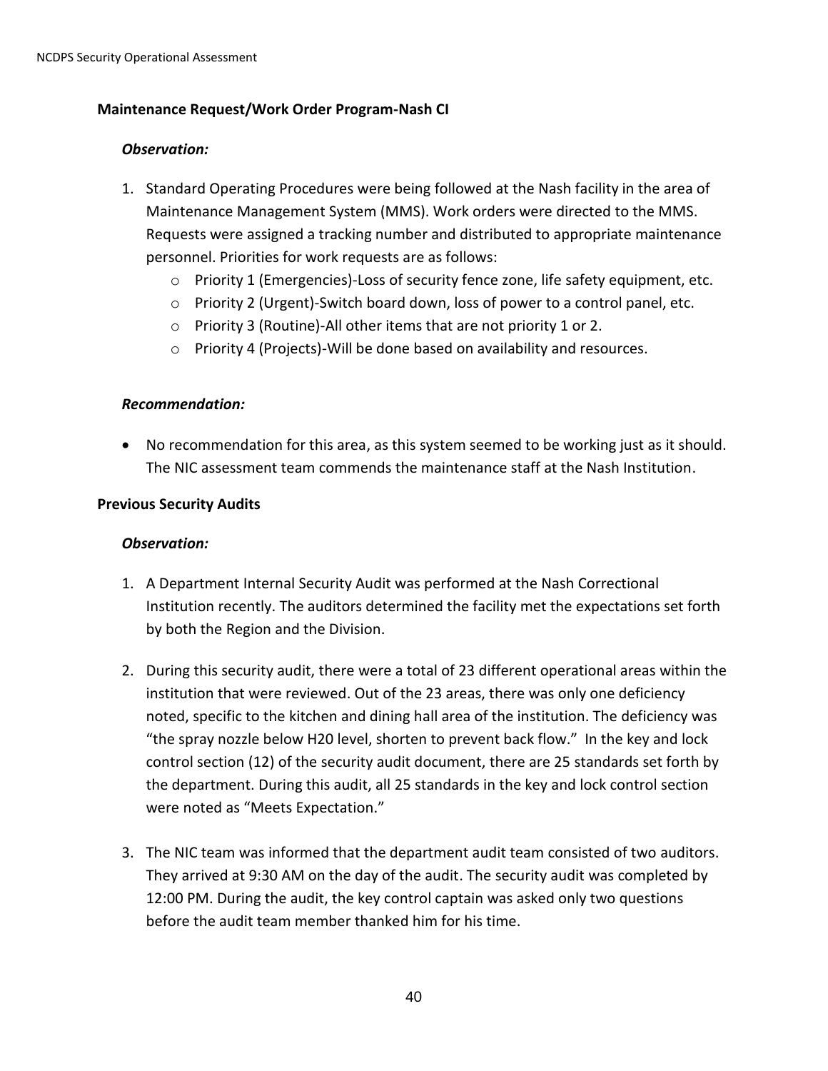**Maintenance Request/Work Order Program-Nash CI**

***Observation:***

1. Standard Operating Procedures were being followed at the Nash facility in the area of Maintenance Management System (MMS). Work orders were directed to the MMS. Requests were assigned a tracking number and distributed to appropriate maintenance personnel. Priorities for work requests are as follows:
   - Priority 1 (Emergencies)-Loss of security fence zone, life safety equipment, etc.
   - Priority 2 (Urgent)-Switch board down, loss of power to a control panel, etc.
   - Priority 3 (Routine)-All other items that are not priority 1 or 2.
   - Priority 4 (Projects)-Will be done based on availability and resources.

***Recommendation:***

- No recommendation for this area, as this system seemed to be working just as it should. The NIC assessment team commends the maintenance staff at the Nash Institution.

**Previous Security Audits**

***Observation:***

1. A Department Internal Security Audit was performed at the Nash Correctional Institution recently. The auditors determined the facility met the expectations set forth by both the Region and the Division.

2. During this security audit, there were a total of 23 different operational areas within the institution that were reviewed. Out of the 23 areas, there was only one deficiency noted, specific to the kitchen and dining hall area of the institution. The deficiency was "the spray nozzle below H20 level, shorten to prevent back flow." In the key and lock control section (12) of the security audit document, there are 25 standards set forth by the department. During this audit, all 25 standards in the key and lock control section were noted as "Meets Expectation."

3. The NIC team was informed that the department audit team consisted of two auditors. They arrived at 9:30 AM on the day of the audit. The security audit was completed by 12:00 PM. During the audit, the key control captain was asked only two questions before the audit team member thanked him for his time.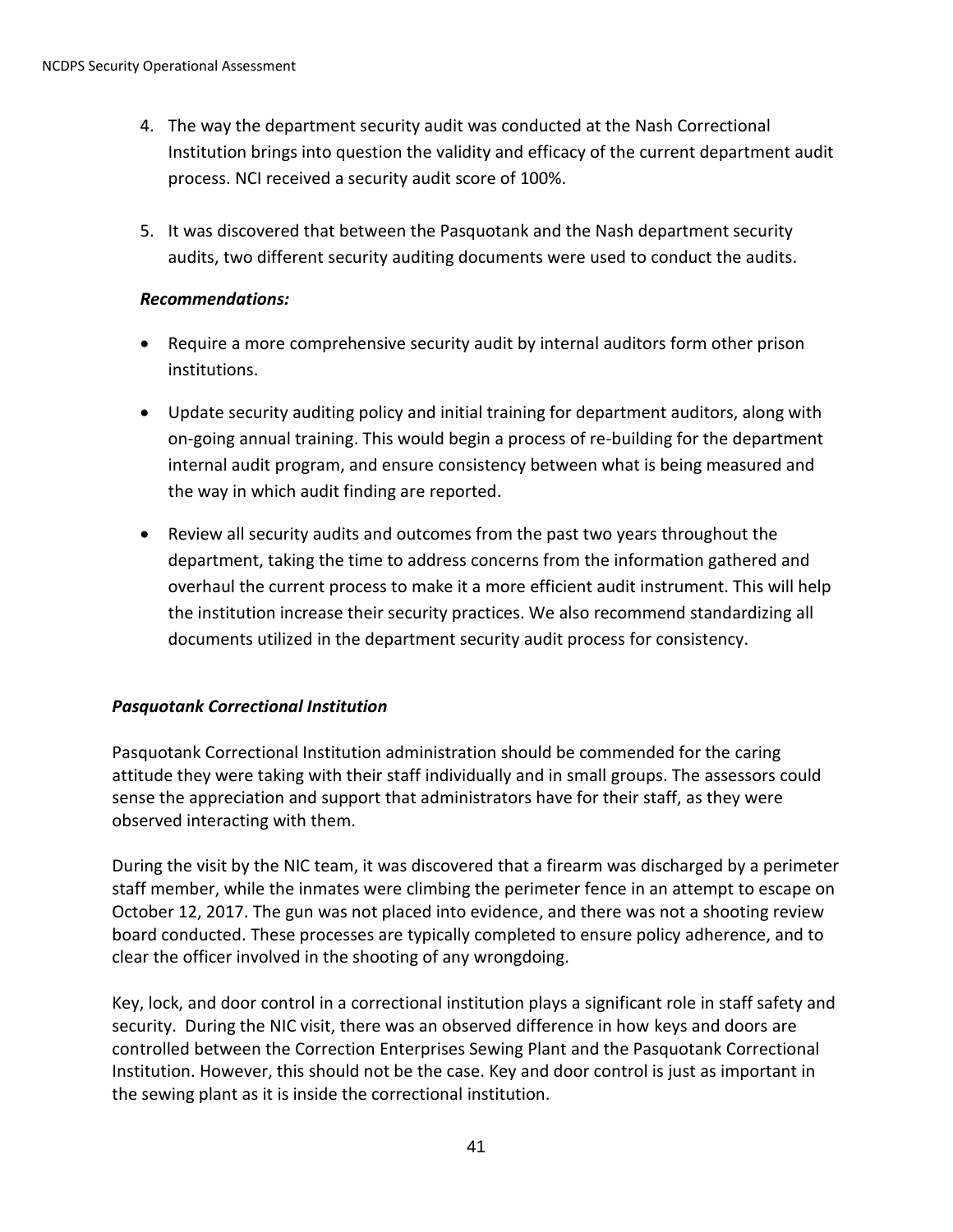4. The way the department security audit was conducted at the Nash Correctional Institution brings into question the validity and efficacy of the current department audit process. NCI received a security audit score of 100%.

5. It was discovered that between the Pasquotank and the Nash department security audits, two different security auditing documents were used to conduct the audits.

***Recommendations:***

- Require a more comprehensive security audit by internal auditors form other prison institutions.

- Update security auditing policy and initial training for department auditors, along with on-going annual training. This would begin a process of re-building for the department internal audit program, and ensure consistency between what is being measured and the way in which audit finding are reported.

- Review all security audits and outcomes from the past two years throughout the department, taking the time to address concerns from the information gathered and overhaul the current process to make it a more efficient audit instrument. This will help the institution increase their security practices. We also recommend standardizing all documents utilized in the department security audit process for consistency.

***Pasquotank Correctional Institution***

Pasquotank Correctional Institution administration should be commended for the caring attitude they were taking with their staff individually and in small groups. The assessors could sense the appreciation and support that administrators have for their staff, as they were observed interacting with them.

During the visit by the NIC team, it was discovered that a firearm was discharged by a perimeter staff member, while the inmates were climbing the perimeter fence in an attempt to escape on October 12, 2017. The gun was not placed into evidence, and there was not a shooting review board conducted. These processes are typically completed to ensure policy adherence, and to clear the officer involved in the shooting of any wrongdoing.

Key, lock, and door control in a correctional institution plays a significant role in staff safety and security. During the NIC visit, there was an observed difference in how keys and doors are controlled between the Correction Enterprises Sewing Plant and the Pasquotank Correctional Institution. However, this should not be the case. Key and door control is just as important in the sewing plant as it is inside the correctional institution.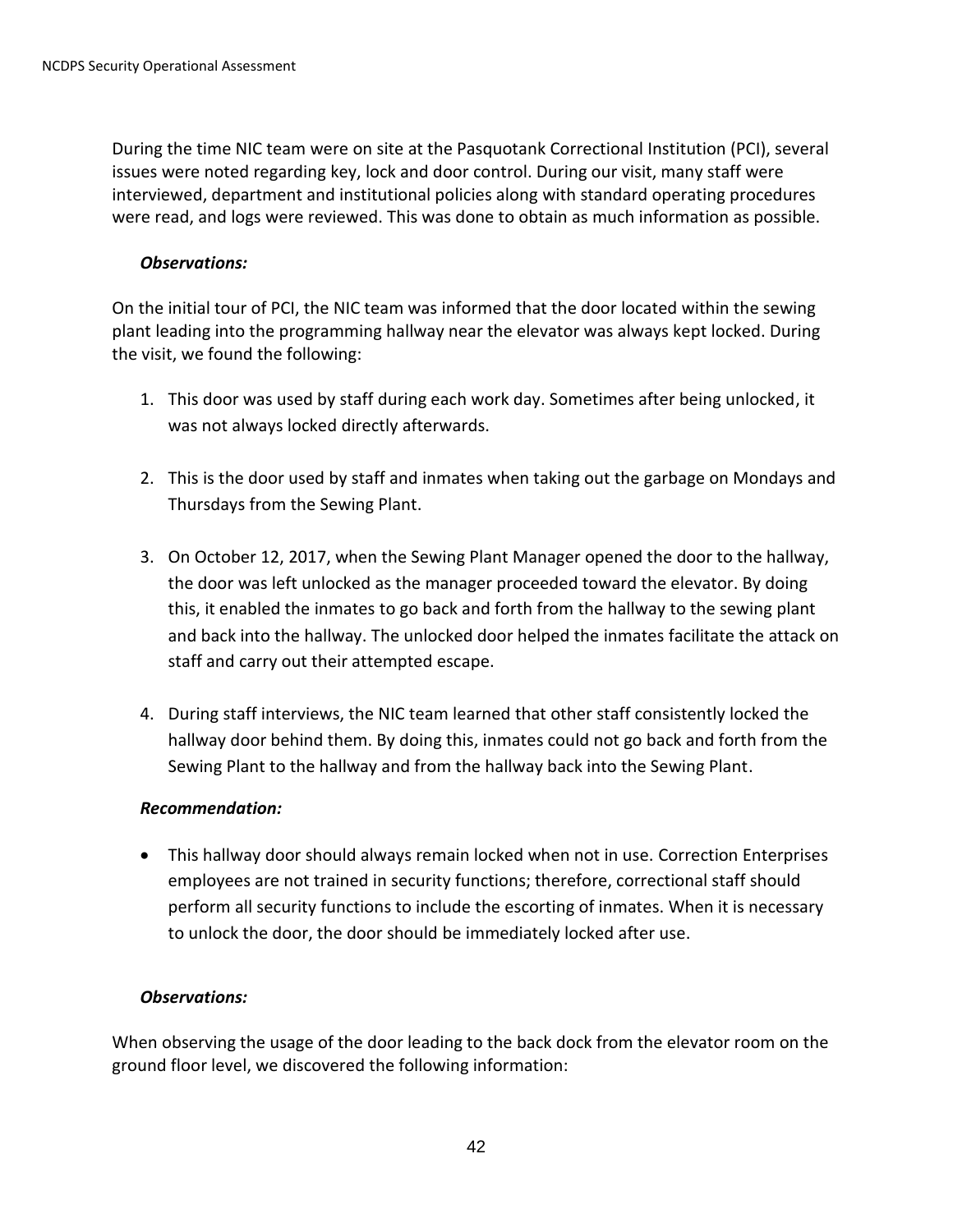During the time NIC team were on site at the Pasquotank Correctional Institution (PCI), several issues were noted regarding key, lock and door control. During our visit, many staff were interviewed, department and institutional policies along with standard operating procedures were read, and logs were reviewed. This was done to obtain as much information as possible.

***Observations:***

On the initial tour of PCI, the NIC team was informed that the door located within the sewing plant leading into the programming hallway near the elevator was always kept locked. During the visit, we found the following:

1. This door was used by staff during each work day. Sometimes after being unlocked, it was not always locked directly afterwards.

2. This is the door used by staff and inmates when taking out the garbage on Mondays and Thursdays from the Sewing Plant.

3. On October 12, 2017, when the Sewing Plant Manager opened the door to the hallway, the door was left unlocked as the manager proceeded toward the elevator. By doing this, it enabled the inmates to go back and forth from the hallway to the sewing plant and back into the hallway. The unlocked door helped the inmates facilitate the attack on staff and carry out their attempted escape.

4. During staff interviews, the NIC team learned that other staff consistently locked the hallway door behind them. By doing this, inmates could not go back and forth from the Sewing Plant to the hallway and from the hallway back into the Sewing Plant.

***Recommendation:***

- This hallway door should always remain locked when not in use. Correction Enterprises employees are not trained in security functions; therefore, correctional staff should perform all security functions to include the escorting of inmates. When it is necessary to unlock the door, the door should be immediately locked after use.

***Observations:***

When observing the usage of the door leading to the back dock from the elevator room on the ground floor level, we discovered the following information: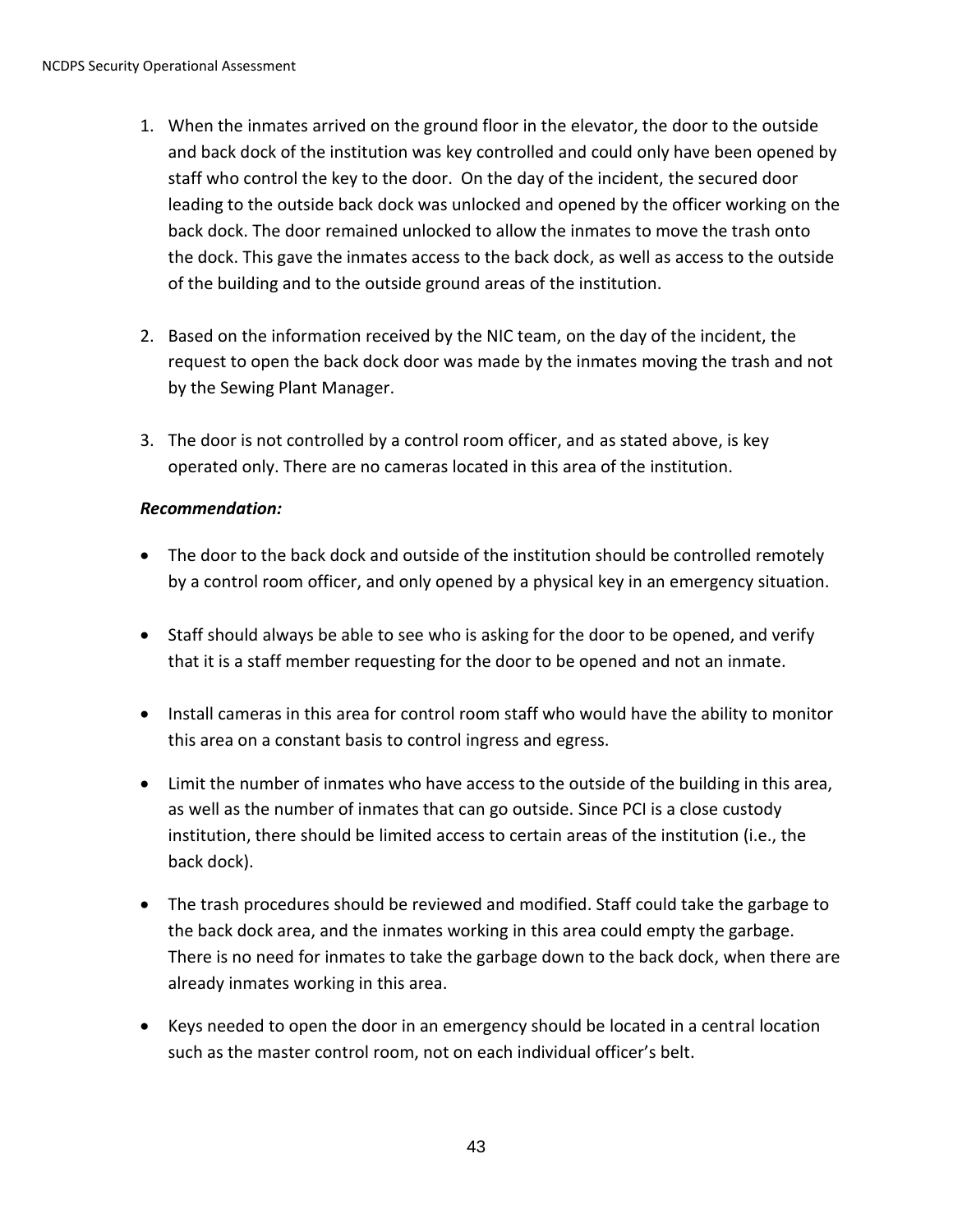1. When the inmates arrived on the ground floor in the elevator, the door to the outside and back dock of the institution was key controlled and could only have been opened by staff who control the key to the door. On the day of the incident, the secured door leading to the outside back dock was unlocked and opened by the officer working on the back dock. The door remained unlocked to allow the inmates to move the trash onto the dock. This gave the inmates access to the back dock, as well as access to the outside of the building and to the outside ground areas of the institution.

2. Based on the information received by the NIC team, on the day of the incident, the request to open the back dock door was made by the inmates moving the trash and not by the Sewing Plant Manager.

3. The door is not controlled by a control room officer, and as stated above, is key operated only. There are no cameras located in this area of the institution.

***Recommendation:***

- The door to the back dock and outside of the institution should be controlled remotely by a control room officer, and only opened by a physical key in an emergency situation.

- Staff should always be able to see who is asking for the door to be opened, and verify that it is a staff member requesting for the door to be opened and not an inmate.

- Install cameras in this area for control room staff who would have the ability to monitor this area on a constant basis to control ingress and egress.

- Limit the number of inmates who have access to the outside of the building in this area, as well as the number of inmates that can go outside. Since PCI is a close custody institution, there should be limited access to certain areas of the institution (i.e., the back dock).

- The trash procedures should be reviewed and modified. Staff could take the garbage to the back dock area, and the inmates working in this area could empty the garbage. There is no need for inmates to take the garbage down to the back dock, when there are already inmates working in this area.

- Keys needed to open the door in an emergency should be located in a central location such as the master control room, not on each individual officer's belt.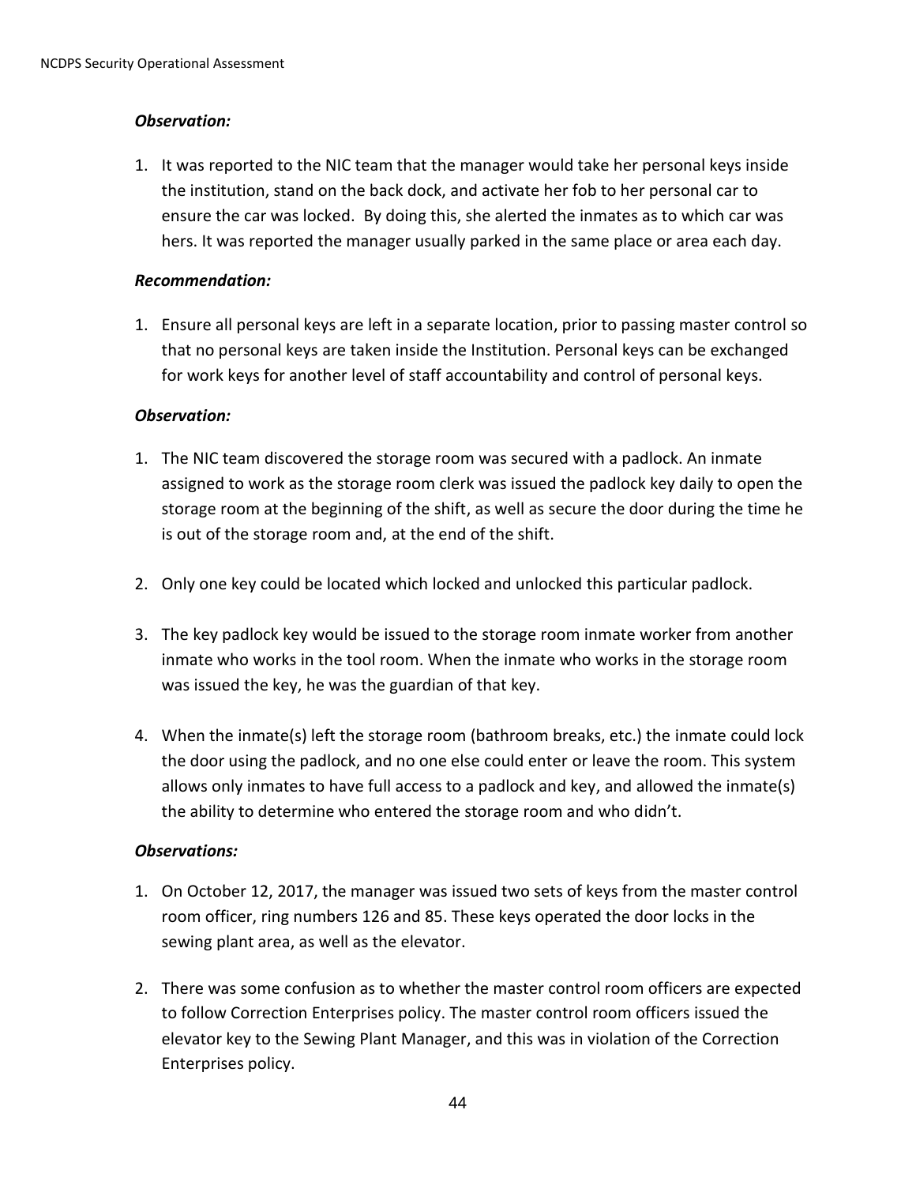***Observation:***

1. It was reported to the NIC team that the manager would take her personal keys inside the institution, stand on the back dock, and activate her fob to her personal car to ensure the car was locked. By doing this, she alerted the inmates as to which car was hers. It was reported the manager usually parked in the same place or area each day.

***Recommendation:***

1. Ensure all personal keys are left in a separate location, prior to passing master control so that no personal keys are taken inside the Institution. Personal keys can be exchanged for work keys for another level of staff accountability and control of personal keys.

***Observation:***

1. The NIC team discovered the storage room was secured with a padlock. An inmate assigned to work as the storage room clerk was issued the padlock key daily to open the storage room at the beginning of the shift, as well as secure the door during the time he is out of the storage room and, at the end of the shift.

2. Only one key could be located which locked and unlocked this particular padlock.

3. The key padlock key would be issued to the storage room inmate worker from another inmate who works in the tool room. When the inmate who works in the storage room was issued the key, he was the guardian of that key.

4. When the inmate(s) left the storage room (bathroom breaks, etc.) the inmate could lock the door using the padlock, and no one else could enter or leave the room. This system allows only inmates to have full access to a padlock and key, and allowed the inmate(s) the ability to determine who entered the storage room and who didn't.

***Observations:***

1. On October 12, 2017, the manager was issued two sets of keys from the master control room officer, ring numbers 126 and 85. These keys operated the door locks in the sewing plant area, as well as the elevator.

2. There was some confusion as to whether the master control room officers are expected to follow Correction Enterprises policy. The master control room officers issued the elevator key to the Sewing Plant Manager, and this was in violation of the Correction Enterprises policy.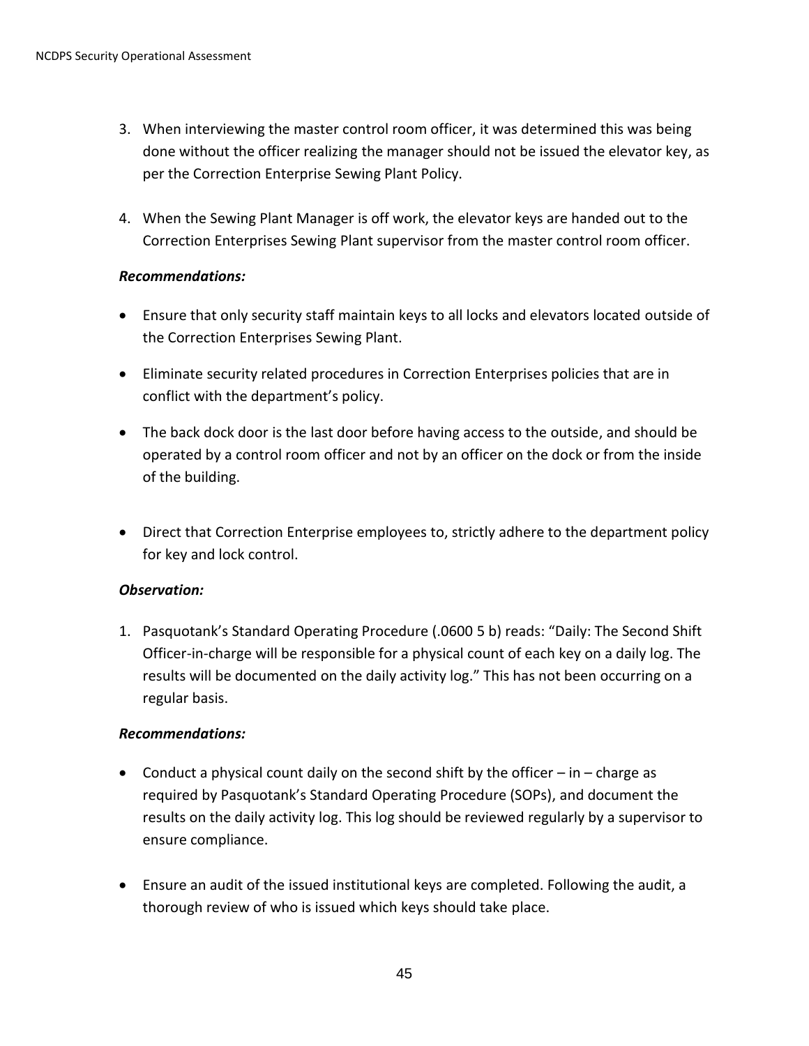3. When interviewing the master control room officer, it was determined this was being done without the officer realizing the manager should not be issued the elevator key, as per the Correction Enterprise Sewing Plant Policy.

4. When the Sewing Plant Manager is off work, the elevator keys are handed out to the Correction Enterprises Sewing Plant supervisor from the master control room officer.

***Recommendations:***

- Ensure that only security staff maintain keys to all locks and elevators located outside of the Correction Enterprises Sewing Plant.
- Eliminate security related procedures in Correction Enterprises policies that are in conflict with the department's policy.
- The back dock door is the last door before having access to the outside, and should be operated by a control room officer and not by an officer on the dock or from the inside of the building.
- Direct that Correction Enterprise employees to, strictly adhere to the department policy for key and lock control.

***Observation:***

1. Pasquotank's Standard Operating Procedure (.0600 5 b) reads: "Daily: The Second Shift Officer-in-charge will be responsible for a physical count of each key on a daily log. The results will be documented on the daily activity log." This has not been occurring on a regular basis.

***Recommendations:***

- Conduct a physical count daily on the second shift by the officer – in – charge as required by Pasquotank's Standard Operating Procedure (SOPs), and document the results on the daily activity log. This log should be reviewed regularly by a supervisor to ensure compliance.
- Ensure an audit of the issued institutional keys are completed. Following the audit, a thorough review of who is issued which keys should take place.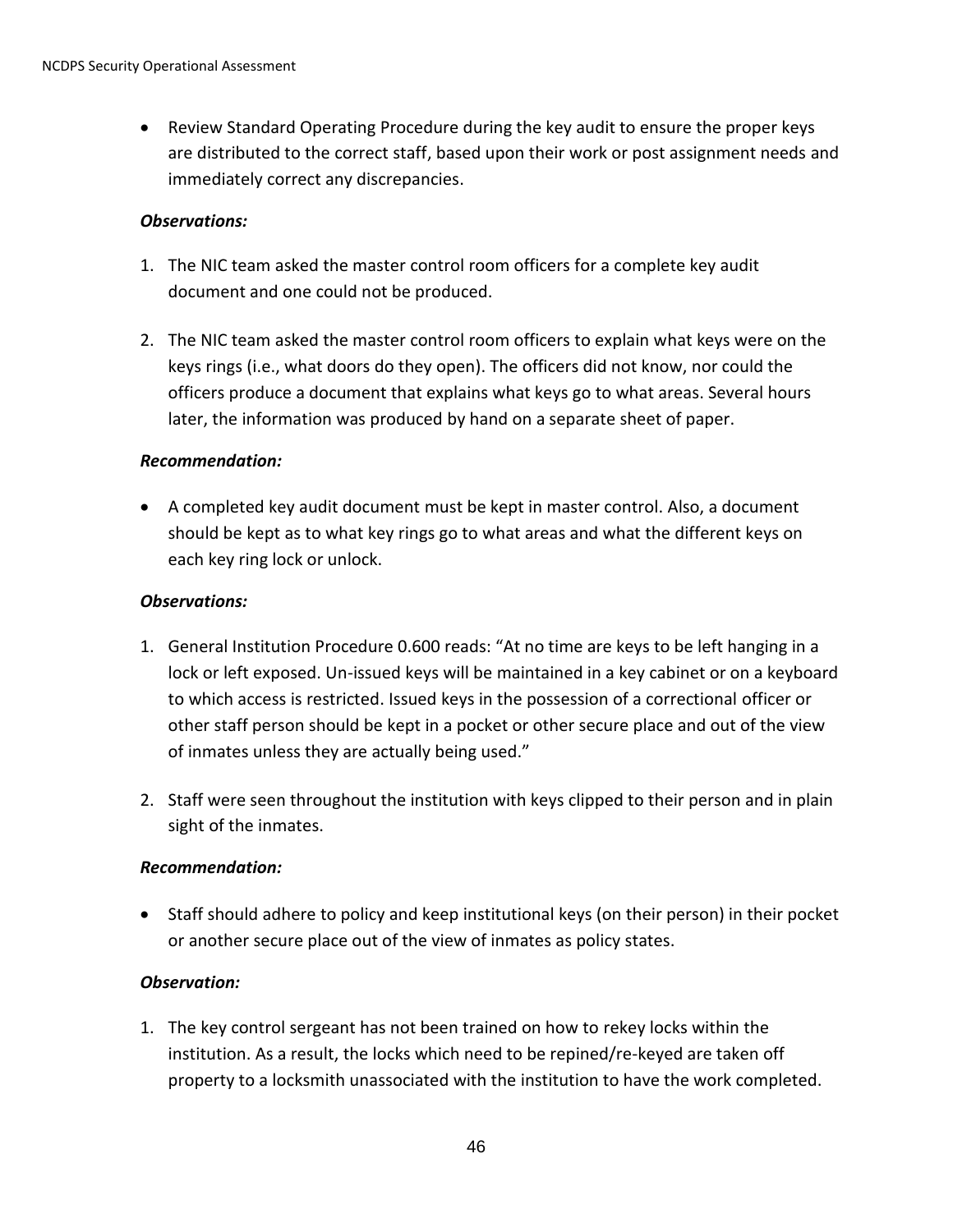- Review Standard Operating Procedure during the key audit to ensure the proper keys are distributed to the correct staff, based upon their work or post assignment needs and immediately correct any discrepancies.

***Observations:***

1. The NIC team asked the master control room officers for a complete key audit document and one could not be produced.

2. The NIC team asked the master control room officers to explain what keys were on the keys rings (i.e., what doors do they open). The officers did not know, nor could the officers produce a document that explains what keys go to what areas. Several hours later, the information was produced by hand on a separate sheet of paper.

***Recommendation:***

- A completed key audit document must be kept in master control. Also, a document should be kept as to what key rings go to what areas and what the different keys on each key ring lock or unlock.

***Observations:***

1. General Institution Procedure 0.600 reads: "At no time are keys to be left hanging in a lock or left exposed. Un-issued keys will be maintained in a key cabinet or on a keyboard to which access is restricted. Issued keys in the possession of a correctional officer or other staff person should be kept in a pocket or other secure place and out of the view of inmates unless they are actually being used."

2. Staff were seen throughout the institution with keys clipped to their person and in plain sight of the inmates.

***Recommendation:***

- Staff should adhere to policy and keep institutional keys (on their person) in their pocket or another secure place out of the view of inmates as policy states.

***Observation:***

1. The key control sergeant has not been trained on how to rekey locks within the institution. As a result, the locks which need to be repined/re-keyed are taken off property to a locksmith unassociated with the institution to have the work completed.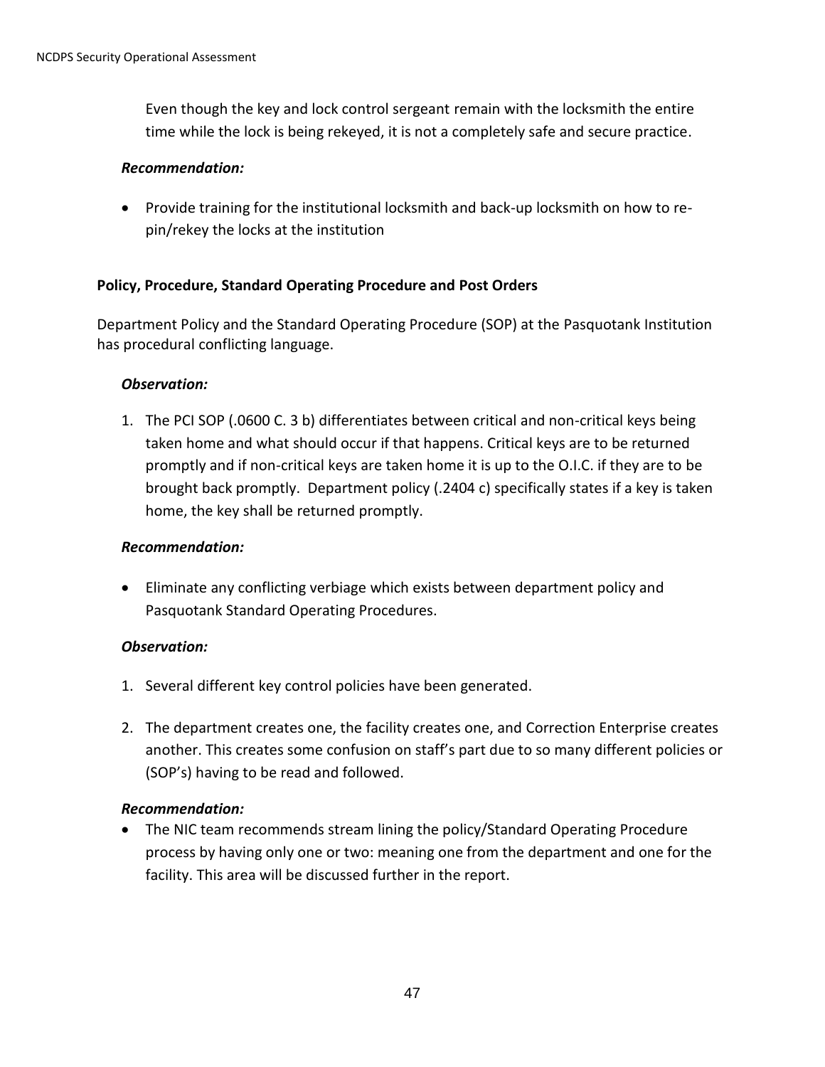Even though the key and lock control sergeant remain with the locksmith the entire time while the lock is being rekeyed, it is not a completely safe and secure practice.

***Recommendation:***

- Provide training for the institutional locksmith and back-up locksmith on how to re-pin/rekey the locks at the institution

**Policy, Procedure, Standard Operating Procedure and Post Orders**

Department Policy and the Standard Operating Procedure (SOP) at the Pasquotank Institution has procedural conflicting language.

***Observation:***

1. The PCI SOP (.0600 C. 3 b) differentiates between critical and non-critical keys being taken home and what should occur if that happens. Critical keys are to be returned promptly and if non-critical keys are taken home it is up to the O.I.C. if they are to be brought back promptly. Department policy (.2404 c) specifically states if a key is taken home, the key shall be returned promptly.

***Recommendation:***

- Eliminate any conflicting verbiage which exists between department policy and Pasquotank Standard Operating Procedures.

***Observation:***

1. Several different key control policies have been generated.

2. The department creates one, the facility creates one, and Correction Enterprise creates another. This creates some confusion on staff's part due to so many different policies or (SOP's) having to be read and followed.

***Recommendation:***

- The NIC team recommends stream lining the policy/Standard Operating Procedure process by having only one or two: meaning one from the department and one for the facility. This area will be discussed further in the report.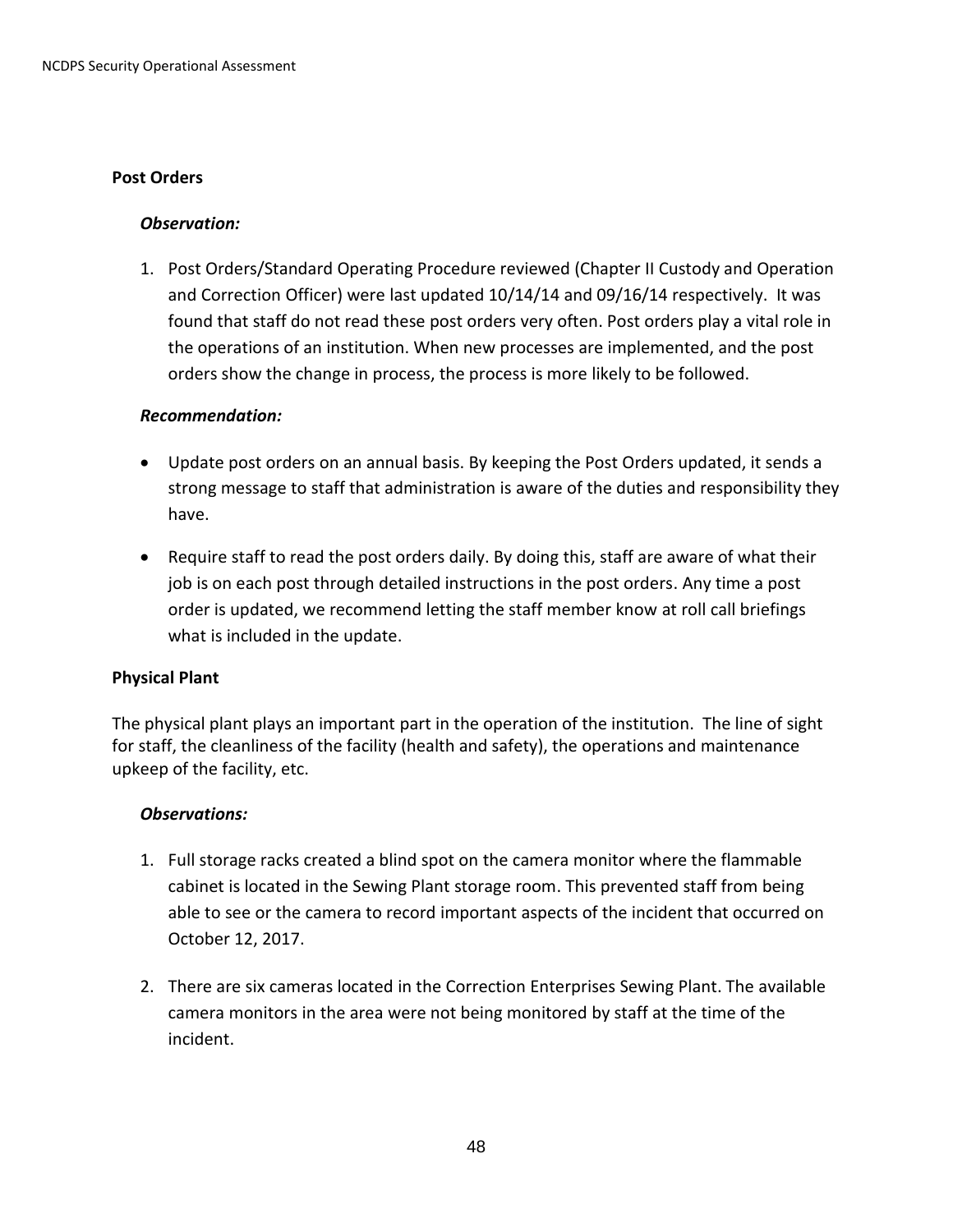**Post Orders**

***Observation:***

1. Post Orders/Standard Operating Procedure reviewed (Chapter II Custody and Operation and Correction Officer) were last updated 10/14/14 and 09/16/14 respectively. It was found that staff do not read these post orders very often. Post orders play a vital role in the operations of an institution. When new processes are implemented, and the post orders show the change in process, the process is more likely to be followed.

***Recommendation:***

- Update post orders on an annual basis. By keeping the Post Orders updated, it sends a strong message to staff that administration is aware of the duties and responsibility they have.
- Require staff to read the post orders daily. By doing this, staff are aware of what their job is on each post through detailed instructions in the post orders. Any time a post order is updated, we recommend letting the staff member know at roll call briefings what is included in the update.

**Physical Plant**

The physical plant plays an important part in the operation of the institution. The line of sight for staff, the cleanliness of the facility (health and safety), the operations and maintenance upkeep of the facility, etc.

***Observations:***

1. Full storage racks created a blind spot on the camera monitor where the flammable cabinet is located in the Sewing Plant storage room. This prevented staff from being able to see or the camera to record important aspects of the incident that occurred on October 12, 2017.
2. There are six cameras located in the Correction Enterprises Sewing Plant. The available camera monitors in the area were not being monitored by staff at the time of the incident.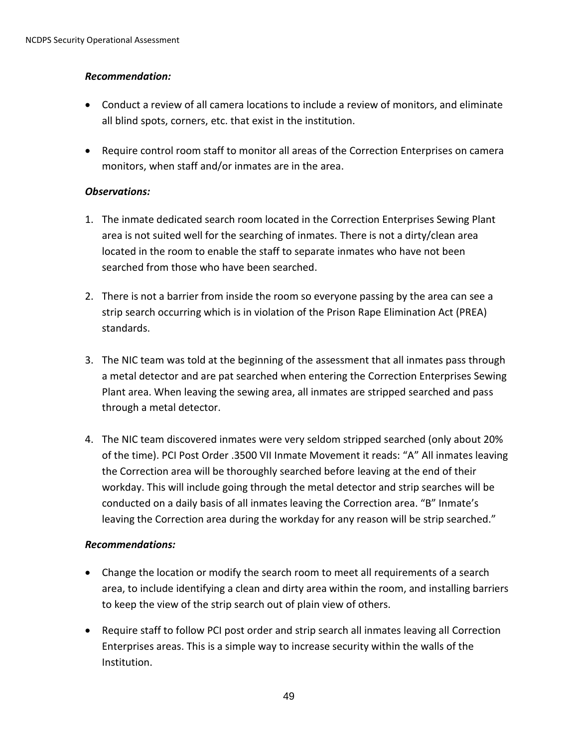***Recommendation:***

- Conduct a review of all camera locations to include a review of monitors, and eliminate all blind spots, corners, etc. that exist in the institution.
- Require control room staff to monitor all areas of the Correction Enterprises on camera monitors, when staff and/or inmates are in the area.

***Observations:***

1. The inmate dedicated search room located in the Correction Enterprises Sewing Plant area is not suited well for the searching of inmates. There is not a dirty/clean area located in the room to enable the staff to separate inmates who have not been searched from those who have been searched.
2. There is not a barrier from inside the room so everyone passing by the area can see a strip search occurring which is in violation of the Prison Rape Elimination Act (PREA) standards.
3. The NIC team was told at the beginning of the assessment that all inmates pass through a metal detector and are pat searched when entering the Correction Enterprises Sewing Plant area. When leaving the sewing area, all inmates are stripped searched and pass through a metal detector.
4. The NIC team discovered inmates were very seldom stripped searched (only about 20% of the time). PCI Post Order .3500 VII Inmate Movement it reads: "A" All inmates leaving the Correction area will be thoroughly searched before leaving at the end of their workday. This will include going through the metal detector and strip searches will be conducted on a daily basis of all inmates leaving the Correction area. "B" Inmate's leaving the Correction area during the workday for any reason will be strip searched."

***Recommendations:***

- Change the location or modify the search room to meet all requirements of a search area, to include identifying a clean and dirty area within the room, and installing barriers to keep the view of the strip search out of plain view of others.
- Require staff to follow PCI post order and strip search all inmates leaving all Correction Enterprises areas. This is a simple way to increase security within the walls of the Institution.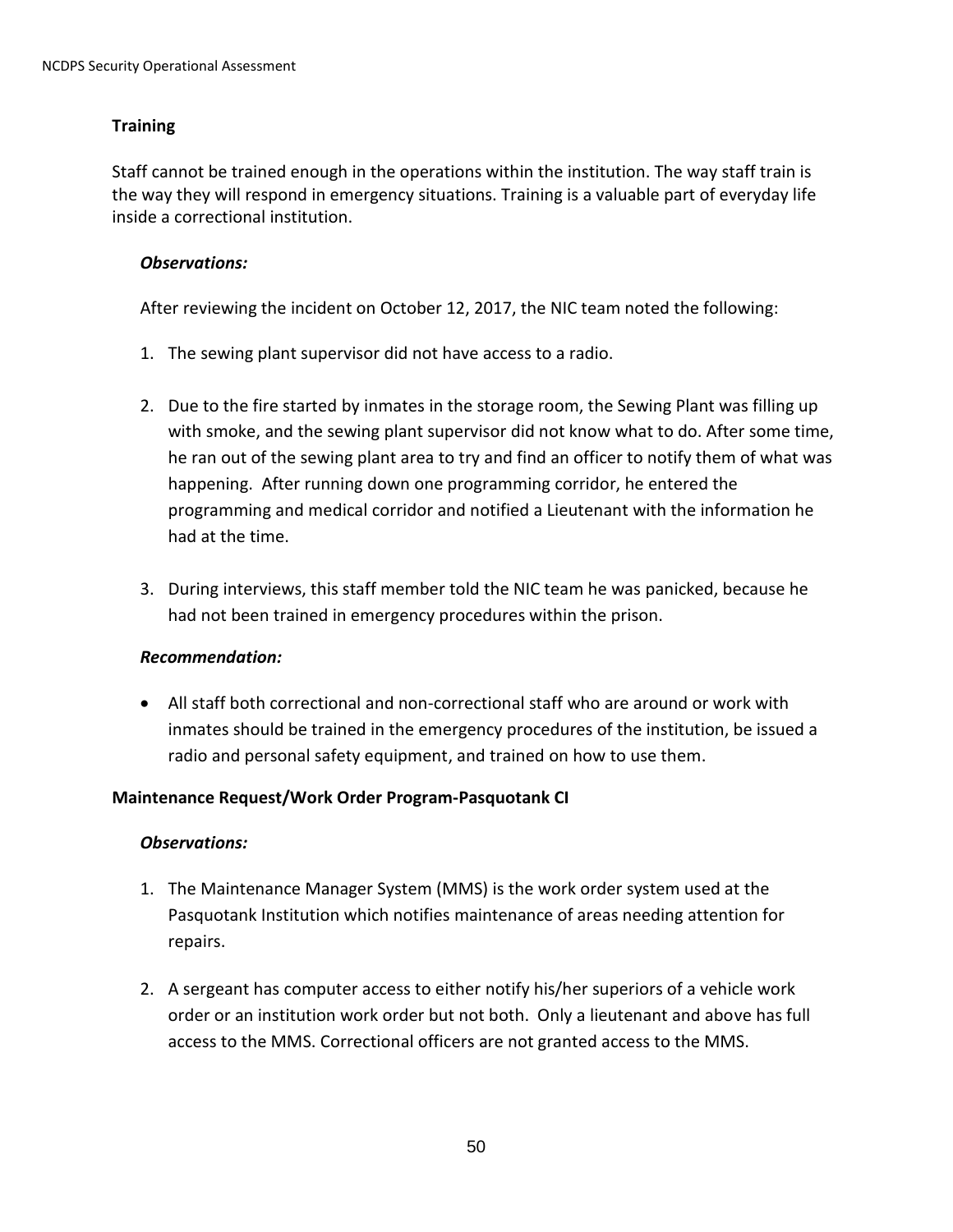## Training

Staff cannot be trained enough in the operations within the institution. The way staff train is the way they will respond in emergency situations. Training is a valuable part of everyday life inside a correctional institution.

### *Observations:*

After reviewing the incident on October 12, 2017, the NIC team noted the following:

1. The sewing plant supervisor did not have access to a radio.

2. Due to the fire started by inmates in the storage room, the Sewing Plant was filling up with smoke, and the sewing plant supervisor did not know what to do. After some time, he ran out of the sewing plant area to try and find an officer to notify them of what was happening. After running down one programming corridor, he entered the programming and medical corridor and notified a Lieutenant with the information he had at the time.

3. During interviews, this staff member told the NIC team he was panicked, because he had not been trained in emergency procedures within the prison.

### *Recommendation:*

- All staff both correctional and non-correctional staff who are around or work with inmates should be trained in the emergency procedures of the institution, be issued a radio and personal safety equipment, and trained on how to use them.

## Maintenance Request/Work Order Program-Pasquotank CI

### *Observations:*

1. The Maintenance Manager System (MMS) is the work order system used at the Pasquotank Institution which notifies maintenance of areas needing attention for repairs.

2. A sergeant has computer access to either notify his/her superiors of a vehicle work order or an institution work order but not both. Only a lieutenant and above has full access to the MMS. Correctional officers are not granted access to the MMS.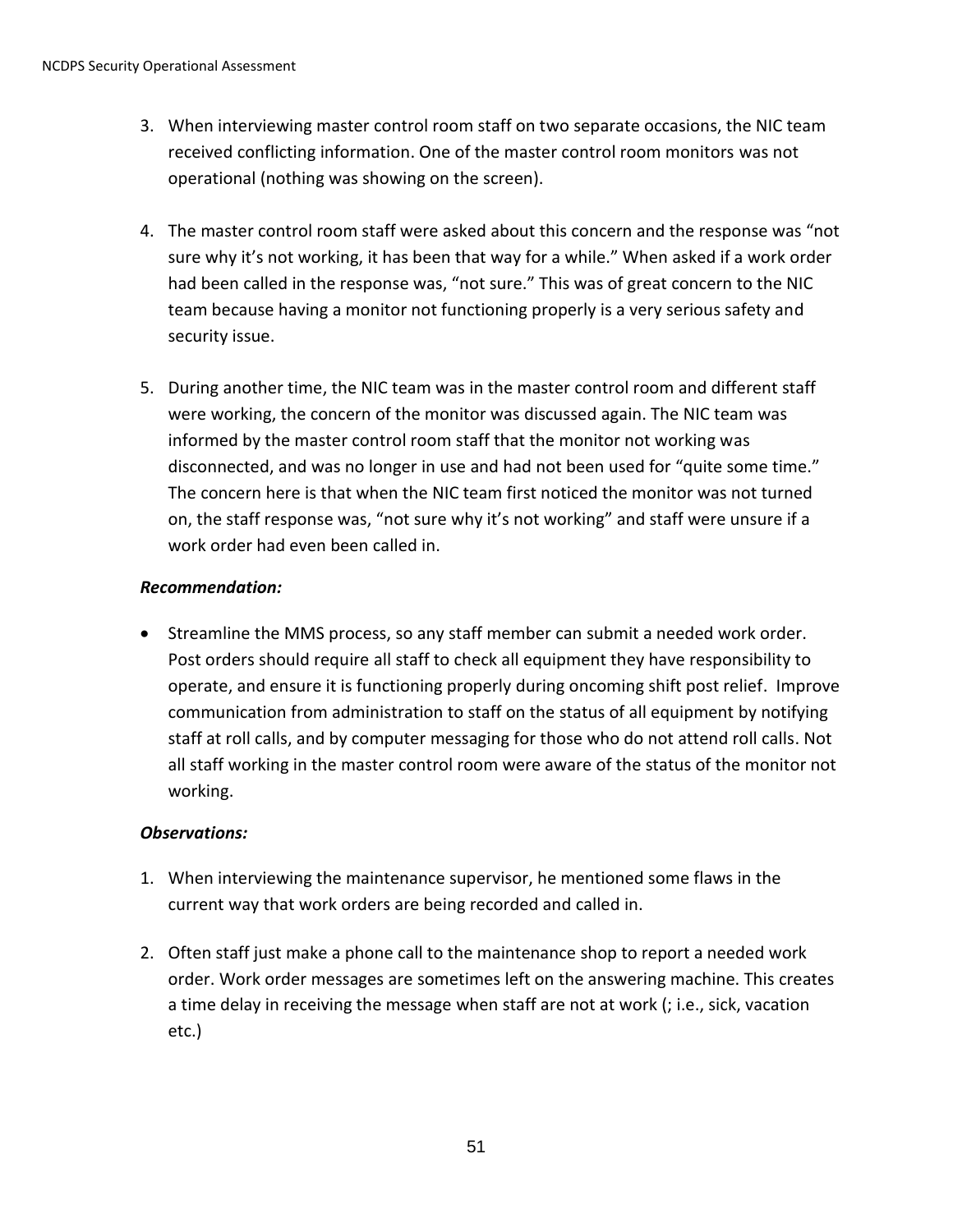3. When interviewing master control room staff on two separate occasions, the NIC team received conflicting information. One of the master control room monitors was not operational (nothing was showing on the screen).

4. The master control room staff were asked about this concern and the response was "not sure why it's not working, it has been that way for a while." When asked if a work order had been called in the response was, "not sure." This was of great concern to the NIC team because having a monitor not functioning properly is a very serious safety and security issue.

5. During another time, the NIC team was in the master control room and different staff were working, the concern of the monitor was discussed again. The NIC team was informed by the master control room staff that the monitor not working was disconnected, and was no longer in use and had not been used for "quite some time." The concern here is that when the NIC team first noticed the monitor was not turned on, the staff response was, "not sure why it's not working" and staff were unsure if a work order had even been called in.

***Recommendation:***

- Streamline the MMS process, so any staff member can submit a needed work order. Post orders should require all staff to check all equipment they have responsibility to operate, and ensure it is functioning properly during oncoming shift post relief. Improve communication from administration to staff on the status of all equipment by notifying staff at roll calls, and by computer messaging for those who do not attend roll calls. Not all staff working in the master control room were aware of the status of the monitor not working.

***Observations:***

1. When interviewing the maintenance supervisor, he mentioned some flaws in the current way that work orders are being recorded and called in.

2. Often staff just make a phone call to the maintenance shop to report a needed work order. Work order messages are sometimes left on the answering machine. This creates a time delay in receiving the message when staff are not at work (; i.e., sick, vacation etc.)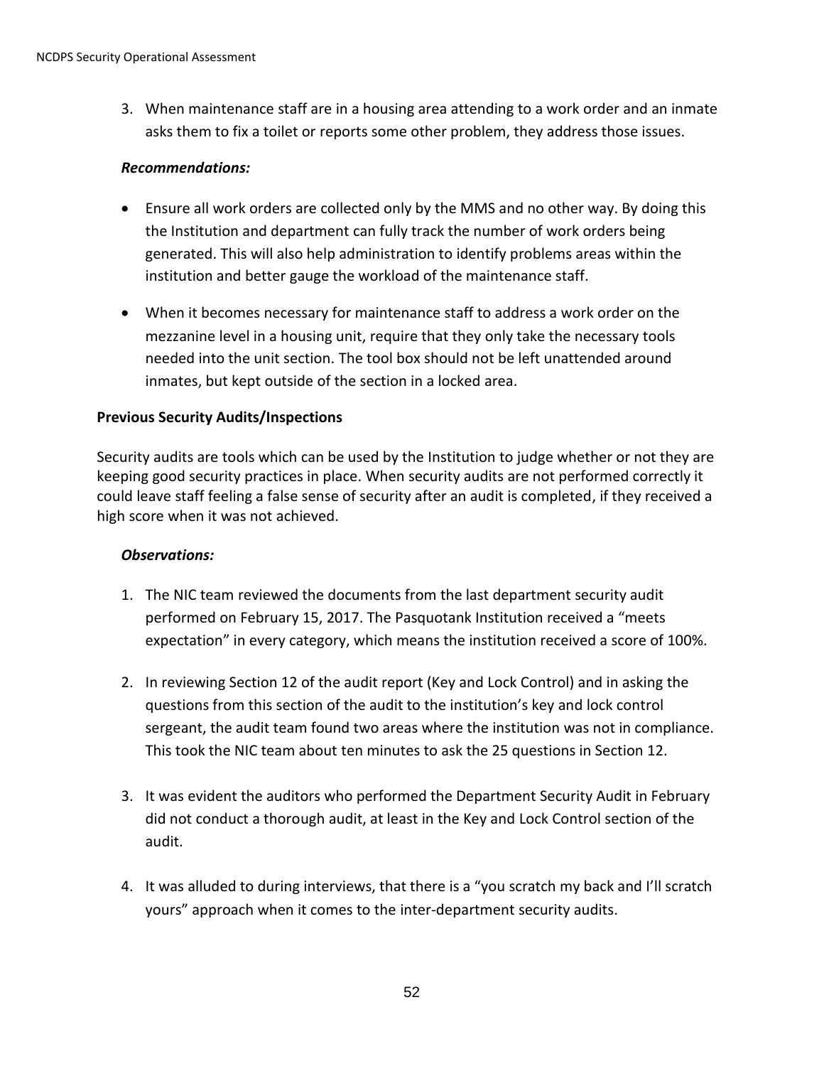3. When maintenance staff are in a housing area attending to a work order and an inmate asks them to fix a toilet or reports some other problem, they address those issues.

***Recommendations:***

- Ensure all work orders are collected only by the MMS and no other way. By doing this the Institution and department can fully track the number of work orders being generated. This will also help administration to identify problems areas within the institution and better gauge the workload of the maintenance staff.
- When it becomes necessary for maintenance staff to address a work order on the mezzanine level in a housing unit, require that they only take the necessary tools needed into the unit section. The tool box should not be left unattended around inmates, but kept outside of the section in a locked area.

**Previous Security Audits/Inspections**

Security audits are tools which can be used by the Institution to judge whether or not they are keeping good security practices in place. When security audits are not performed correctly it could leave staff feeling a false sense of security after an audit is completed, if they received a high score when it was not achieved.

***Observations:***

1. The NIC team reviewed the documents from the last department security audit performed on February 15, 2017. The Pasquotank Institution received a "meets expectation" in every category, which means the institution received a score of 100%.
2. In reviewing Section 12 of the audit report (Key and Lock Control) and in asking the questions from this section of the audit to the institution's key and lock control sergeant, the audit team found two areas where the institution was not in compliance. This took the NIC team about ten minutes to ask the 25 questions in Section 12.
3. It was evident the auditors who performed the Department Security Audit in February did not conduct a thorough audit, at least in the Key and Lock Control section of the audit.
4. It was alluded to during interviews, that there is a "you scratch my back and I'll scratch yours" approach when it comes to the inter-department security audits.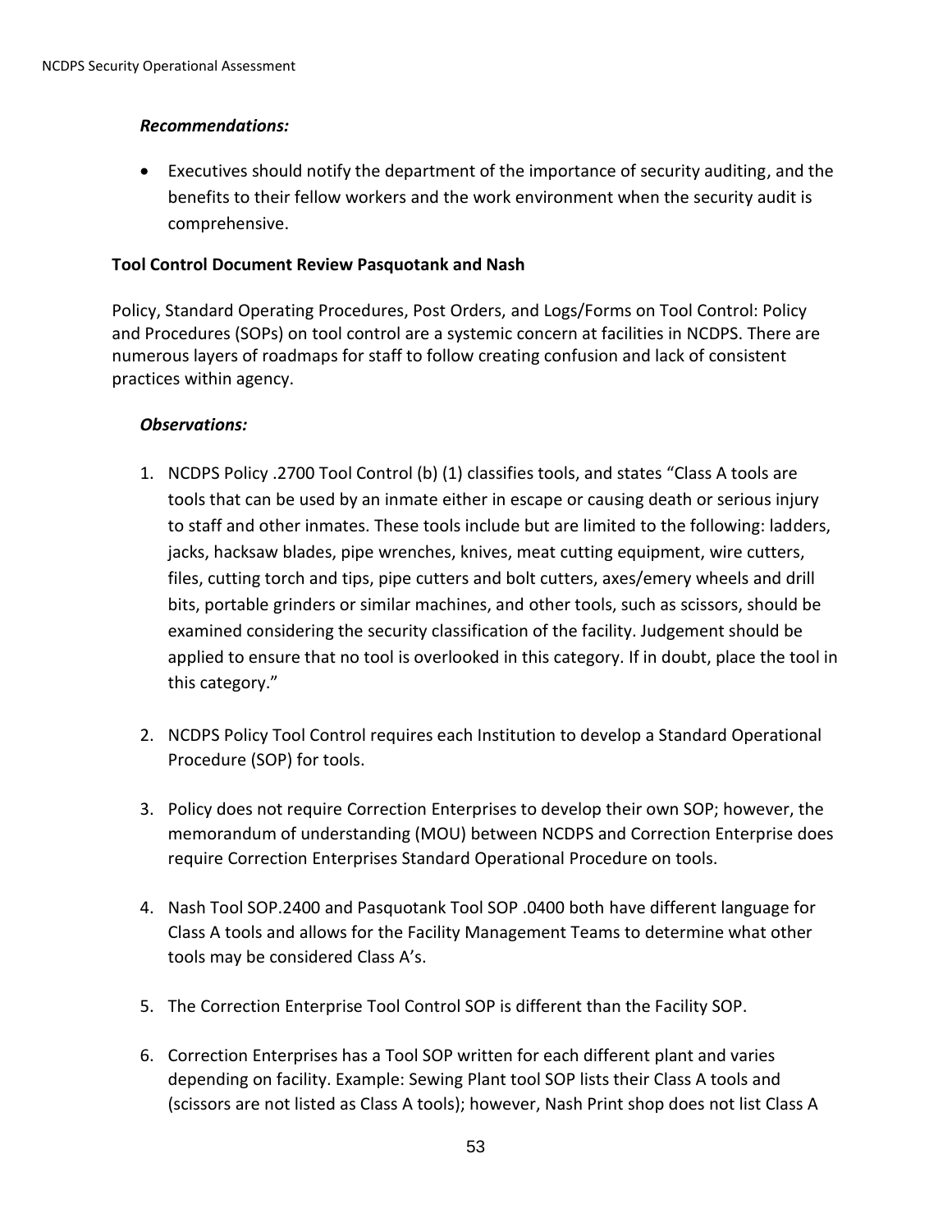### *Recommendations:*

- Executives should notify the department of the importance of security auditing, and the benefits to their fellow workers and the work environment when the security audit is comprehensive.

**Tool Control Document Review Pasquotank and Nash**

Policy, Standard Operating Procedures, Post Orders, and Logs/Forms on Tool Control: Policy and Procedures (SOPs) on tool control are a systemic concern at facilities in NCDPS. There are numerous layers of roadmaps for staff to follow creating confusion and lack of consistent practices within agency.

### *Observations:*

1. NCDPS Policy .2700 Tool Control (b) (1) classifies tools, and states "Class A tools are tools that can be used by an inmate either in escape or causing death or serious injury to staff and other inmates. These tools include but are limited to the following: ladders, jacks, hacksaw blades, pipe wrenches, knives, meat cutting equipment, wire cutters, files, cutting torch and tips, pipe cutters and bolt cutters, axes/emery wheels and drill bits, portable grinders or similar machines, and other tools, such as scissors, should be examined considering the security classification of the facility. Judgement should be applied to ensure that no tool is overlooked in this category. If in doubt, place the tool in this category."

2. NCDPS Policy Tool Control requires each Institution to develop a Standard Operational Procedure (SOP) for tools.

3. Policy does not require Correction Enterprises to develop their own SOP; however, the memorandum of understanding (MOU) between NCDPS and Correction Enterprise does require Correction Enterprises Standard Operational Procedure on tools.

4. Nash Tool SOP.2400 and Pasquotank Tool SOP .0400 both have different language for Class A tools and allows for the Facility Management Teams to determine what other tools may be considered Class A's.

5. The Correction Enterprise Tool Control SOP is different than the Facility SOP.

6. Correction Enterprises has a Tool SOP written for each different plant and varies depending on facility. Example: Sewing Plant tool SOP lists their Class A tools and (scissors are not listed as Class A tools); however, Nash Print shop does not list Class A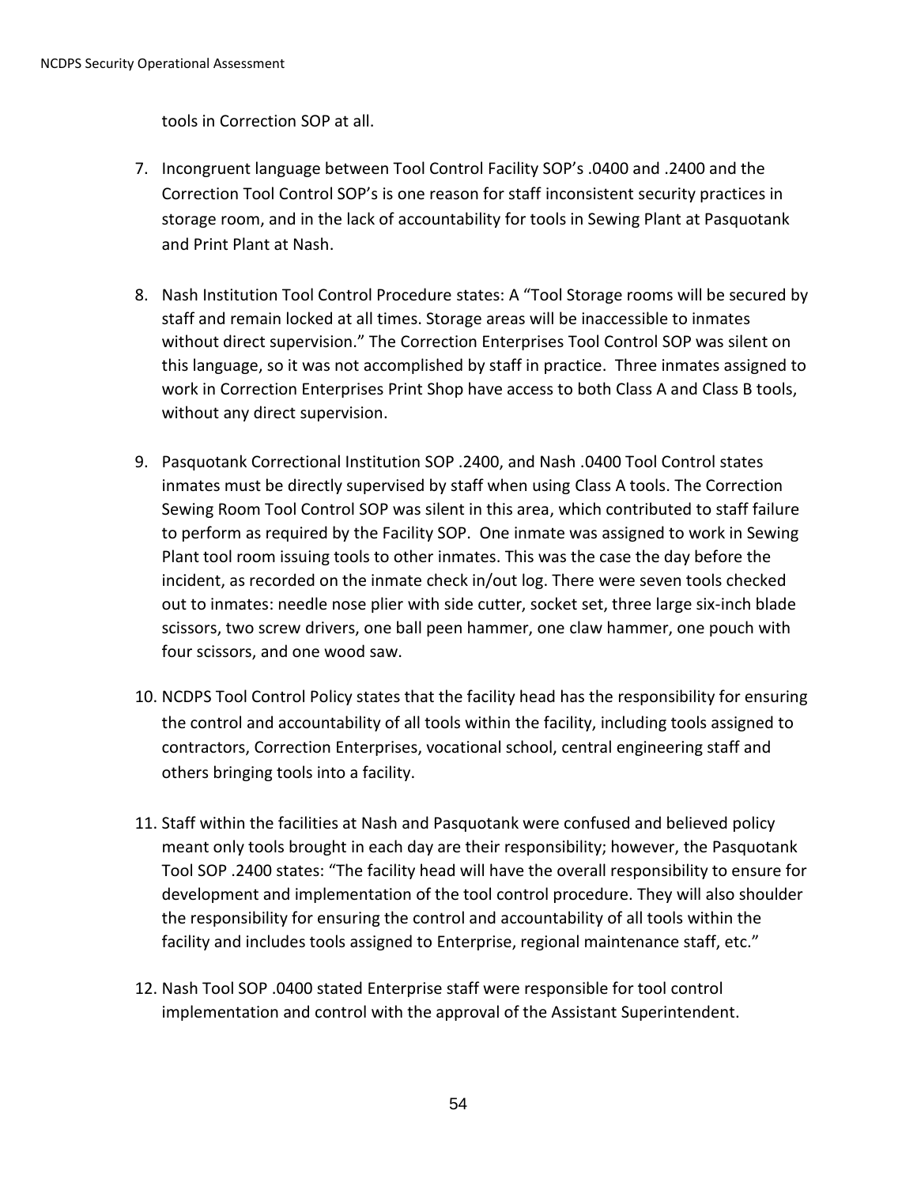tools in Correction SOP at all.

7. Incongruent language between Tool Control Facility SOP's .0400 and .2400 and the Correction Tool Control SOP's is one reason for staff inconsistent security practices in storage room, and in the lack of accountability for tools in Sewing Plant at Pasquotank and Print Plant at Nash.

8. Nash Institution Tool Control Procedure states: A "Tool Storage rooms will be secured by staff and remain locked at all times. Storage areas will be inaccessible to inmates without direct supervision." The Correction Enterprises Tool Control SOP was silent on this language, so it was not accomplished by staff in practice. Three inmates assigned to work in Correction Enterprises Print Shop have access to both Class A and Class B tools, without any direct supervision.

9. Pasquotank Correctional Institution SOP .2400, and Nash .0400 Tool Control states inmates must be directly supervised by staff when using Class A tools. The Correction Sewing Room Tool Control SOP was silent in this area, which contributed to staff failure to perform as required by the Facility SOP. One inmate was assigned to work in Sewing Plant tool room issuing tools to other inmates. This was the case the day before the incident, as recorded on the inmate check in/out log. There were seven tools checked out to inmates: needle nose plier with side cutter, socket set, three large six-inch blade scissors, two screw drivers, one ball peen hammer, one claw hammer, one pouch with four scissors, and one wood saw.

10. NCDPS Tool Control Policy states that the facility head has the responsibility for ensuring the control and accountability of all tools within the facility, including tools assigned to contractors, Correction Enterprises, vocational school, central engineering staff and others bringing tools into a facility.

11. Staff within the facilities at Nash and Pasquotank were confused and believed policy meant only tools brought in each day are their responsibility; however, the Pasquotank Tool SOP .2400 states: "The facility head will have the overall responsibility to ensure for development and implementation of the tool control procedure. They will also shoulder the responsibility for ensuring the control and accountability of all tools within the facility and includes tools assigned to Enterprise, regional maintenance staff, etc."

12. Nash Tool SOP .0400 stated Enterprise staff were responsible for tool control implementation and control with the approval of the Assistant Superintendent.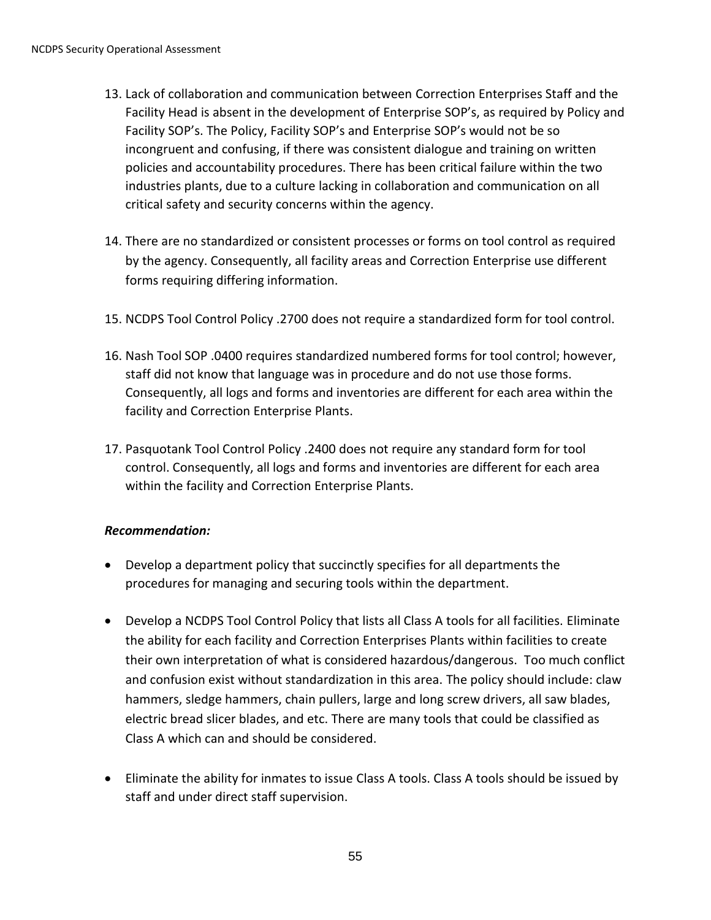13. Lack of collaboration and communication between Correction Enterprises Staff and the Facility Head is absent in the development of Enterprise SOP's, as required by Policy and Facility SOP's. The Policy, Facility SOP's and Enterprise SOP's would not be so incongruent and confusing, if there was consistent dialogue and training on written policies and accountability procedures. There has been critical failure within the two industries plants, due to a culture lacking in collaboration and communication on all critical safety and security concerns within the agency.

14. There are no standardized or consistent processes or forms on tool control as required by the agency. Consequently, all facility areas and Correction Enterprise use different forms requiring differing information.

15. NCDPS Tool Control Policy .2700 does not require a standardized form for tool control.

16. Nash Tool SOP .0400 requires standardized numbered forms for tool control; however, staff did not know that language was in procedure and do not use those forms. Consequently, all logs and forms and inventories are different for each area within the facility and Correction Enterprise Plants.

17. Pasquotank Tool Control Policy .2400 does not require any standard form for tool control. Consequently, all logs and forms and inventories are different for each area within the facility and Correction Enterprise Plants.

***Recommendation:***

- Develop a department policy that succinctly specifies for all departments the procedures for managing and securing tools within the department.

- Develop a NCDPS Tool Control Policy that lists all Class A tools for all facilities. Eliminate the ability for each facility and Correction Enterprises Plants within facilities to create their own interpretation of what is considered hazardous/dangerous. Too much conflict and confusion exist without standardization in this area. The policy should include: claw hammers, sledge hammers, chain pullers, large and long screw drivers, all saw blades, electric bread slicer blades, and etc. There are many tools that could be classified as Class A which can and should be considered.

- Eliminate the ability for inmates to issue Class A tools. Class A tools should be issued by staff and under direct staff supervision.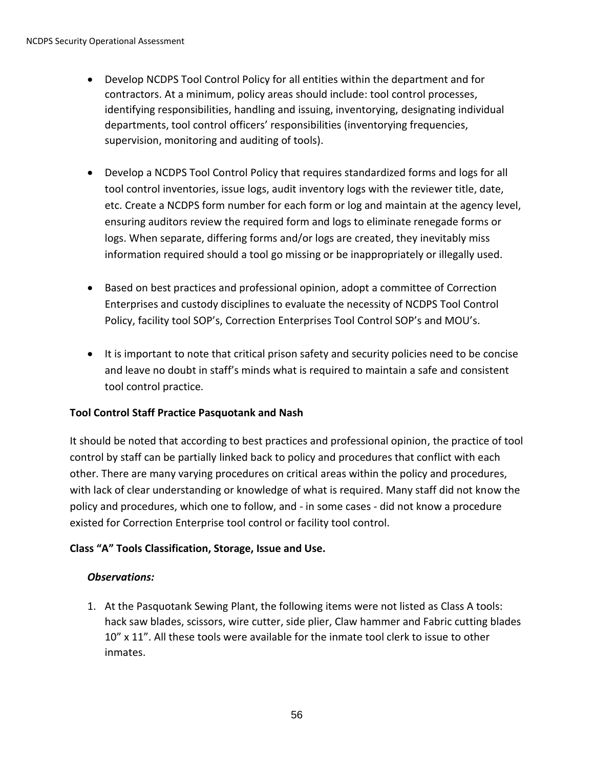- Develop NCDPS Tool Control Policy for all entities within the department and for contractors. At a minimum, policy areas should include: tool control processes, identifying responsibilities, handling and issuing, inventorying, designating individual departments, tool control officers' responsibilities (inventorying frequencies, supervision, monitoring and auditing of tools).

- Develop a NCDPS Tool Control Policy that requires standardized forms and logs for all tool control inventories, issue logs, audit inventory logs with the reviewer title, date, etc. Create a NCDPS form number for each form or log and maintain at the agency level, ensuring auditors review the required form and logs to eliminate renegade forms or logs. When separate, differing forms and/or logs are created, they inevitably miss information required should a tool go missing or be inappropriately or illegally used.

- Based on best practices and professional opinion, adopt a committee of Correction Enterprises and custody disciplines to evaluate the necessity of NCDPS Tool Control Policy, facility tool SOP's, Correction Enterprises Tool Control SOP's and MOU's.

- It is important to note that critical prison safety and security policies need to be concise and leave no doubt in staff's minds what is required to maintain a safe and consistent tool control practice.

**Tool Control Staff Practice Pasquotank and Nash**

It should be noted that according to best practices and professional opinion, the practice of tool control by staff can be partially linked back to policy and procedures that conflict with each other. There are many varying procedures on critical areas within the policy and procedures, with lack of clear understanding or knowledge of what is required. Many staff did not know the policy and procedures, which one to follow, and - in some cases - did not know a procedure existed for Correction Enterprise tool control or facility tool control.

**Class "A" Tools Classification, Storage, Issue and Use.**

***Observations:***

1. At the Pasquotank Sewing Plant, the following items were not listed as Class A tools: hack saw blades, scissors, wire cutter, side plier, Claw hammer and Fabric cutting blades 10" x 11". All these tools were available for the inmate tool clerk to issue to other inmates.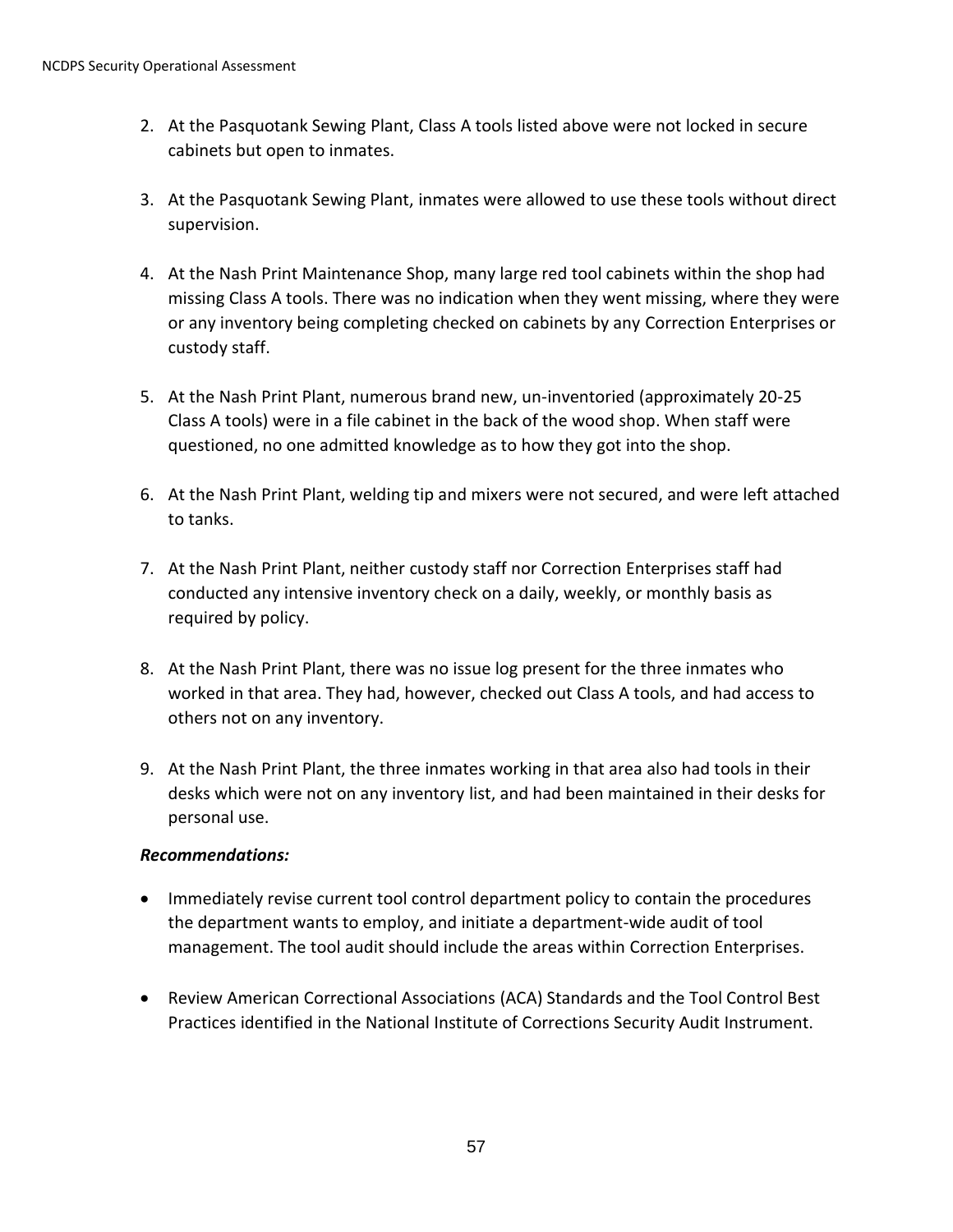2. At the Pasquotank Sewing Plant, Class A tools listed above were not locked in secure cabinets but open to inmates.

3. At the Pasquotank Sewing Plant, inmates were allowed to use these tools without direct supervision.

4. At the Nash Print Maintenance Shop, many large red tool cabinets within the shop had missing Class A tools. There was no indication when they went missing, where they were or any inventory being completing checked on cabinets by any Correction Enterprises or custody staff.

5. At the Nash Print Plant, numerous brand new, un-inventoried (approximately 20-25 Class A tools) were in a file cabinet in the back of the wood shop. When staff were questioned, no one admitted knowledge as to how they got into the shop.

6. At the Nash Print Plant, welding tip and mixers were not secured, and were left attached to tanks.

7. At the Nash Print Plant, neither custody staff nor Correction Enterprises staff had conducted any intensive inventory check on a daily, weekly, or monthly basis as required by policy.

8. At the Nash Print Plant, there was no issue log present for the three inmates who worked in that area. They had, however, checked out Class A tools, and had access to others not on any inventory.

9. At the Nash Print Plant, the three inmates working in that area also had tools in their desks which were not on any inventory list, and had been maintained in their desks for personal use.

***Recommendations:***

- Immediately revise current tool control department policy to contain the procedures the department wants to employ, and initiate a department-wide audit of tool management. The tool audit should include the areas within Correction Enterprises.

- Review American Correctional Associations (ACA) Standards and the Tool Control Best Practices identified in the National Institute of Corrections Security Audit Instrument.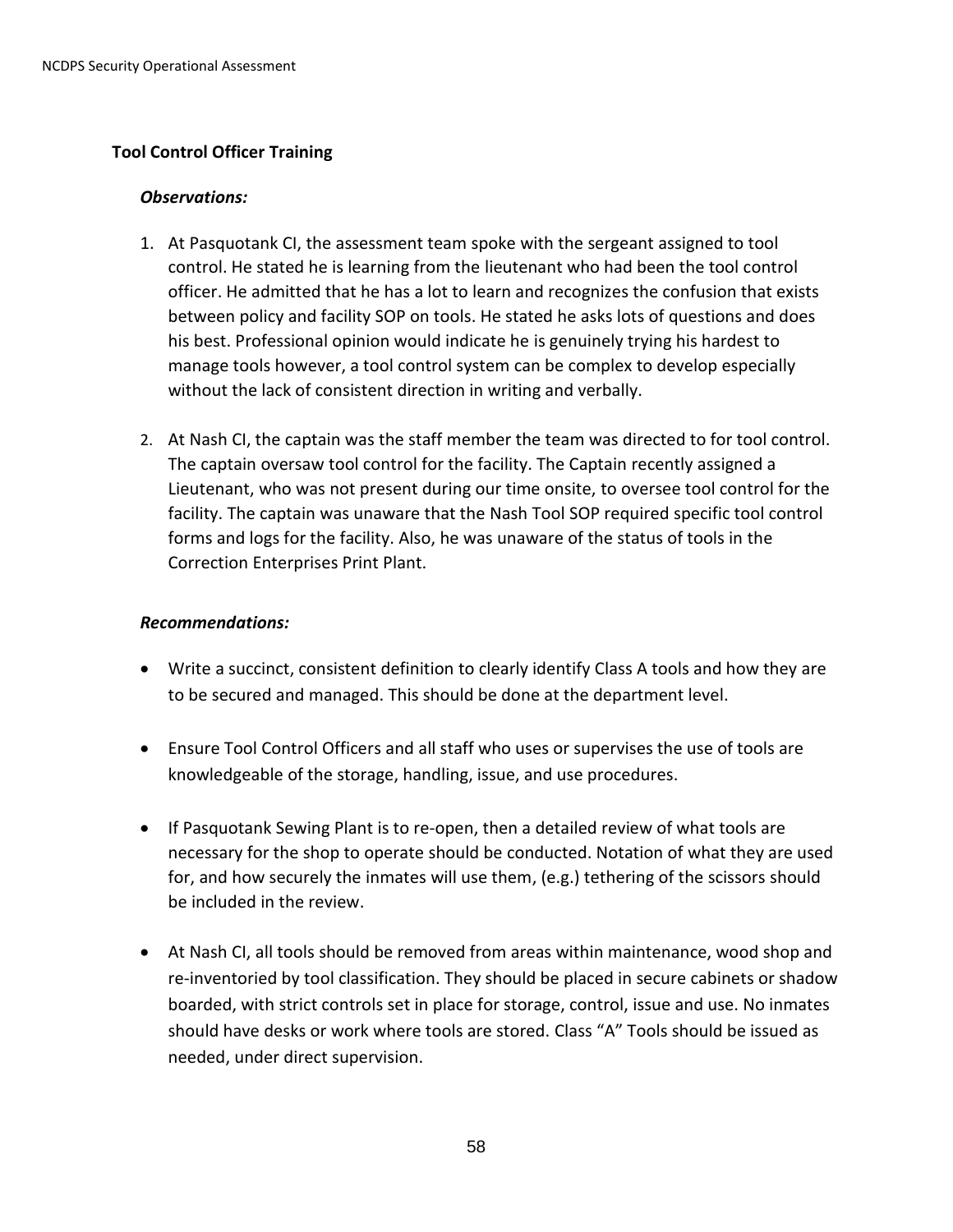**Tool Control Officer Training**

***Observations:***

1. At Pasquotank CI, the assessment team spoke with the sergeant assigned to tool control. He stated he is learning from the lieutenant who had been the tool control officer. He admitted that he has a lot to learn and recognizes the confusion that exists between policy and facility SOP on tools. He stated he asks lots of questions and does his best. Professional opinion would indicate he is genuinely trying his hardest to manage tools however, a tool control system can be complex to develop especially without the lack of consistent direction in writing and verbally.

2. At Nash CI, the captain was the staff member the team was directed to for tool control. The captain oversaw tool control for the facility. The Captain recently assigned a Lieutenant, who was not present during our time onsite, to oversee tool control for the facility. The captain was unaware that the Nash Tool SOP required specific tool control forms and logs for the facility. Also, he was unaware of the status of tools in the Correction Enterprises Print Plant.

***Recommendations:***

- Write a succinct, consistent definition to clearly identify Class A tools and how they are to be secured and managed. This should be done at the department level.

- Ensure Tool Control Officers and all staff who uses or supervises the use of tools are knowledgeable of the storage, handling, issue, and use procedures.

- If Pasquotank Sewing Plant is to re-open, then a detailed review of what tools are necessary for the shop to operate should be conducted. Notation of what they are used for, and how securely the inmates will use them, (e.g.) tethering of the scissors should be included in the review.

- At Nash CI, all tools should be removed from areas within maintenance, wood shop and re-inventoried by tool classification. They should be placed in secure cabinets or shadow boarded, with strict controls set in place for storage, control, issue and use. No inmates should have desks or work where tools are stored. Class "A" Tools should be issued as needed, under direct supervision.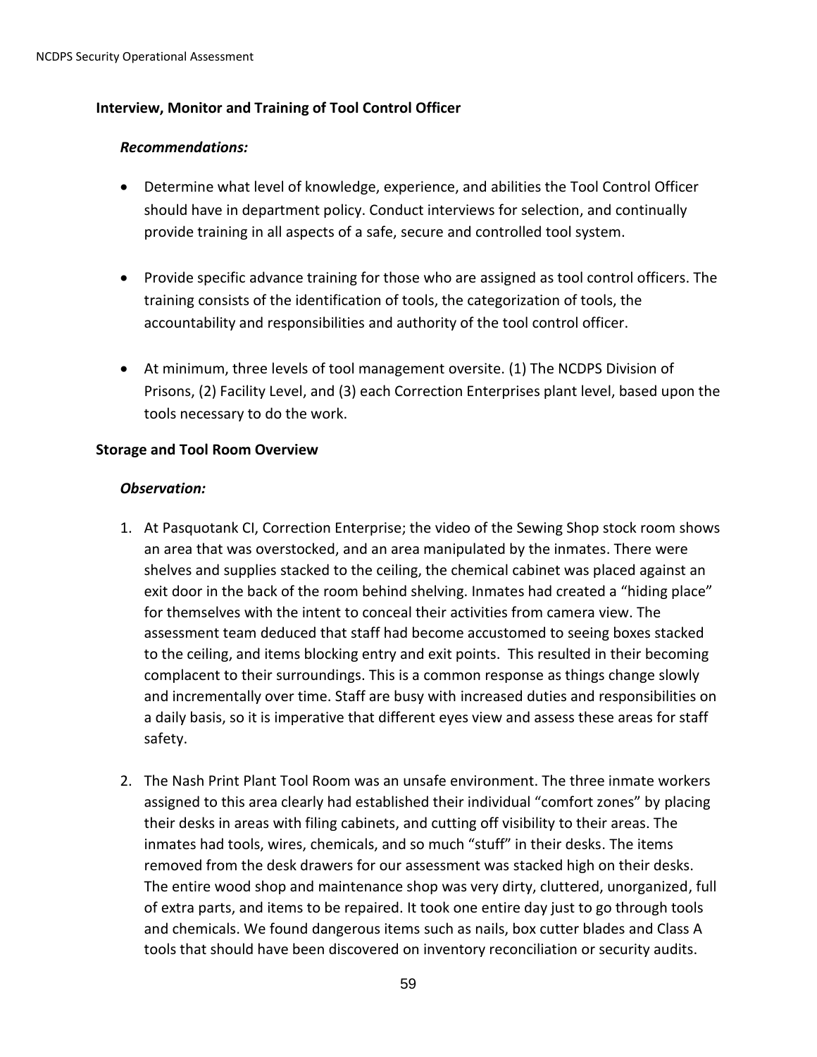**Interview, Monitor and Training of Tool Control Officer**

***Recommendations:***

- Determine what level of knowledge, experience, and abilities the Tool Control Officer should have in department policy. Conduct interviews for selection, and continually provide training in all aspects of a safe, secure and controlled tool system.

- Provide specific advance training for those who are assigned as tool control officers. The training consists of the identification of tools, the categorization of tools, the accountability and responsibilities and authority of the tool control officer.

- At minimum, three levels of tool management oversite. (1) The NCDPS Division of Prisons, (2) Facility Level, and (3) each Correction Enterprises plant level, based upon the tools necessary to do the work.

**Storage and Tool Room Overview**

***Observation:***

1. At Pasquotank CI, Correction Enterprise; the video of the Sewing Shop stock room shows an area that was overstocked, and an area manipulated by the inmates. There were shelves and supplies stacked to the ceiling, the chemical cabinet was placed against an exit door in the back of the room behind shelving. Inmates had created a "hiding place" for themselves with the intent to conceal their activities from camera view. The assessment team deduced that staff had become accustomed to seeing boxes stacked to the ceiling, and items blocking entry and exit points. This resulted in their becoming complacent to their surroundings. This is a common response as things change slowly and incrementally over time. Staff are busy with increased duties and responsibilities on a daily basis, so it is imperative that different eyes view and assess these areas for staff safety.

2. The Nash Print Plant Tool Room was an unsafe environment. The three inmate workers assigned to this area clearly had established their individual "comfort zones" by placing their desks in areas with filing cabinets, and cutting off visibility to their areas. The inmates had tools, wires, chemicals, and so much "stuff" in their desks. The items removed from the desk drawers for our assessment was stacked high on their desks. The entire wood shop and maintenance shop was very dirty, cluttered, unorganized, full of extra parts, and items to be repaired. It took one entire day just to go through tools and chemicals. We found dangerous items such as nails, box cutter blades and Class A tools that should have been discovered on inventory reconciliation or security audits.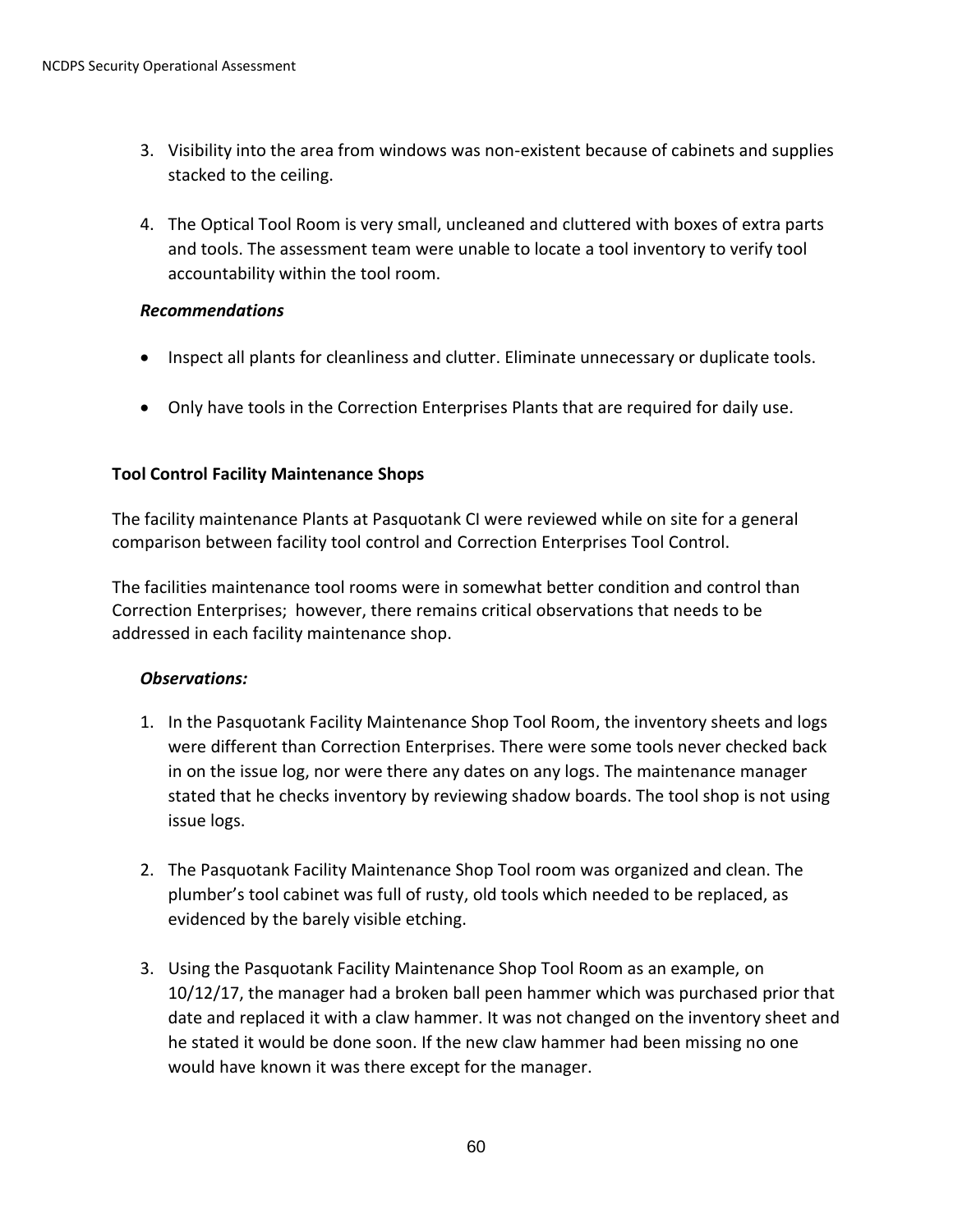3. Visibility into the area from windows was non-existent because of cabinets and supplies stacked to the ceiling.

4. The Optical Tool Room is very small, uncleaned and cluttered with boxes of extra parts and tools. The assessment team were unable to locate a tool inventory to verify tool accountability within the tool room.

***Recommendations***

- Inspect all plants for cleanliness and clutter. Eliminate unnecessary or duplicate tools.

- Only have tools in the Correction Enterprises Plants that are required for daily use.

**Tool Control Facility Maintenance Shops**

The facility maintenance Plants at Pasquotank CI were reviewed while on site for a general comparison between facility tool control and Correction Enterprises Tool Control.

The facilities maintenance tool rooms were in somewhat better condition and control than Correction Enterprises; however, there remains critical observations that needs to be addressed in each facility maintenance shop.

***Observations:***

1. In the Pasquotank Facility Maintenance Shop Tool Room, the inventory sheets and logs were different than Correction Enterprises. There were some tools never checked back in on the issue log, nor were there any dates on any logs. The maintenance manager stated that he checks inventory by reviewing shadow boards. The tool shop is not using issue logs.

2. The Pasquotank Facility Maintenance Shop Tool room was organized and clean. The plumber's tool cabinet was full of rusty, old tools which needed to be replaced, as evidenced by the barely visible etching.

3. Using the Pasquotank Facility Maintenance Shop Tool Room as an example, on 10/12/17, the manager had a broken ball peen hammer which was purchased prior that date and replaced it with a claw hammer. It was not changed on the inventory sheet and he stated it would be done soon. If the new claw hammer had been missing no one would have known it was there except for the manager.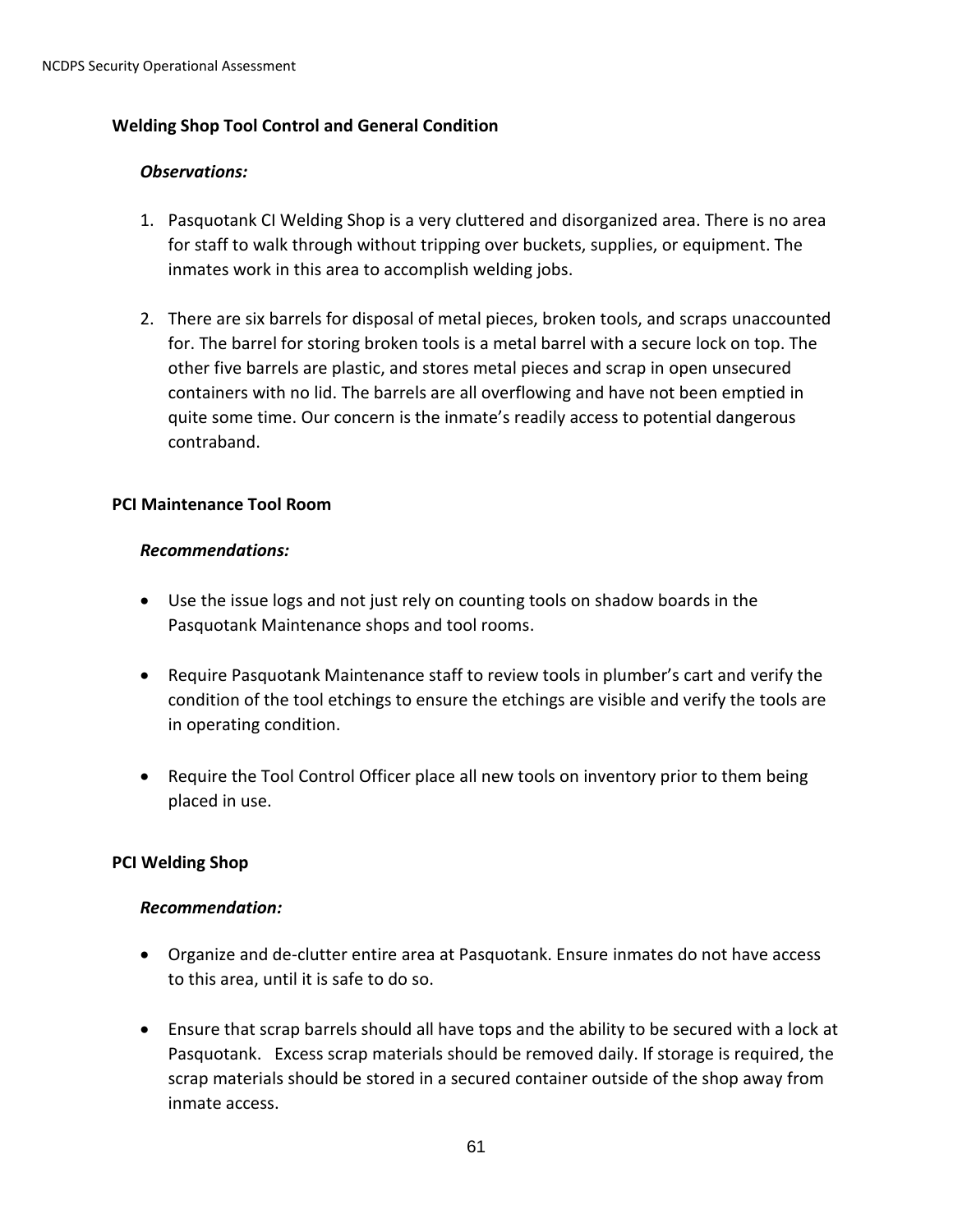**Welding Shop Tool Control and General Condition**

***Observations:***

1. Pasquotank CI Welding Shop is a very cluttered and disorganized area. There is no area for staff to walk through without tripping over buckets, supplies, or equipment. The inmates work in this area to accomplish welding jobs.

2. There are six barrels for disposal of metal pieces, broken tools, and scraps unaccounted for. The barrel for storing broken tools is a metal barrel with a secure lock on top. The other five barrels are plastic, and stores metal pieces and scrap in open unsecured containers with no lid. The barrels are all overflowing and have not been emptied in quite some time. Our concern is the inmate's readily access to potential dangerous contraband.

**PCI Maintenance Tool Room**

***Recommendations:***

- Use the issue logs and not just rely on counting tools on shadow boards in the Pasquotank Maintenance shops and tool rooms.

- Require Pasquotank Maintenance staff to review tools in plumber's cart and verify the condition of the tool etchings to ensure the etchings are visible and verify the tools are in operating condition.

- Require the Tool Control Officer place all new tools on inventory prior to them being placed in use.

**PCI Welding Shop**

***Recommendation:***

- Organize and de-clutter entire area at Pasquotank. Ensure inmates do not have access to this area, until it is safe to do so.

- Ensure that scrap barrels should all have tops and the ability to be secured with a lock at Pasquotank. Excess scrap materials should be removed daily. If storage is required, the scrap materials should be stored in a secured container outside of the shop away from inmate access.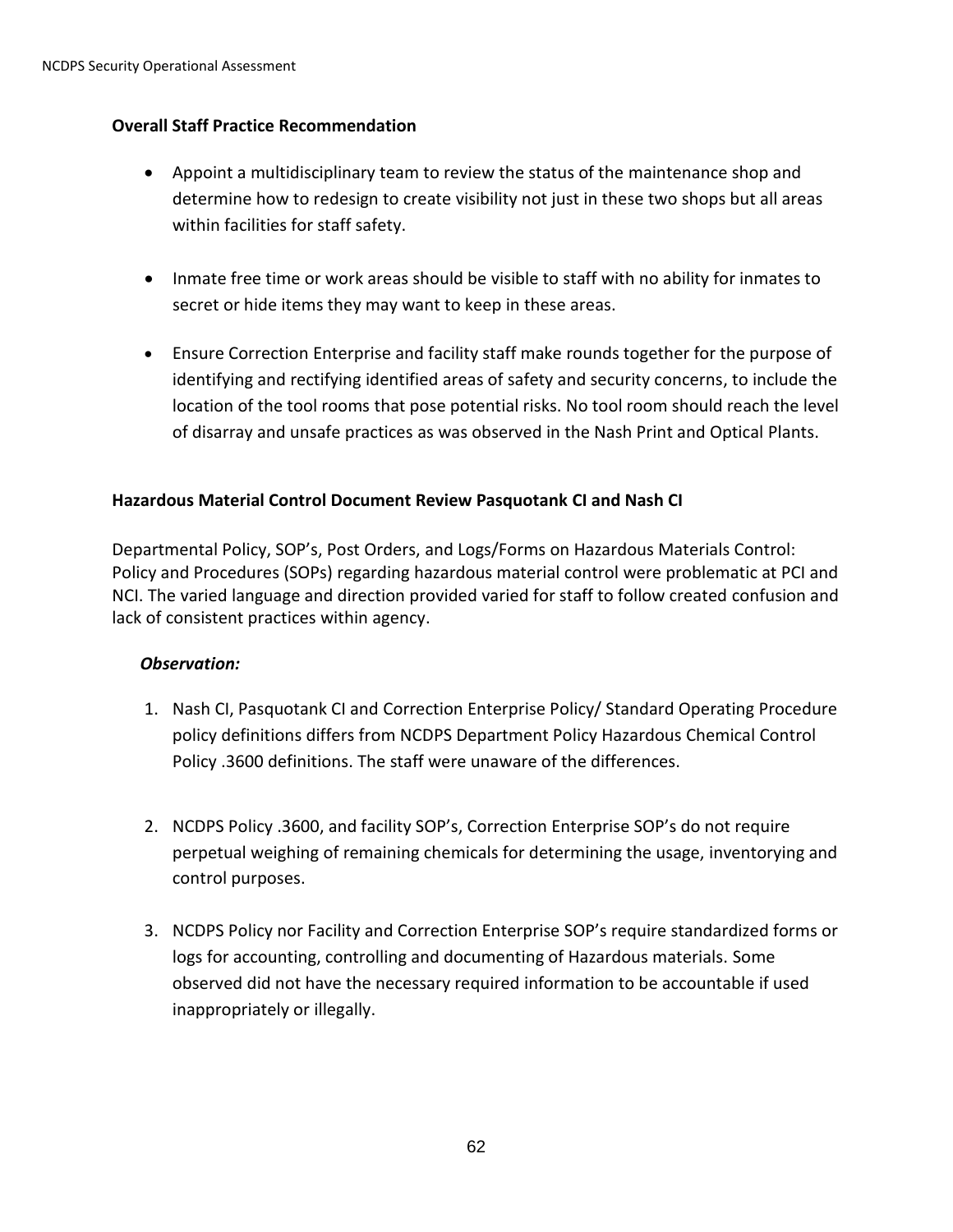**Overall Staff Practice Recommendation**

- Appoint a multidisciplinary team to review the status of the maintenance shop and determine how to redesign to create visibility not just in these two shops but all areas within facilities for staff safety.
- Inmate free time or work areas should be visible to staff with no ability for inmates to secret or hide items they may want to keep in these areas.
- Ensure Correction Enterprise and facility staff make rounds together for the purpose of identifying and rectifying identified areas of safety and security concerns, to include the location of the tool rooms that pose potential risks. No tool room should reach the level of disarray and unsafe practices as was observed in the Nash Print and Optical Plants.

**Hazardous Material Control Document Review Pasquotank CI and Nash CI**

Departmental Policy, SOP's, Post Orders, and Logs/Forms on Hazardous Materials Control: Policy and Procedures (SOPs) regarding hazardous material control were problematic at PCI and NCI. The varied language and direction provided varied for staff to follow created confusion and lack of consistent practices within agency.

***Observation:***

1. Nash CI, Pasquotank CI and Correction Enterprise Policy/ Standard Operating Procedure policy definitions differs from NCDPS Department Policy Hazardous Chemical Control Policy .3600 definitions. The staff were unaware of the differences.
2. NCDPS Policy .3600, and facility SOP's, Correction Enterprise SOP's do not require perpetual weighing of remaining chemicals for determining the usage, inventorying and control purposes.
3. NCDPS Policy nor Facility and Correction Enterprise SOP's require standardized forms or logs for accounting, controlling and documenting of Hazardous materials. Some observed did not have the necessary required information to be accountable if used inappropriately or illegally.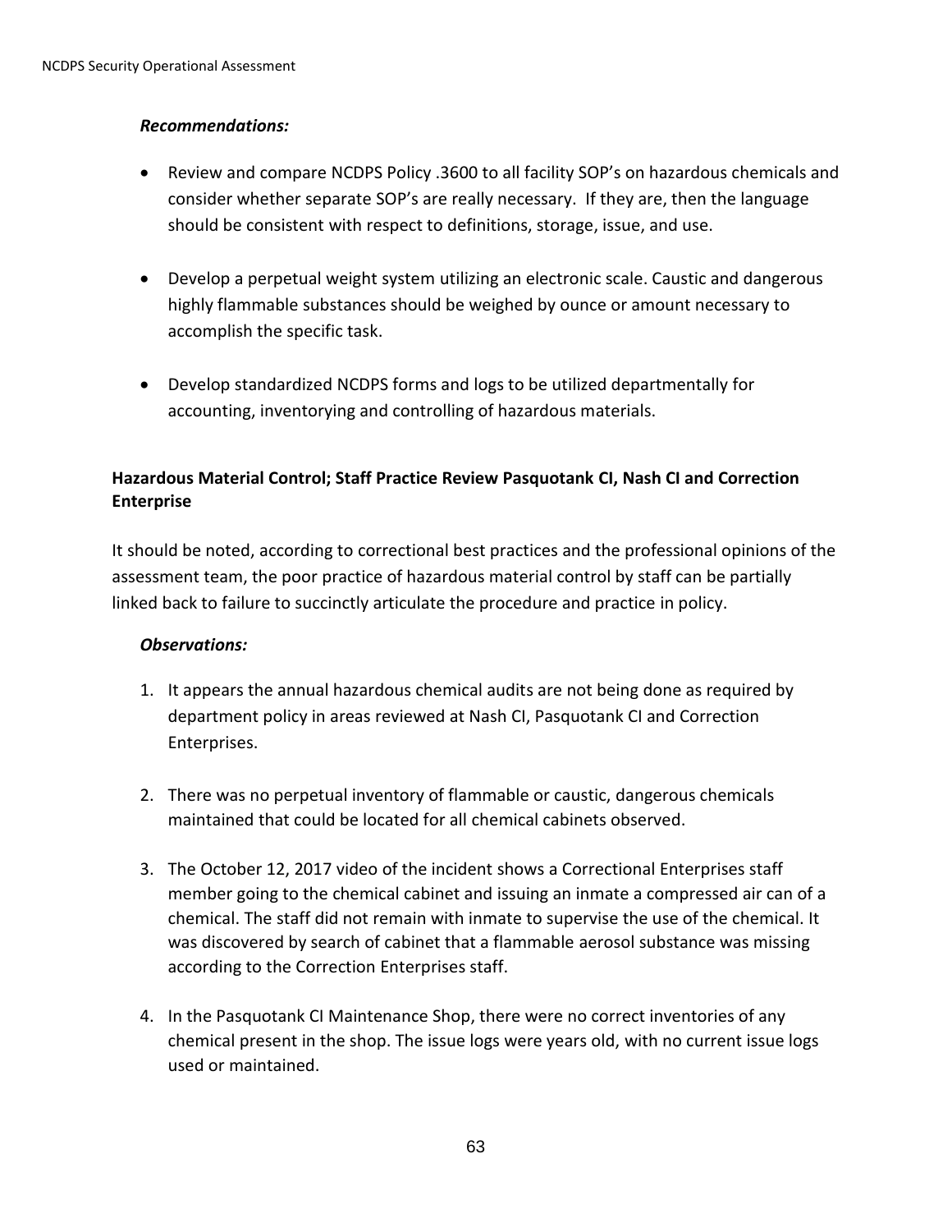*Recommendations:*

- Review and compare NCDPS Policy .3600 to all facility SOP's on hazardous chemicals and consider whether separate SOP's are really necessary. If they are, then the language should be consistent with respect to definitions, storage, issue, and use.

- Develop a perpetual weight system utilizing an electronic scale. Caustic and dangerous highly flammable substances should be weighed by ounce or amount necessary to accomplish the specific task.

- Develop standardized NCDPS forms and logs to be utilized departmentally for accounting, inventorying and controlling of hazardous materials.

**Hazardous Material Control; Staff Practice Review Pasquotank CI, Nash CI and Correction Enterprise**

It should be noted, according to correctional best practices and the professional opinions of the assessment team, the poor practice of hazardous material control by staff can be partially linked back to failure to succinctly articulate the procedure and practice in policy.

*Observations:*

1. It appears the annual hazardous chemical audits are not being done as required by department policy in areas reviewed at Nash CI, Pasquotank CI and Correction Enterprises.

2. There was no perpetual inventory of flammable or caustic, dangerous chemicals maintained that could be located for all chemical cabinets observed.

3. The October 12, 2017 video of the incident shows a Correctional Enterprises staff member going to the chemical cabinet and issuing an inmate a compressed air can of a chemical. The staff did not remain with inmate to supervise the use of the chemical. It was discovered by search of cabinet that a flammable aerosol substance was missing according to the Correction Enterprises staff.

4. In the Pasquotank CI Maintenance Shop, there were no correct inventories of any chemical present in the shop. The issue logs were years old, with no current issue logs used or maintained.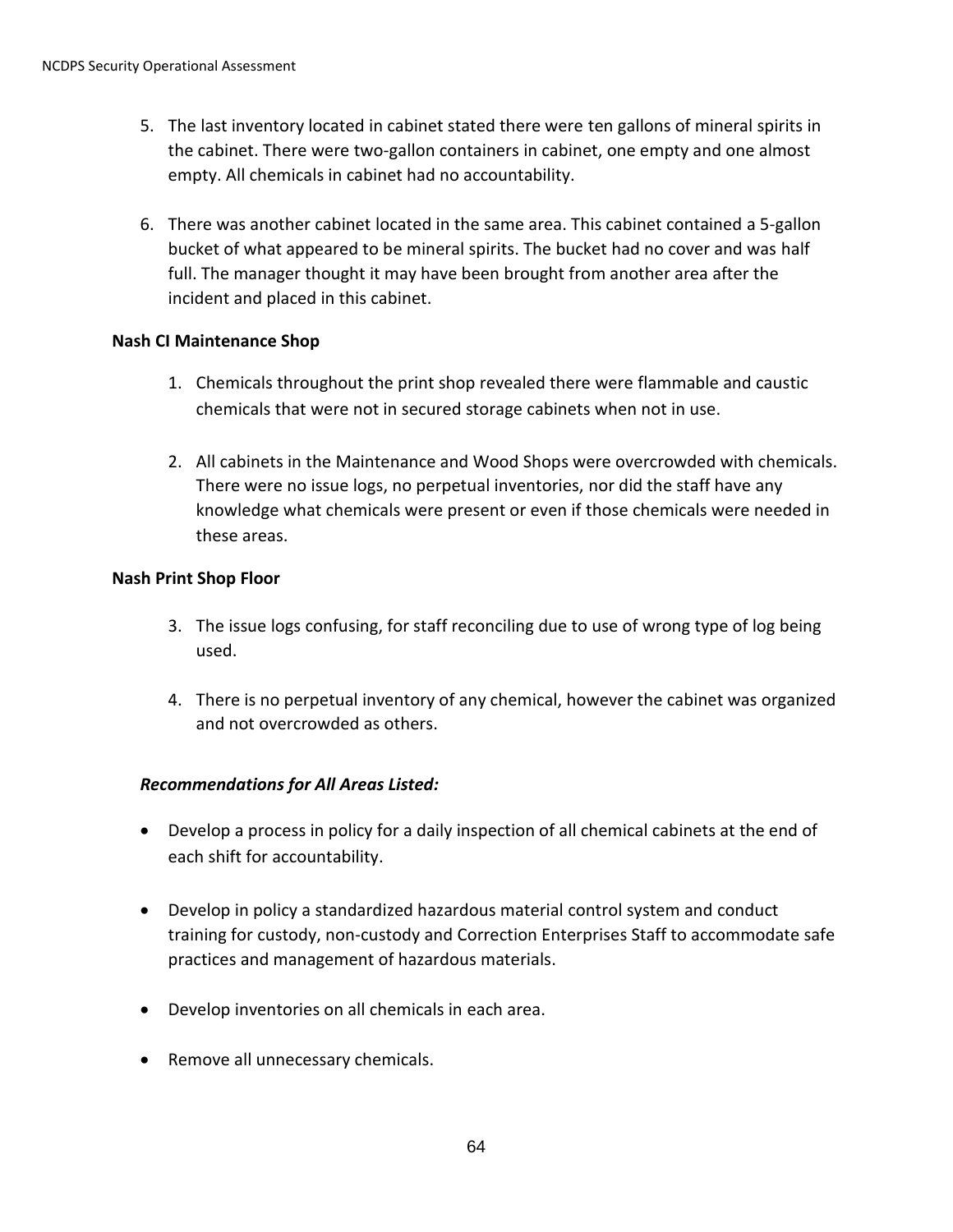5. The last inventory located in cabinet stated there were ten gallons of mineral spirits in the cabinet. There were two-gallon containers in cabinet, one empty and one almost empty. All chemicals in cabinet had no accountability.

6. There was another cabinet located in the same area. This cabinet contained a 5-gallon bucket of what appeared to be mineral spirits. The bucket had no cover and was half full. The manager thought it may have been brought from another area after the incident and placed in this cabinet.

**Nash CI Maintenance Shop**

1. Chemicals throughout the print shop revealed there were flammable and caustic chemicals that were not in secured storage cabinets when not in use.

2. All cabinets in the Maintenance and Wood Shops were overcrowded with chemicals. There were no issue logs, no perpetual inventories, nor did the staff have any knowledge what chemicals were present or even if those chemicals were needed in these areas.

**Nash Print Shop Floor**

3. The issue logs confusing, for staff reconciling due to use of wrong type of log being used.

4. There is no perpetual inventory of any chemical, however the cabinet was organized and not overcrowded as others.

***Recommendations for All Areas Listed:***

- Develop a process in policy for a daily inspection of all chemical cabinets at the end of each shift for accountability.

- Develop in policy a standardized hazardous material control system and conduct training for custody, non-custody and Correction Enterprises Staff to accommodate safe practices and management of hazardous materials.

- Develop inventories on all chemicals in each area.

- Remove all unnecessary chemicals.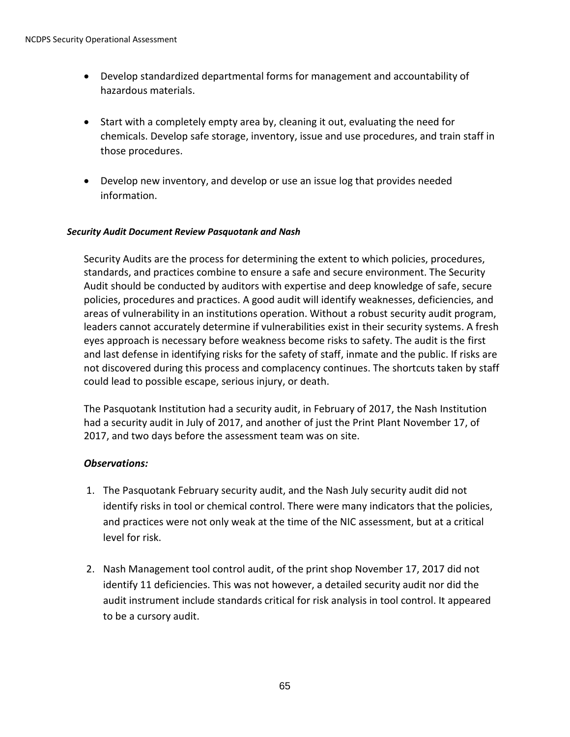- Develop standardized departmental forms for management and accountability of hazardous materials.

- Start with a completely empty area by, cleaning it out, evaluating the need for chemicals. Develop safe storage, inventory, issue and use procedures, and train staff in those procedures.

- Develop new inventory, and develop or use an issue log that provides needed information.

***Security Audit Document Review Pasquotank and Nash***

Security Audits are the process for determining the extent to which policies, procedures, standards, and practices combine to ensure a safe and secure environment. The Security Audit should be conducted by auditors with expertise and deep knowledge of safe, secure policies, procedures and practices. A good audit will identify weaknesses, deficiencies, and areas of vulnerability in an institutions operation. Without a robust security audit program, leaders cannot accurately determine if vulnerabilities exist in their security systems. A fresh eyes approach is necessary before weakness become risks to safety. The audit is the first and last defense in identifying risks for the safety of staff, inmate and the public. If risks are not discovered during this process and complacency continues. The shortcuts taken by staff could lead to possible escape, serious injury, or death.

The Pasquotank Institution had a security audit, in February of 2017, the Nash Institution had a security audit in July of 2017, and another of just the Print Plant November 17, of 2017, and two days before the assessment team was on site.

***Observations:***

1. The Pasquotank February security audit, and the Nash July security audit did not identify risks in tool or chemical control. There were many indicators that the policies, and practices were not only weak at the time of the NIC assessment, but at a critical level for risk.

2. Nash Management tool control audit, of the print shop November 17, 2017 did not identify 11 deficiencies. This was not however, a detailed security audit nor did the audit instrument include standards critical for risk analysis in tool control. It appeared to be a cursory audit.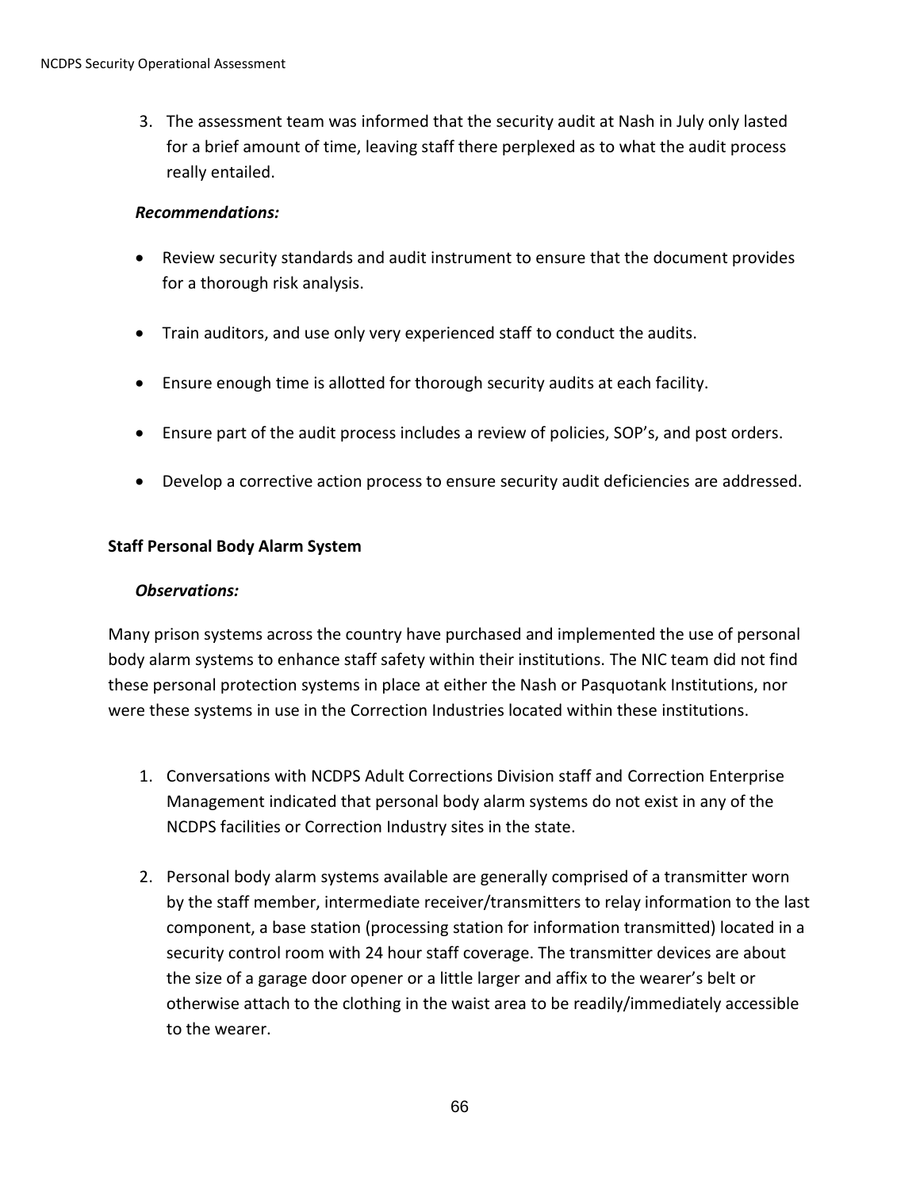3. The assessment team was informed that the security audit at Nash in July only lasted for a brief amount of time, leaving staff there perplexed as to what the audit process really entailed.

***Recommendations:***

- Review security standards and audit instrument to ensure that the document provides for a thorough risk analysis.
- Train auditors, and use only very experienced staff to conduct the audits.
- Ensure enough time is allotted for thorough security audits at each facility.
- Ensure part of the audit process includes a review of policies, SOP's, and post orders.
- Develop a corrective action process to ensure security audit deficiencies are addressed.

**Staff Personal Body Alarm System**

***Observations:***

Many prison systems across the country have purchased and implemented the use of personal body alarm systems to enhance staff safety within their institutions. The NIC team did not find these personal protection systems in place at either the Nash or Pasquotank Institutions, nor were these systems in use in the Correction Industries located within these institutions.

1. Conversations with NCDPS Adult Corrections Division staff and Correction Enterprise Management indicated that personal body alarm systems do not exist in any of the NCDPS facilities or Correction Industry sites in the state.

2. Personal body alarm systems available are generally comprised of a transmitter worn by the staff member, intermediate receiver/transmitters to relay information to the last component, a base station (processing station for information transmitted) located in a security control room with 24 hour staff coverage. The transmitter devices are about the size of a garage door opener or a little larger and affix to the wearer's belt or otherwise attach to the clothing in the waist area to be readily/immediately accessible to the wearer.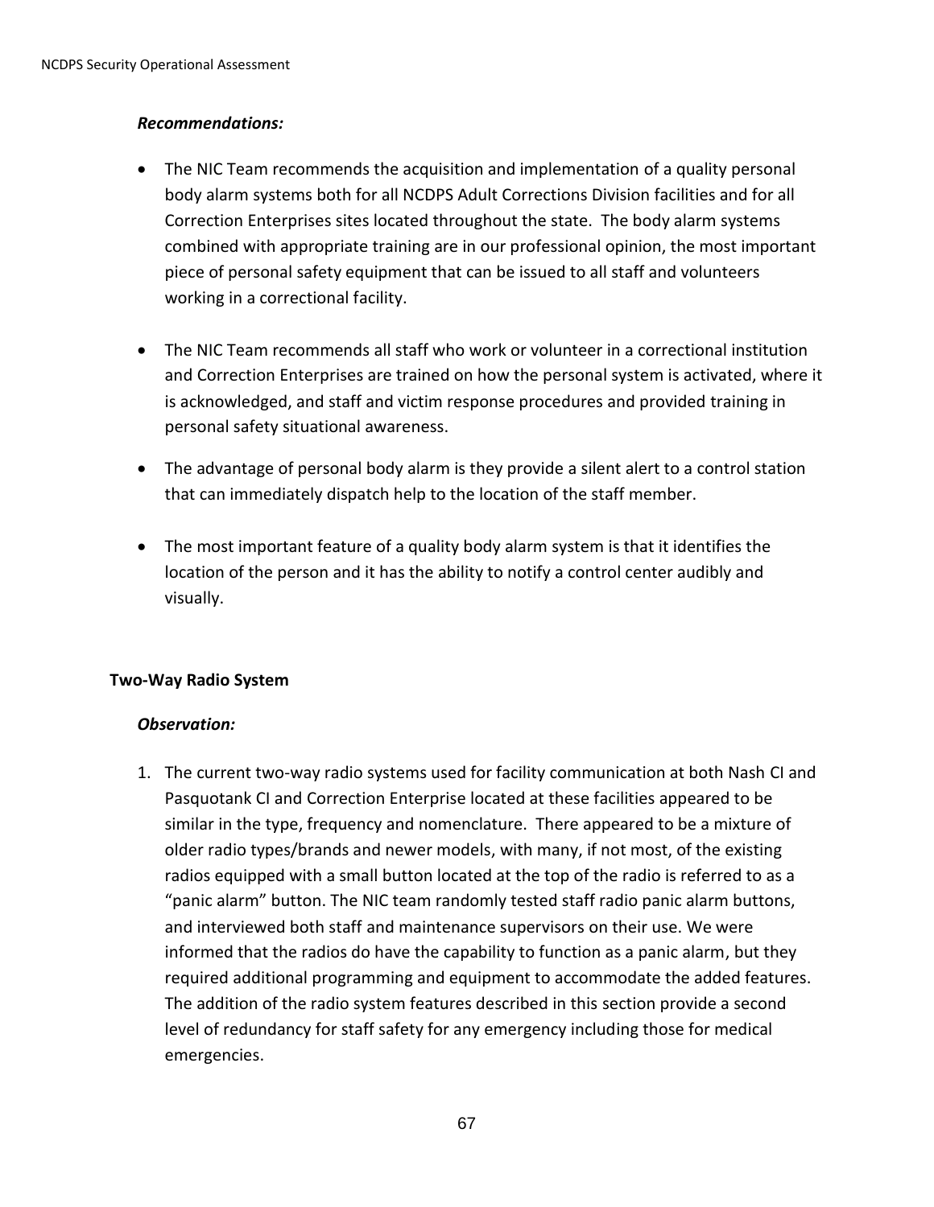***Recommendations:***

- The NIC Team recommends the acquisition and implementation of a quality personal body alarm systems both for all NCDPS Adult Corrections Division facilities and for all Correction Enterprises sites located throughout the state. The body alarm systems combined with appropriate training are in our professional opinion, the most important piece of personal safety equipment that can be issued to all staff and volunteers working in a correctional facility.

- The NIC Team recommends all staff who work or volunteer in a correctional institution and Correction Enterprises are trained on how the personal system is activated, where it is acknowledged, and staff and victim response procedures and provided training in personal safety situational awareness.

- The advantage of personal body alarm is they provide a silent alert to a control station that can immediately dispatch help to the location of the staff member.

- The most important feature of a quality body alarm system is that it identifies the location of the person and it has the ability to notify a control center audibly and visually.

**Two-Way Radio System**

***Observation:***

1. The current two-way radio systems used for facility communication at both Nash CI and Pasquotank CI and Correction Enterprise located at these facilities appeared to be similar in the type, frequency and nomenclature. There appeared to be a mixture of older radio types/brands and newer models, with many, if not most, of the existing radios equipped with a small button located at the top of the radio is referred to as a "panic alarm" button. The NIC team randomly tested staff radio panic alarm buttons, and interviewed both staff and maintenance supervisors on their use. We were informed that the radios do have the capability to function as a panic alarm, but they required additional programming and equipment to accommodate the added features. The addition of the radio system features described in this section provide a second level of redundancy for staff safety for any emergency including those for medical emergencies.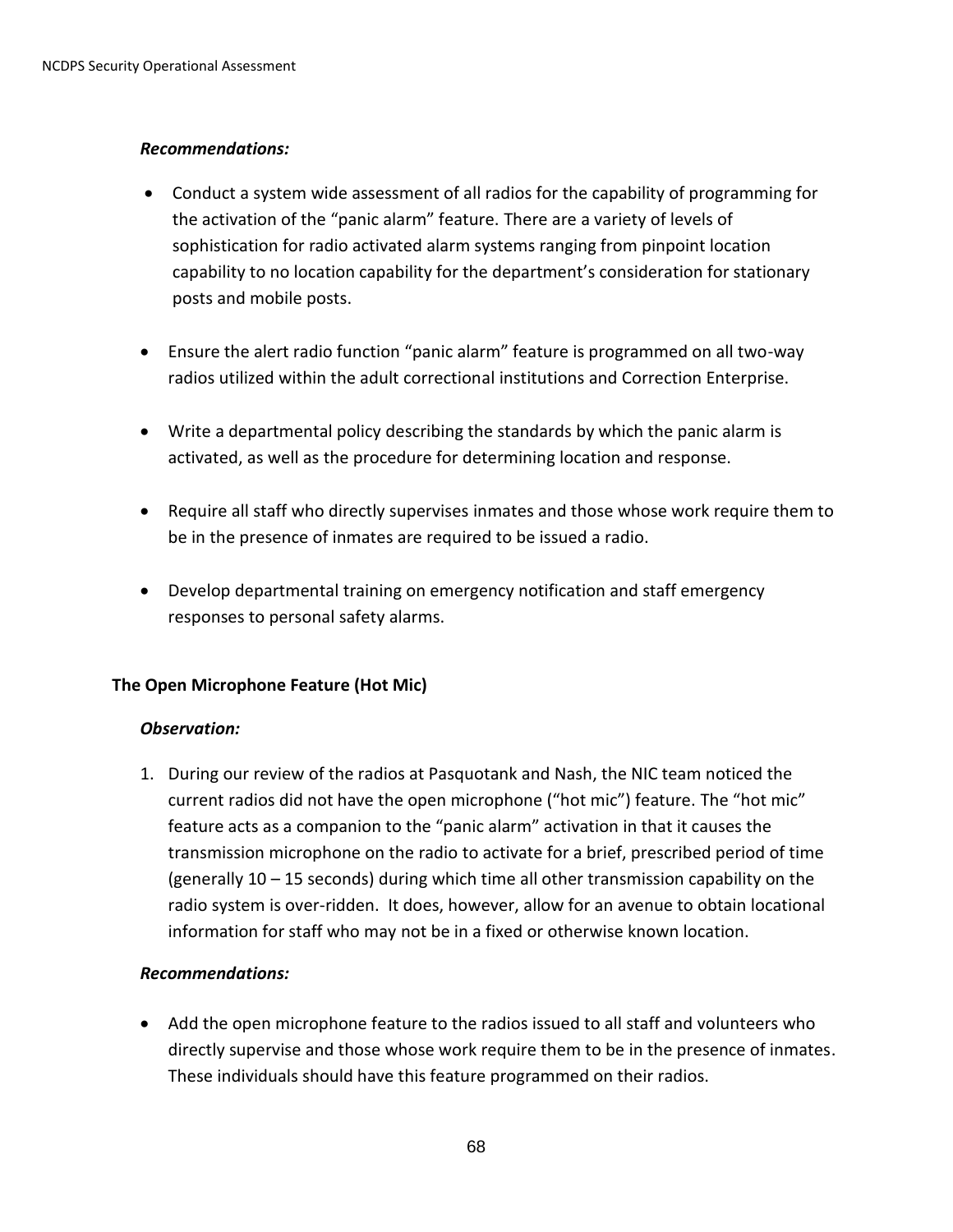***Recommendations:***

- Conduct a system wide assessment of all radios for the capability of programming for the activation of the "panic alarm" feature. There are a variety of levels of sophistication for radio activated alarm systems ranging from pinpoint location capability to no location capability for the department's consideration for stationary posts and mobile posts.

- Ensure the alert radio function "panic alarm" feature is programmed on all two-way radios utilized within the adult correctional institutions and Correction Enterprise.

- Write a departmental policy describing the standards by which the panic alarm is activated, as well as the procedure for determining location and response.

- Require all staff who directly supervises inmates and those whose work require them to be in the presence of inmates are required to be issued a radio.

- Develop departmental training on emergency notification and staff emergency responses to personal safety alarms.

**The Open Microphone Feature (Hot Mic)**

***Observation:***

1. During our review of the radios at Pasquotank and Nash, the NIC team noticed the current radios did not have the open microphone ("hot mic") feature. The "hot mic" feature acts as a companion to the "panic alarm" activation in that it causes the transmission microphone on the radio to activate for a brief, prescribed period of time (generally 10 – 15 seconds) during which time all other transmission capability on the radio system is over-ridden. It does, however, allow for an avenue to obtain locational information for staff who may not be in a fixed or otherwise known location.

***Recommendations:***

- Add the open microphone feature to the radios issued to all staff and volunteers who directly supervise and those whose work require them to be in the presence of inmates. These individuals should have this feature programmed on their radios.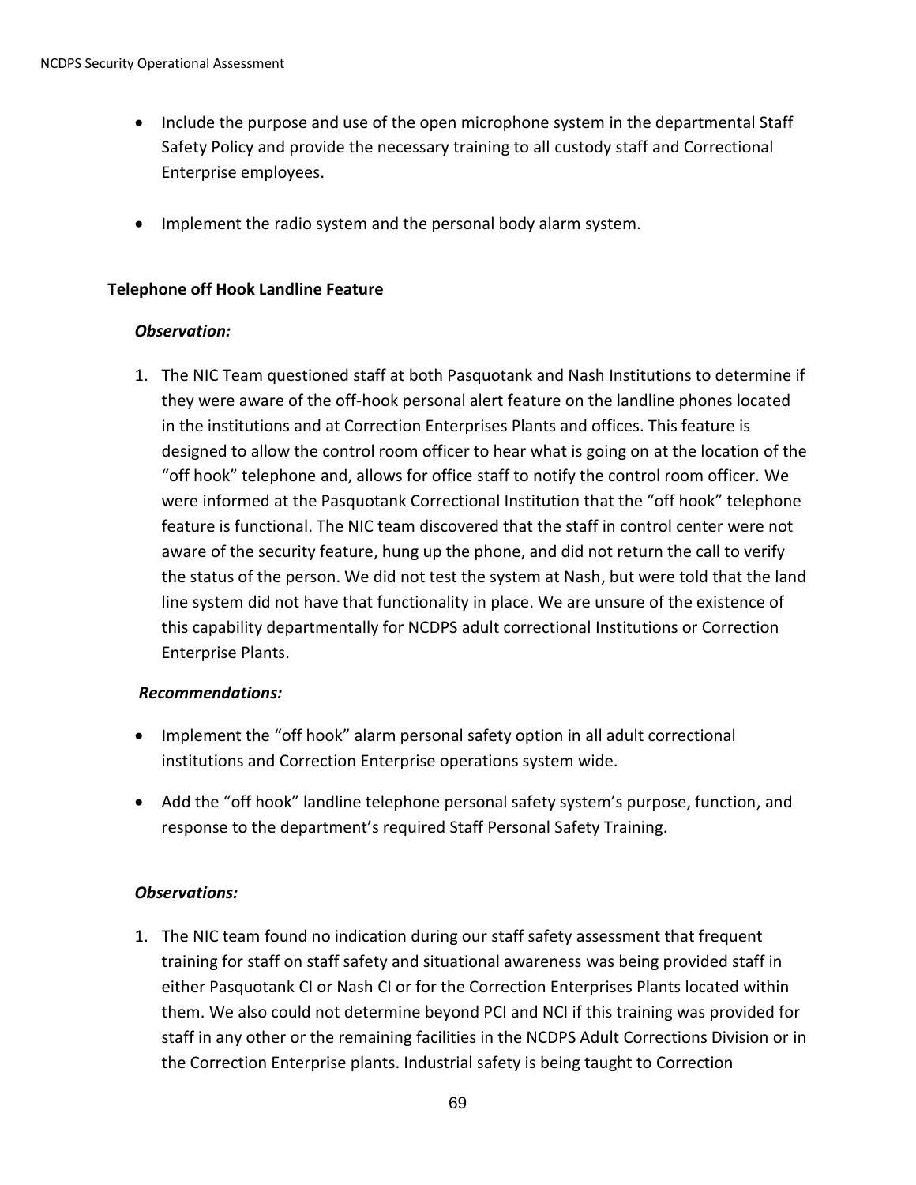- Include the purpose and use of the open microphone system in the departmental Staff Safety Policy and provide the necessary training to all custody staff and Correctional Enterprise employees.

- Implement the radio system and the personal body alarm system.

**Telephone off Hook Landline Feature**

***Observation:***

1. The NIC Team questioned staff at both Pasquotank and Nash Institutions to determine if they were aware of the off-hook personal alert feature on the landline phones located in the institutions and at Correction Enterprises Plants and offices. This feature is designed to allow the control room officer to hear what is going on at the location of the "off hook" telephone and, allows for office staff to notify the control room officer. We were informed at the Pasquotank Correctional Institution that the "off hook" telephone feature is functional. The NIC team discovered that the staff in control center were not aware of the security feature, hung up the phone, and did not return the call to verify the status of the person. We did not test the system at Nash, but were told that the land line system did not have that functionality in place. We are unsure of the existence of this capability departmentally for NCDPS adult correctional Institutions or Correction Enterprise Plants.

***Recommendations:***

- Implement the "off hook" alarm personal safety option in all adult correctional institutions and Correction Enterprise operations system wide.

- Add the "off hook" landline telephone personal safety system's purpose, function, and response to the department's required Staff Personal Safety Training.

***Observations:***

1. The NIC team found no indication during our staff safety assessment that frequent training for staff on staff safety and situational awareness was being provided staff in either Pasquotank CI or Nash CI or for the Correction Enterprises Plants located within them. We also could not determine beyond PCI and NCI if this training was provided for staff in any other or the remaining facilities in the NCDPS Adult Corrections Division or in the Correction Enterprise plants. Industrial safety is being taught to Correction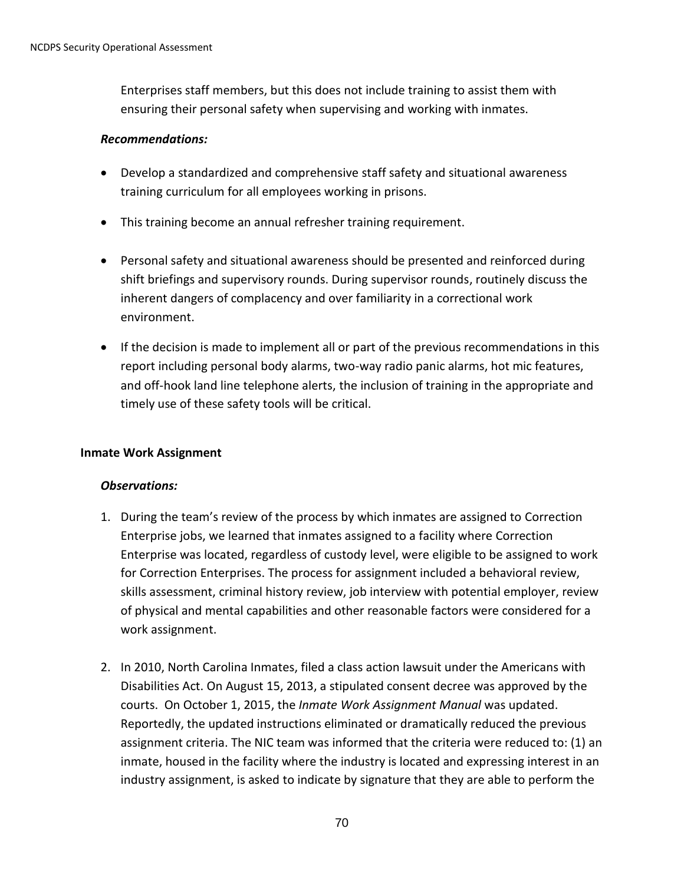Enterprises staff members, but this does not include training to assist them with ensuring their personal safety when supervising and working with inmates.

***Recommendations:***

- Develop a standardized and comprehensive staff safety and situational awareness training curriculum for all employees working in prisons.
- This training become an annual refresher training requirement.
- Personal safety and situational awareness should be presented and reinforced during shift briefings and supervisory rounds. During supervisor rounds, routinely discuss the inherent dangers of complacency and over familiarity in a correctional work environment.
- If the decision is made to implement all or part of the previous recommendations in this report including personal body alarms, two-way radio panic alarms, hot mic features, and off-hook land line telephone alerts, the inclusion of training in the appropriate and timely use of these safety tools will be critical.

**Inmate Work Assignment**

***Observations:***

1. During the team's review of the process by which inmates are assigned to Correction Enterprise jobs, we learned that inmates assigned to a facility where Correction Enterprise was located, regardless of custody level, were eligible to be assigned to work for Correction Enterprises. The process for assignment included a behavioral review, skills assessment, criminal history review, job interview with potential employer, review of physical and mental capabilities and other reasonable factors were considered for a work assignment.
2. In 2010, North Carolina Inmates, filed a class action lawsuit under the Americans with Disabilities Act. On August 15, 2013, a stipulated consent decree was approved by the courts. On October 1, 2015, the *Inmate Work Assignment Manual* was updated. Reportedly, the updated instructions eliminated or dramatically reduced the previous assignment criteria. The NIC team was informed that the criteria were reduced to: (1) an inmate, housed in the facility where the industry is located and expressing interest in an industry assignment, is asked to indicate by signature that they are able to perform the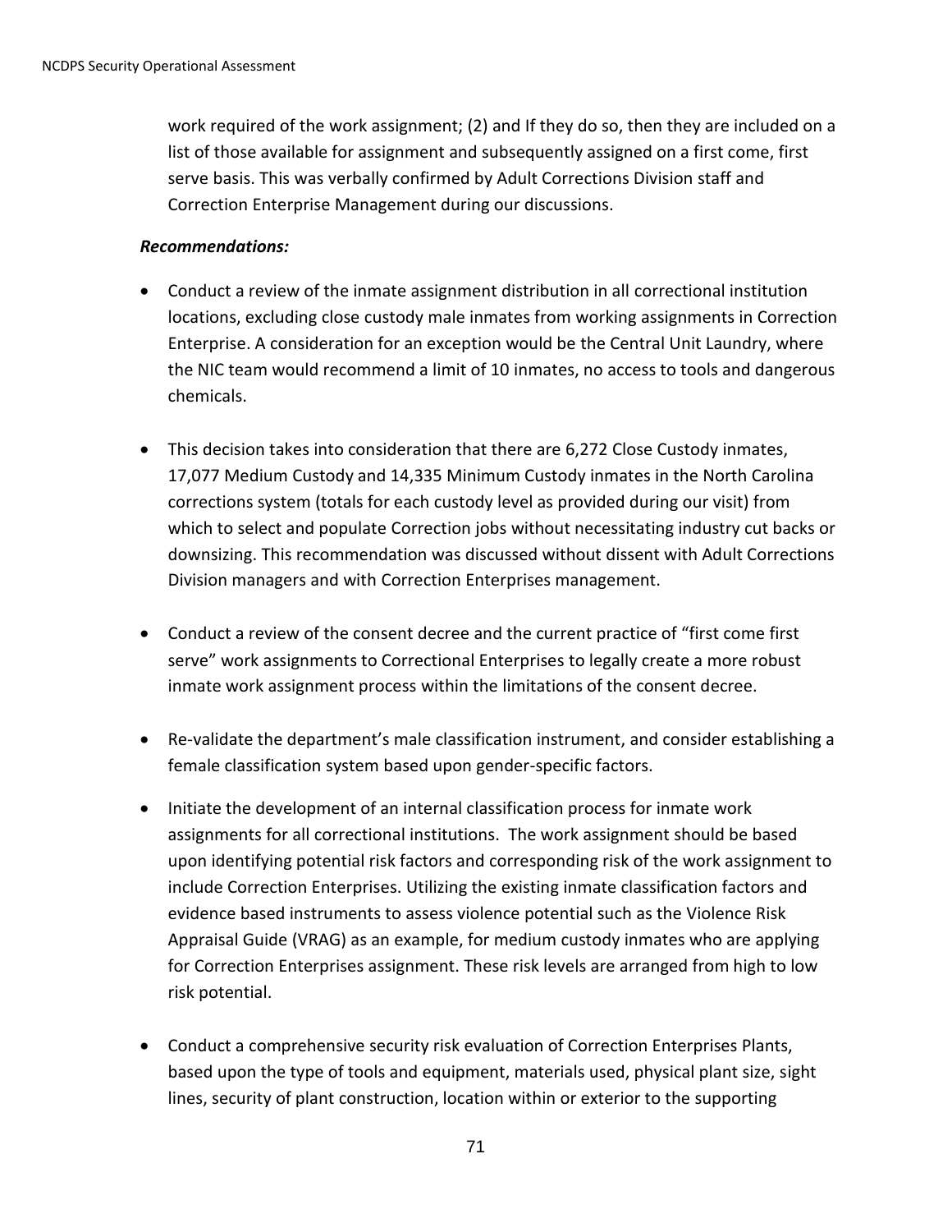work required of the work assignment; (2) and If they do so, then they are included on a list of those available for assignment and subsequently assigned on a first come, first serve basis. This was verbally confirmed by Adult Corrections Division staff and Correction Enterprise Management during our discussions.

***Recommendations:***

- Conduct a review of the inmate assignment distribution in all correctional institution locations, excluding close custody male inmates from working assignments in Correction Enterprise. A consideration for an exception would be the Central Unit Laundry, where the NIC team would recommend a limit of 10 inmates, no access to tools and dangerous chemicals.

- This decision takes into consideration that there are 6,272 Close Custody inmates, 17,077 Medium Custody and 14,335 Minimum Custody inmates in the North Carolina corrections system (totals for each custody level as provided during our visit) from which to select and populate Correction jobs without necessitating industry cut backs or downsizing. This recommendation was discussed without dissent with Adult Corrections Division managers and with Correction Enterprises management.

- Conduct a review of the consent decree and the current practice of "first come first serve" work assignments to Correctional Enterprises to legally create a more robust inmate work assignment process within the limitations of the consent decree.

- Re-validate the department's male classification instrument, and consider establishing a female classification system based upon gender-specific factors.

- Initiate the development of an internal classification process for inmate work assignments for all correctional institutions. The work assignment should be based upon identifying potential risk factors and corresponding risk of the work assignment to include Correction Enterprises. Utilizing the existing inmate classification factors and evidence based instruments to assess violence potential such as the Violence Risk Appraisal Guide (VRAG) as an example, for medium custody inmates who are applying for Correction Enterprises assignment. These risk levels are arranged from high to low risk potential.

- Conduct a comprehensive security risk evaluation of Correction Enterprises Plants, based upon the type of tools and equipment, materials used, physical plant size, sight lines, security of plant construction, location within or exterior to the supporting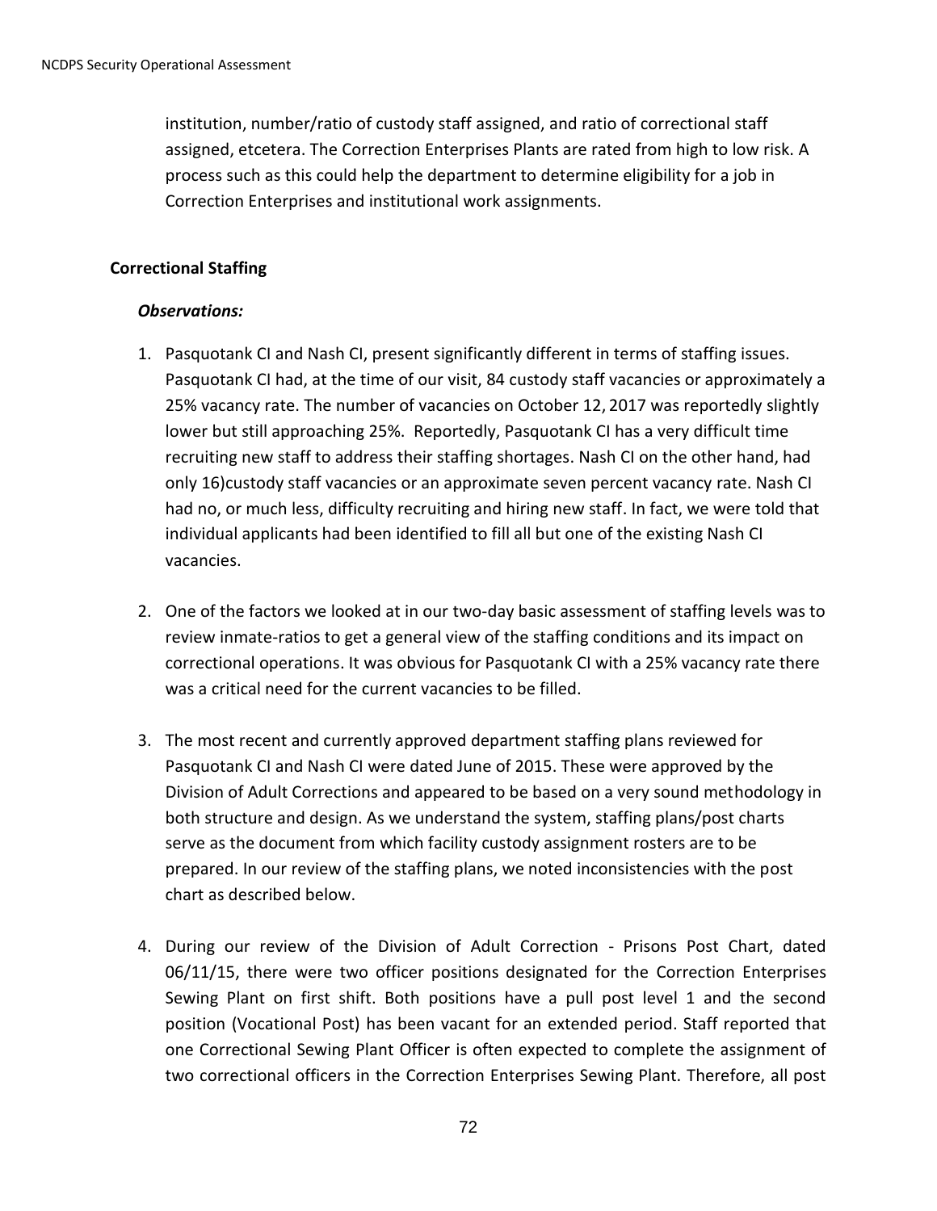institution, number/ratio of custody staff assigned, and ratio of correctional staff assigned, etcetera. The Correction Enterprises Plants are rated from high to low risk. A process such as this could help the department to determine eligibility for a job in Correction Enterprises and institutional work assignments.

**Correctional Staffing**

***Observations:***

1. Pasquotank CI and Nash CI, present significantly different in terms of staffing issues. Pasquotank CI had, at the time of our visit, 84 custody staff vacancies or approximately a 25% vacancy rate. The number of vacancies on October 12, 2017 was reportedly slightly lower but still approaching 25%. Reportedly, Pasquotank CI has a very difficult time recruiting new staff to address their staffing shortages. Nash CI on the other hand, had only 16)custody staff vacancies or an approximate seven percent vacancy rate. Nash CI had no, or much less, difficulty recruiting and hiring new staff. In fact, we were told that individual applicants had been identified to fill all but one of the existing Nash CI vacancies.

2. One of the factors we looked at in our two-day basic assessment of staffing levels was to review inmate-ratios to get a general view of the staffing conditions and its impact on correctional operations. It was obvious for Pasquotank CI with a 25% vacancy rate there was a critical need for the current vacancies to be filled.

3. The most recent and currently approved department staffing plans reviewed for Pasquotank CI and Nash CI were dated June of 2015. These were approved by the Division of Adult Corrections and appeared to be based on a very sound methodology in both structure and design. As we understand the system, staffing plans/post charts serve as the document from which facility custody assignment rosters are to be prepared. In our review of the staffing plans, we noted inconsistencies with the post chart as described below.

4. During our review of the Division of Adult Correction - Prisons Post Chart, dated 06/11/15, there were two officer positions designated for the Correction Enterprises Sewing Plant on first shift. Both positions have a pull post level 1 and the second position (Vocational Post) has been vacant for an extended period. Staff reported that one Correctional Sewing Plant Officer is often expected to complete the assignment of two correctional officers in the Correction Enterprises Sewing Plant. Therefore, all post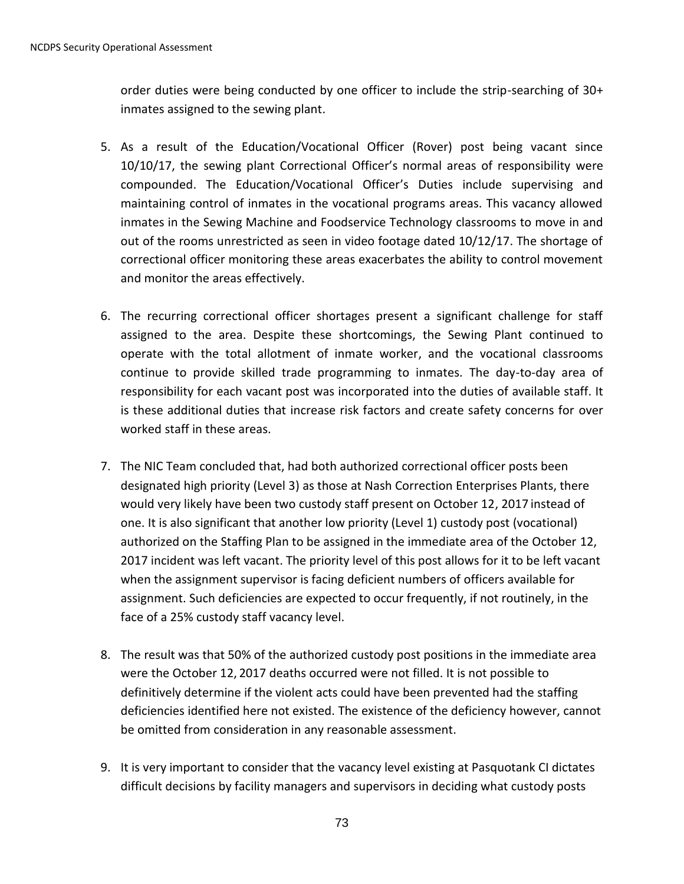order duties were being conducted by one officer to include the strip-searching of 30+ inmates assigned to the sewing plant.

5. As a result of the Education/Vocational Officer (Rover) post being vacant since 10/10/17, the sewing plant Correctional Officer's normal areas of responsibility were compounded. The Education/Vocational Officer's Duties include supervising and maintaining control of inmates in the vocational programs areas. This vacancy allowed inmates in the Sewing Machine and Foodservice Technology classrooms to move in and out of the rooms unrestricted as seen in video footage dated 10/12/17. The shortage of correctional officer monitoring these areas exacerbates the ability to control movement and monitor the areas effectively.

6. The recurring correctional officer shortages present a significant challenge for staff assigned to the area. Despite these shortcomings, the Sewing Plant continued to operate with the total allotment of inmate worker, and the vocational classrooms continue to provide skilled trade programming to inmates. The day-to-day area of responsibility for each vacant post was incorporated into the duties of available staff. It is these additional duties that increase risk factors and create safety concerns for over worked staff in these areas.

7. The NIC Team concluded that, had both authorized correctional officer posts been designated high priority (Level 3) as those at Nash Correction Enterprises Plants, there would very likely have been two custody staff present on October 12, 2017 instead of one. It is also significant that another low priority (Level 1) custody post (vocational) authorized on the Staffing Plan to be assigned in the immediate area of the October 12, 2017 incident was left vacant. The priority level of this post allows for it to be left vacant when the assignment supervisor is facing deficient numbers of officers available for assignment. Such deficiencies are expected to occur frequently, if not routinely, in the face of a 25% custody staff vacancy level.

8. The result was that 50% of the authorized custody post positions in the immediate area were the October 12, 2017 deaths occurred were not filled. It is not possible to definitively determine if the violent acts could have been prevented had the staffing deficiencies identified here not existed. The existence of the deficiency however, cannot be omitted from consideration in any reasonable assessment.

9. It is very important to consider that the vacancy level existing at Pasquotank CI dictates difficult decisions by facility managers and supervisors in deciding what custody posts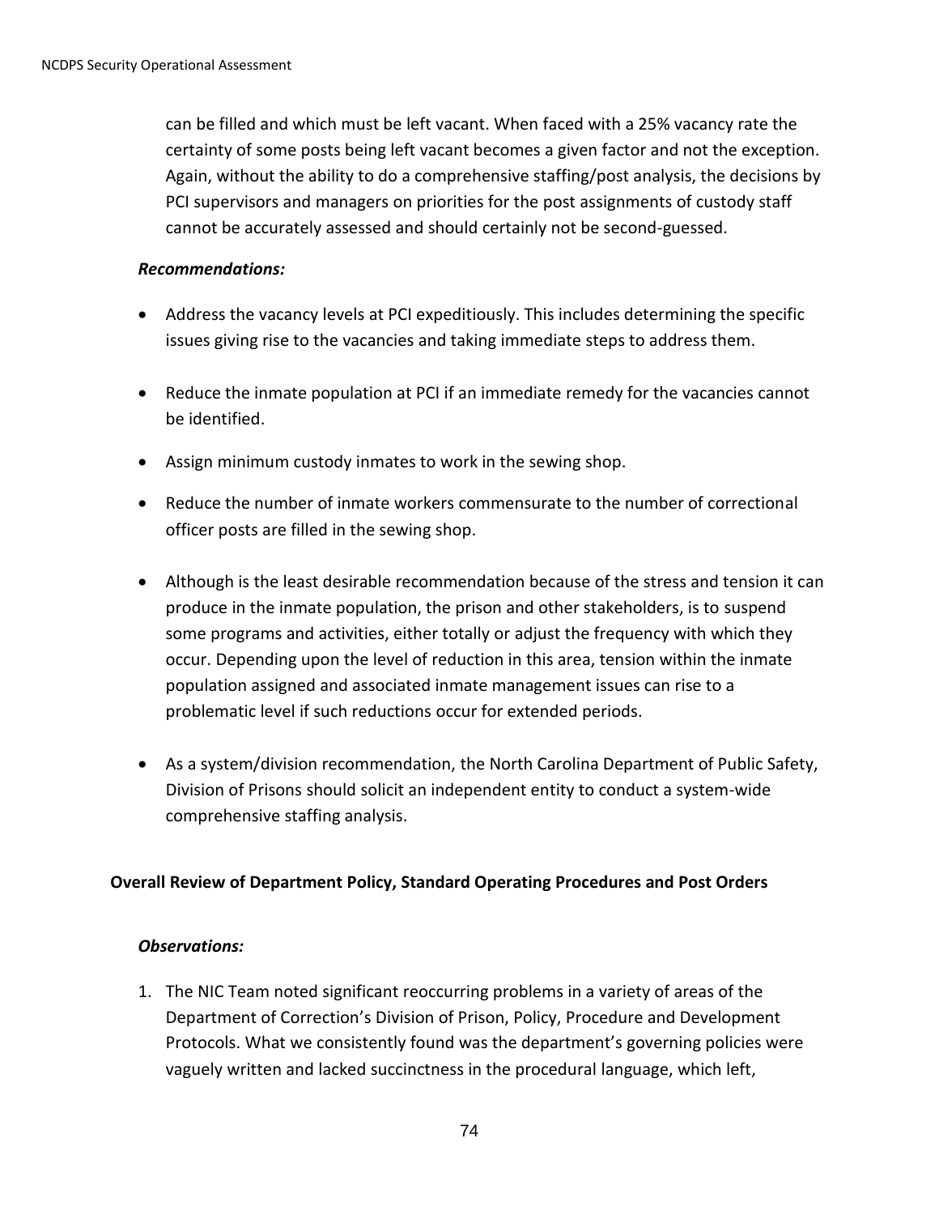can be filled and which must be left vacant. When faced with a 25% vacancy rate the certainty of some posts being left vacant becomes a given factor and not the exception. Again, without the ability to do a comprehensive staffing/post analysis, the decisions by PCI supervisors and managers on priorities for the post assignments of custody staff cannot be accurately assessed and should certainly not be second-guessed.

***Recommendations:***

- Address the vacancy levels at PCI expeditiously. This includes determining the specific issues giving rise to the vacancies and taking immediate steps to address them.
- Reduce the inmate population at PCI if an immediate remedy for the vacancies cannot be identified.
- Assign minimum custody inmates to work in the sewing shop.
- Reduce the number of inmate workers commensurate to the number of correctional officer posts are filled in the sewing shop.
- Although is the least desirable recommendation because of the stress and tension it can produce in the inmate population, the prison and other stakeholders, is to suspend some programs and activities, either totally or adjust the frequency with which they occur. Depending upon the level of reduction in this area, tension within the inmate population assigned and associated inmate management issues can rise to a problematic level if such reductions occur for extended periods.
- As a system/division recommendation, the North Carolina Department of Public Safety, Division of Prisons should solicit an independent entity to conduct a system-wide comprehensive staffing analysis.

**Overall Review of Department Policy, Standard Operating Procedures and Post Orders**

***Observations:***

1. The NIC Team noted significant reoccurring problems in a variety of areas of the Department of Correction's Division of Prison, Policy, Procedure and Development Protocols. What we consistently found was the department's governing policies were vaguely written and lacked succinctness in the procedural language, which left,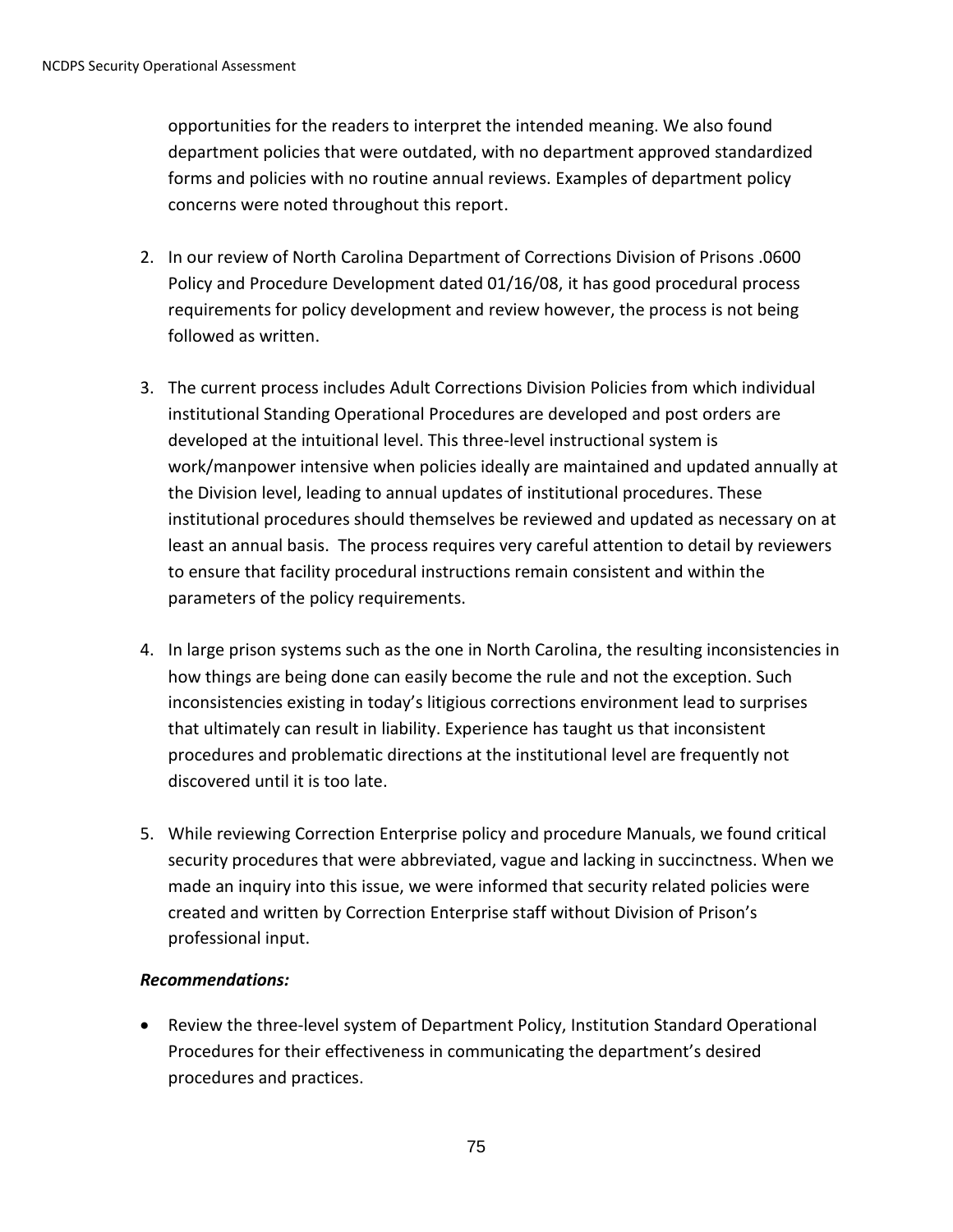opportunities for the readers to interpret the intended meaning. We also found department policies that were outdated, with no department approved standardized forms and policies with no routine annual reviews. Examples of department policy concerns were noted throughout this report.

2. In our review of North Carolina Department of Corrections Division of Prisons .0600 Policy and Procedure Development dated 01/16/08, it has good procedural process requirements for policy development and review however, the process is not being followed as written.

3. The current process includes Adult Corrections Division Policies from which individual institutional Standing Operational Procedures are developed and post orders are developed at the intuitional level. This three-level instructional system is work/manpower intensive when policies ideally are maintained and updated annually at the Division level, leading to annual updates of institutional procedures. These institutional procedures should themselves be reviewed and updated as necessary on at least an annual basis. The process requires very careful attention to detail by reviewers to ensure that facility procedural instructions remain consistent and within the parameters of the policy requirements.

4. In large prison systems such as the one in North Carolina, the resulting inconsistencies in how things are being done can easily become the rule and not the exception. Such inconsistencies existing in today's litigious corrections environment lead to surprises that ultimately can result in liability. Experience has taught us that inconsistent procedures and problematic directions at the institutional level are frequently not discovered until it is too late.

5. While reviewing Correction Enterprise policy and procedure Manuals, we found critical security procedures that were abbreviated, vague and lacking in succinctness. When we made an inquiry into this issue, we were informed that security related policies were created and written by Correction Enterprise staff without Division of Prison's professional input.

***Recommendations:***

- Review the three-level system of Department Policy, Institution Standard Operational Procedures for their effectiveness in communicating the department's desired procedures and practices.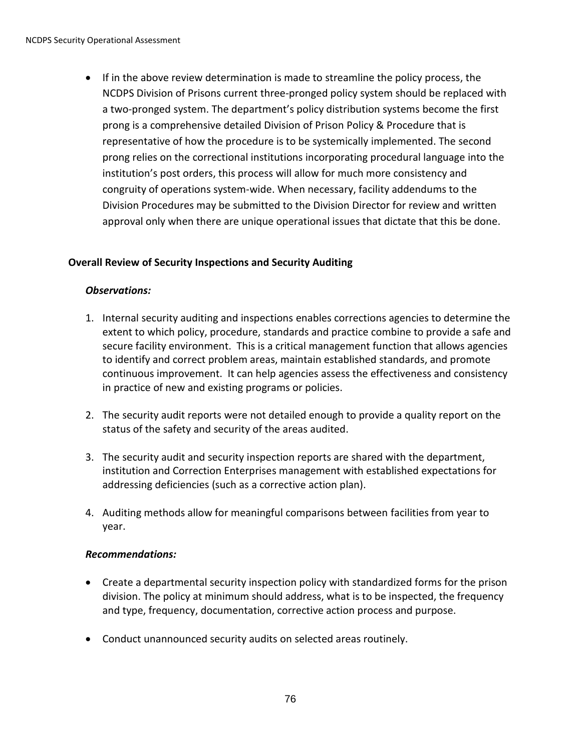- If in the above review determination is made to streamline the policy process, the NCDPS Division of Prisons current three-pronged policy system should be replaced with a two-pronged system. The department's policy distribution systems become the first prong is a comprehensive detailed Division of Prison Policy & Procedure that is representative of how the procedure is to be systemically implemented. The second prong relies on the correctional institutions incorporating procedural language into the institution's post orders, this process will allow for much more consistency and congruity of operations system-wide. When necessary, facility addendums to the Division Procedures may be submitted to the Division Director for review and written approval only when there are unique operational issues that dictate that this be done.

### Overall Review of Security Inspections and Security Auditing

***Observations:***

1. Internal security auditing and inspections enables corrections agencies to determine the extent to which policy, procedure, standards and practice combine to provide a safe and secure facility environment. This is a critical management function that allows agencies to identify and correct problem areas, maintain established standards, and promote continuous improvement. It can help agencies assess the effectiveness and consistency in practice of new and existing programs or policies.

2. The security audit reports were not detailed enough to provide a quality report on the status of the safety and security of the areas audited.

3. The security audit and security inspection reports are shared with the department, institution and Correction Enterprises management with established expectations for addressing deficiencies (such as a corrective action plan).

4. Auditing methods allow for meaningful comparisons between facilities from year to year.

***Recommendations:***

- Create a departmental security inspection policy with standardized forms for the prison division. The policy at minimum should address, what is to be inspected, the frequency and type, frequency, documentation, corrective action process and purpose.

- Conduct unannounced security audits on selected areas routinely.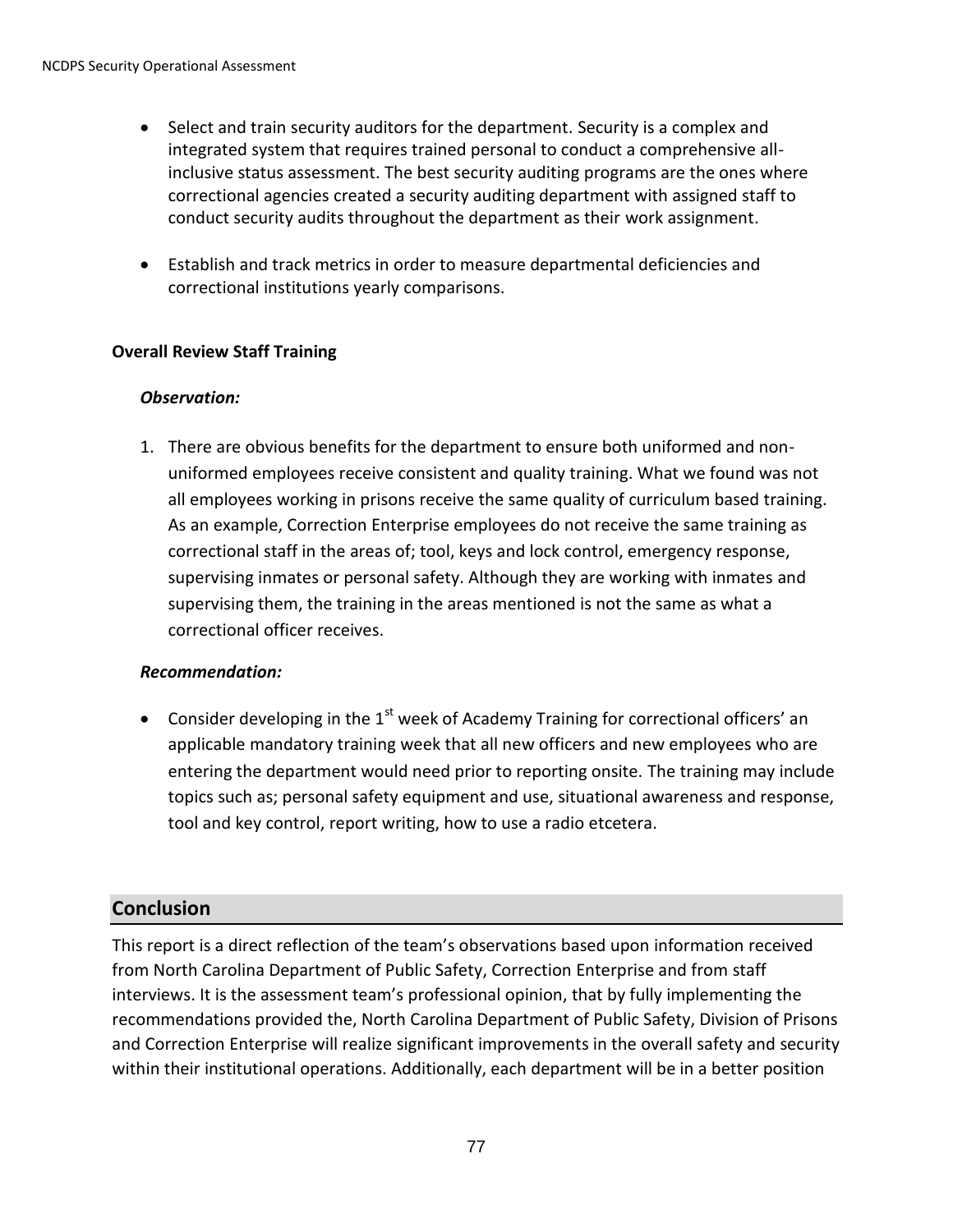- Select and train security auditors for the department. Security is a complex and integrated system that requires trained personal to conduct a comprehensive all-inclusive status assessment. The best security auditing programs are the ones where correctional agencies created a security auditing department with assigned staff to conduct security audits throughout the department as their work assignment.

- Establish and track metrics in order to measure departmental deficiencies and correctional institutions yearly comparisons.

**Overall Review Staff Training**

***Observation:***

1. There are obvious benefits for the department to ensure both uniformed and non-uniformed employees receive consistent and quality training. What we found was not all employees working in prisons receive the same quality of curriculum based training. As an example, Correction Enterprise employees do not receive the same training as correctional staff in the areas of; tool, keys and lock control, emergency response, supervising inmates or personal safety. Although they are working with inmates and supervising them, the training in the areas mentioned is not the same as what a correctional officer receives.

***Recommendation:***

- Consider developing in the 1st week of Academy Training for correctional officers' an applicable mandatory training week that all new officers and new employees who are entering the department would need prior to reporting onsite. The training may include topics such as; personal safety equipment and use, situational awareness and response, tool and key control, report writing, how to use a radio etcetera.

## Conclusion

This report is a direct reflection of the team's observations based upon information received from North Carolina Department of Public Safety, Correction Enterprise and from staff interviews. It is the assessment team's professional opinion, that by fully implementing the recommendations provided the, North Carolina Department of Public Safety, Division of Prisons and Correction Enterprise will realize significant improvements in the overall safety and security within their institutional operations. Additionally, each department will be in a better position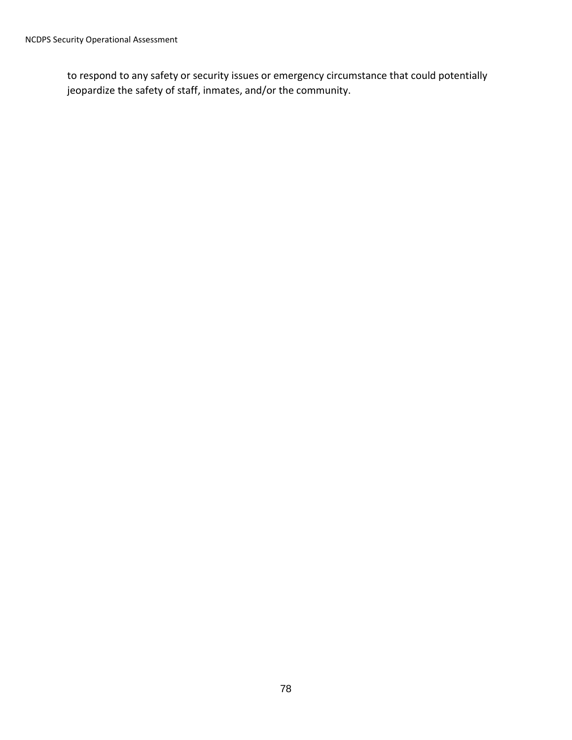to respond to any safety or security issues or emergency circumstance that could potentially jeopardize the safety of staff, inmates, and/or the community.